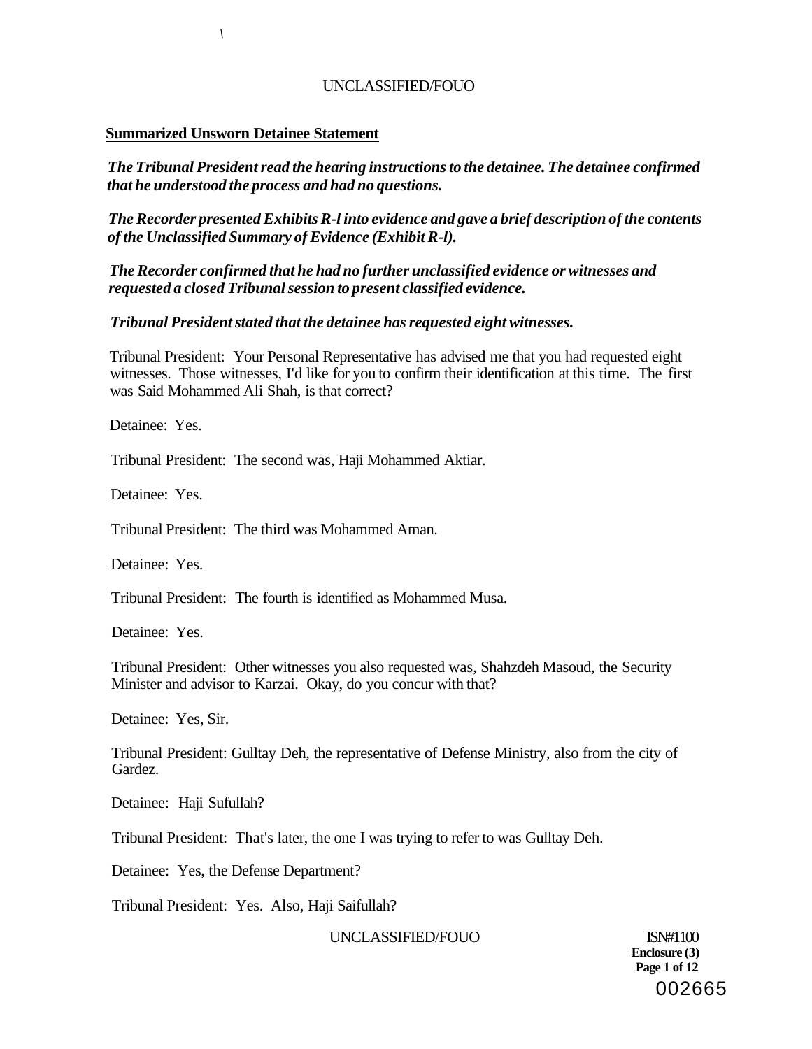**Summarized Unsworn Detainee Statement**

***The Tribunal President read the hearing instructions to the detainee. The detainee confirmed that he understood the process and had no questions.***

***The Recorder presented Exhibits R-l into evidence and gave a brief description of the contents of the Unclassified Summary of Evidence (Exhibit R-l).***

***The Recorder confirmed that he had no further unclassified evidence or witnesses and requested a closed Tribunal session to present classified evidence.***

***Tribunal President stated that the detainee has requested eight witnesses.***

Tribunal President: Your Personal Representative has advised me that you had requested eight witnesses. Those witnesses, I'd like for you to confirm their identification at this time. The first was Said Mohammed Ali Shah, is that correct?

Detainee: Yes.

Tribunal President: The second was, Haji Mohammed Aktiar.

Detainee: Yes.

Tribunal President: The third was Mohammed Aman.

Detainee: Yes.

Tribunal President: The fourth is identified as Mohammed Musa.

Detainee: Yes.

Tribunal President: Other witnesses you also requested was, Shahzdeh Masoud, the Security Minister and advisor to Karzai. Okay, do you concur with that?

Detainee: Yes, Sir.

Tribunal President: Gulltay Deh, the representative of Defense Ministry, also from the city of Gardez.

Detainee: Haji Sufullah?

Tribunal President: That's later, the one I was trying to refer to was Gulltay Deh.

Detainee: Yes, the Defense Department?

Tribunal President: Yes. Also, Haji Saifullah?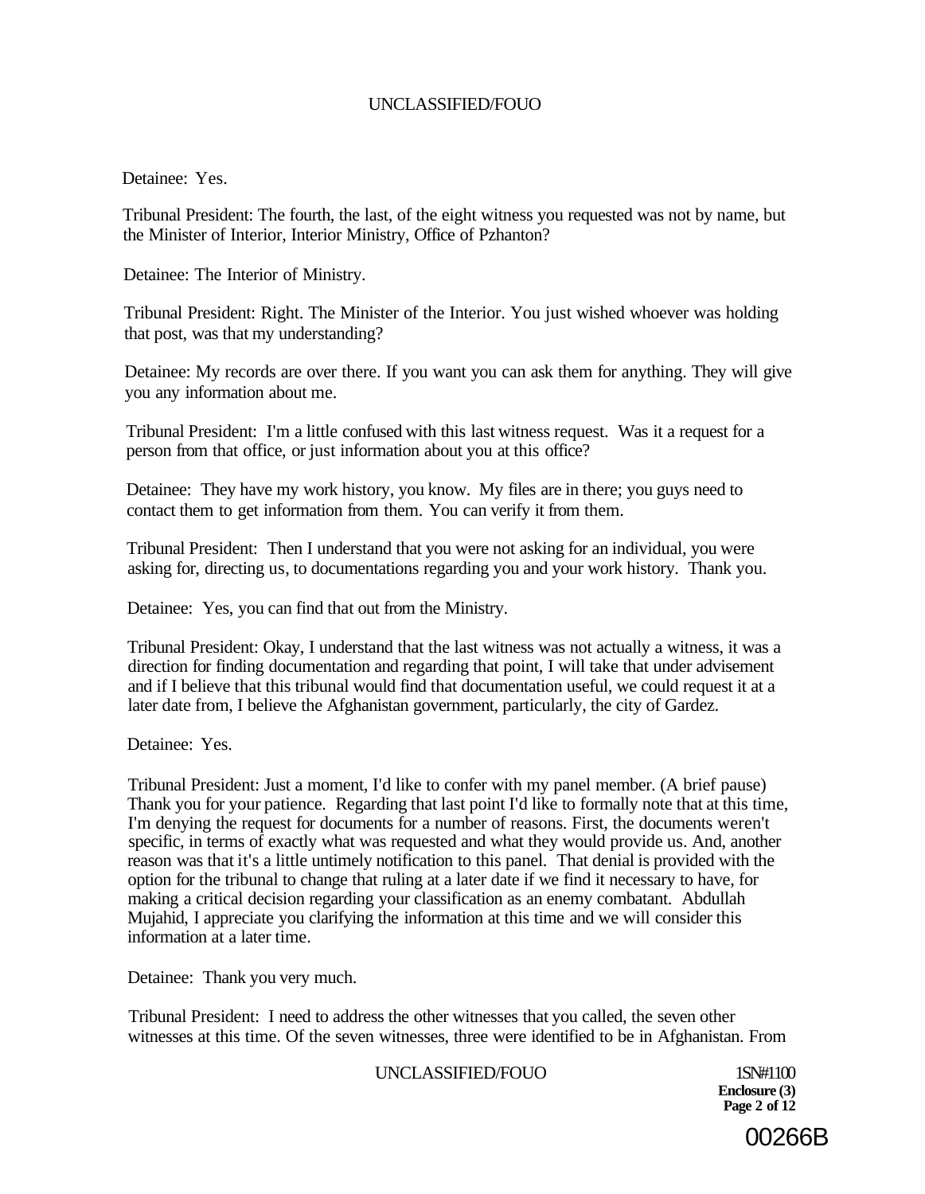Detainee: Yes.

Tribunal President: The fourth, the last, of the eight witness you requested was not by name, but the Minister of Interior, Interior Ministry, Office of Pzhanton?

Detainee: The Interior of Ministry.

Tribunal President: Right. The Minister of the Interior. You just wished whoever was holding that post, was that my understanding?

Detainee: My records are over there. If you want you can ask them for anything. They will give you any information about me.

Tribunal President: I'm a little confused with this last witness request. Was it a request for a person from that office, or just information about you at this office?

Detainee: They have my work history, you know. My files are in there; you guys need to contact them to get information from them. You can verify it from them.

Tribunal President: Then I understand that you were not asking for an individual, you were asking for, directing us, to documentations regarding you and your work history. Thank you.

Detainee: Yes, you can find that out from the Ministry.

Tribunal President: Okay, I understand that the last witness was not actually a witness, it was a direction for finding documentation and regarding that point, I will take that under advisement and if I believe that this tribunal would find that documentation useful, we could request it at a later date from, I believe the Afghanistan government, particularly, the city of Gardez.

Detainee: Yes.

Tribunal President: Just a moment, I'd like to confer with my panel member. (A brief pause) Thank you for your patience. Regarding that last point I'd like to formally note that at this time, I'm denying the request for documents for a number of reasons. First, the documents weren't specific, in terms of exactly what was requested and what they would provide us. And, another reason was that it's a little untimely notification to this panel. That denial is provided with the option for the tribunal to change that ruling at a later date if we find it necessary to have, for making a critical decision regarding your classification as an enemy combatant. Abdullah Mujahid, I appreciate you clarifying the information at this time and we will consider this information at a later time.

Detainee: Thank you very much.

Tribunal President: I need to address the other witnesses that you called, the seven other witnesses at this time. Of the seven witnesses, three were identified to be in Afghanistan. From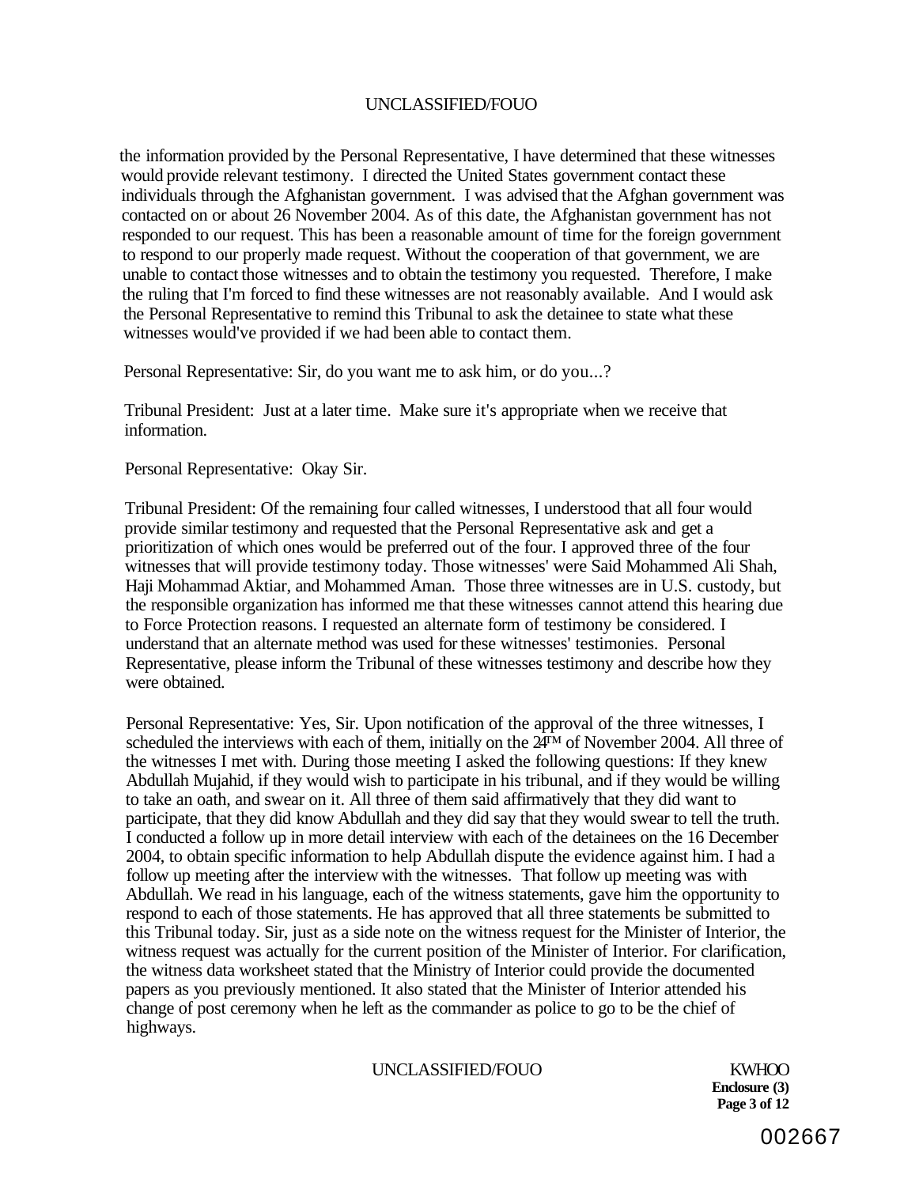the information provided by the Personal Representative, I have determined that these witnesses would provide relevant testimony. I directed the United States government contact these individuals through the Afghanistan government. I was advised that the Afghan government was contacted on or about 26 November 2004. As of this date, the Afghanistan government has not responded to our request. This has been a reasonable amount of time for the foreign government to respond to our properly made request. Without the cooperation of that government, we are unable to contact those witnesses and to obtain the testimony you requested. Therefore, I make the ruling that I'm forced to find these witnesses are not reasonably available. And I would ask the Personal Representative to remind this Tribunal to ask the detainee to state what these witnesses would've provided if we had been able to contact them.

Personal Representative: Sir, do you want me to ask him, or do you...?

Tribunal President: Just at a later time. Make sure it's appropriate when we receive that information.

Personal Representative: Okay Sir.

Tribunal President: Of the remaining four called witnesses, I understood that all four would provide similar testimony and requested that the Personal Representative ask and get a prioritization of which ones would be preferred out of the four. I approved three of the four witnesses that will provide testimony today. Those witnesses' were Said Mohammed Ali Shah, Haji Mohammad Aktiar, and Mohammed Aman. Those three witnesses are in U.S. custody, but the responsible organization has informed me that these witnesses cannot attend this hearing due to Force Protection reasons. I requested an alternate form of testimony be considered. I understand that an alternate method was used for these witnesses' testimonies. Personal Representative, please inform the Tribunal of these witnesses testimony and describe how they were obtained.

Personal Representative: Yes, Sir. Upon notification of the approval of the three witnesses, I scheduled the interviews with each of them, initially on the 24™ of November 2004. All three of the witnesses I met with. During those meeting I asked the following questions: If they knew Abdullah Mujahid, if they would wish to participate in his tribunal, and if they would be willing to take an oath, and swear on it. All three of them said affirmatively that they did want to participate, that they did know Abdullah and they did say that they would swear to tell the truth. I conducted a follow up in more detail interview with each of the detainees on the 16 December 2004, to obtain specific information to help Abdullah dispute the evidence against him. I had a follow up meeting after the interview with the witnesses. That follow up meeting was with Abdullah. We read in his language, each of the witness statements, gave him the opportunity to respond to each of those statements. He has approved that all three statements be submitted to this Tribunal today. Sir, just as a side note on the witness request for the Minister of Interior, the witness request was actually for the current position of the Minister of Interior. For clarification, the witness data worksheet stated that the Ministry of Interior could provide the documented papers as you previously mentioned. It also stated that the Minister of Interior attended his change of post ceremony when he left as the commander as police to go to be the chief of highways.

Enclosure (3)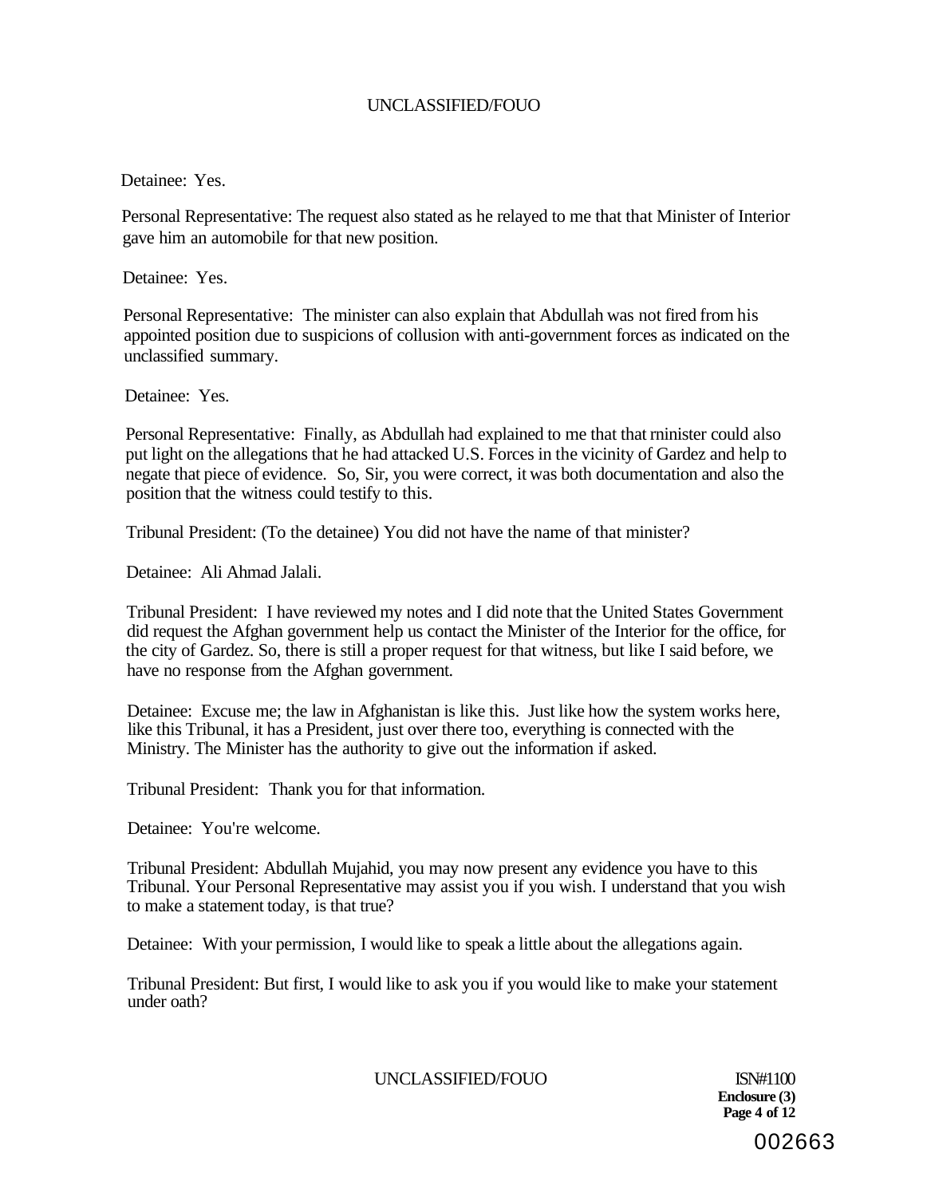Detainee: Yes.

Personal Representative: The request also stated as he relayed to me that that Minister of Interior gave him an automobile for that new position.

Detainee: Yes.

Personal Representative: The minister can also explain that Abdullah was not fired from his appointed position due to suspicions of collusion with anti-government forces as indicated on the unclassified summary.

Detainee: Yes.

Personal Representative: Finally, as Abdullah had explained to me that that rninister could also put light on the allegations that he had attacked U.S. Forces in the vicinity of Gardez and help to negate that piece of evidence. So, Sir, you were correct, it was both documentation and also the position that the witness could testify to this.

Tribunal President: (To the detainee) You did not have the name of that minister?

Detainee: Ali Ahmad Jalali.

Tribunal President: I have reviewed my notes and I did note that the United States Government did request the Afghan government help us contact the Minister of the Interior for the office, for the city of Gardez. So, there is still a proper request for that witness, but like I said before, we have no response from the Afghan government.

Detainee: Excuse me; the law in Afghanistan is like this. Just like how the system works here, like this Tribunal, it has a President, just over there too, everything is connected with the Ministry. The Minister has the authority to give out the information if asked.

Tribunal President: Thank you for that information.

Detainee: You're welcome.

Tribunal President: Abdullah Mujahid, you may now present any evidence you have to this Tribunal. Your Personal Representative may assist you if you wish. I understand that you wish to make a statement today, is that true?

Detainee: With your permission, I would like to speak a little about the allegations again.

Tribunal President: But first, I would like to ask you if you would like to make your statement under oath?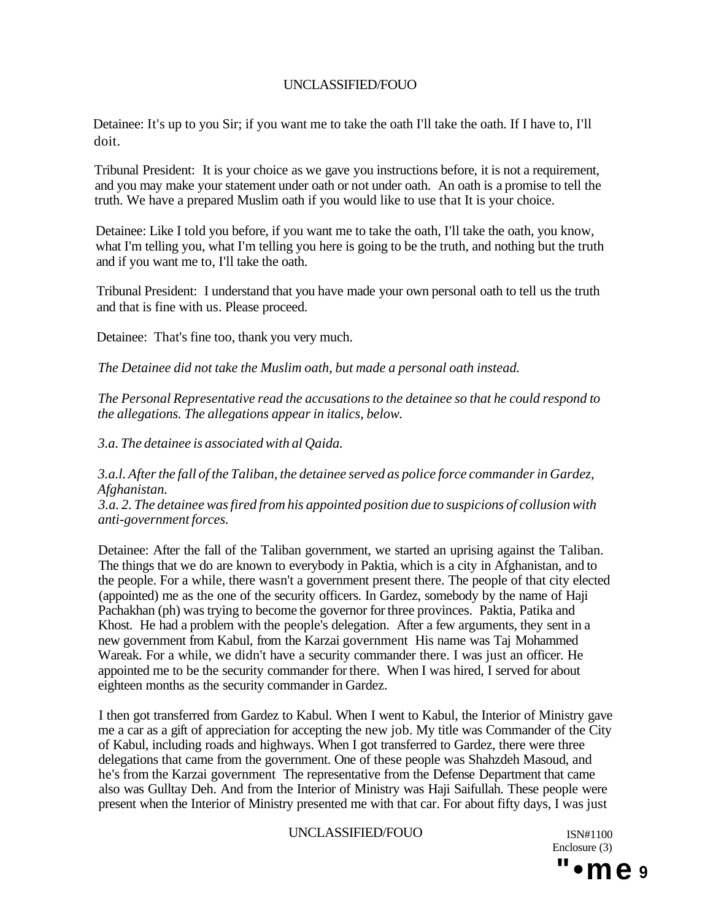Detainee: It's up to you Sir; if you want me to take the oath I'll take the oath. If I have to, I'll doit.

Tribunal President: It is your choice as we gave you instructions before, it is not a requirement, and you may make your statement under oath or not under oath. An oath is a promise to tell the truth. We have a prepared Muslim oath if you would like to use that It is your choice.

Detainee: Like I told you before, if you want me to take the oath, I'll take the oath, you know, what I'm telling you, what I'm telling you here is going to be the truth, and nothing but the truth and if you want me to, I'll take the oath.

Tribunal President: I understand that you have made your own personal oath to tell us the truth and that is fine with us. Please proceed.

Detainee: That's fine too, thank you very much.

*The Detainee did not take the Muslim oath, but made a personal oath instead.*

*The Personal Representative read the accusations to the detainee so that he could respond to the allegations. The allegations appear in italics, below.*

*3.a. The detainee is associated with al Qaida.*

*3.a.l. After the fall of the Taliban, the detainee served as police force commander in Gardez, Afghanistan.*
*3.a. 2. The detainee was fired from his appointed position due to suspicions of collusion with anti-government forces.*

Detainee: After the fall of the Taliban government, we started an uprising against the Taliban. The things that we do are known to everybody in Paktia, which is a city in Afghanistan, and to the people. For a while, there wasn't a government present there. The people of that city elected (appointed) me as the one of the security officers. In Gardez, somebody by the name of Haji Pachakhan (ph) was trying to become the governor for three provinces. Paktia, Patika and Khost. He had a problem with the people's delegation. After a few arguments, they sent in a new government from Kabul, from the Karzai government His name was Taj Mohammed Wareak. For a while, we didn't have a security commander there. I was just an officer. He appointed me to be the security commander for there. When I was hired, I served for about eighteen months as the security commander in Gardez.

I then got transferred from Gardez to Kabul. When I went to Kabul, the Interior of Ministry gave me a car as a gift of appreciation for accepting the new job. My title was Commander of the City of Kabul, including roads and highways. When I got transferred to Gardez, there were three delegations that came from the government. One of these people was Shahzdeh Masoud, and he's from the Karzai government The representative from the Defense Department that came also was Gulltay Deh. And from the Interior of Ministry was Haji Saifullah. These people were present when the Interior of Ministry presented me with that car. For about fifty days, I was just

ISN#1100
Enclosure (3)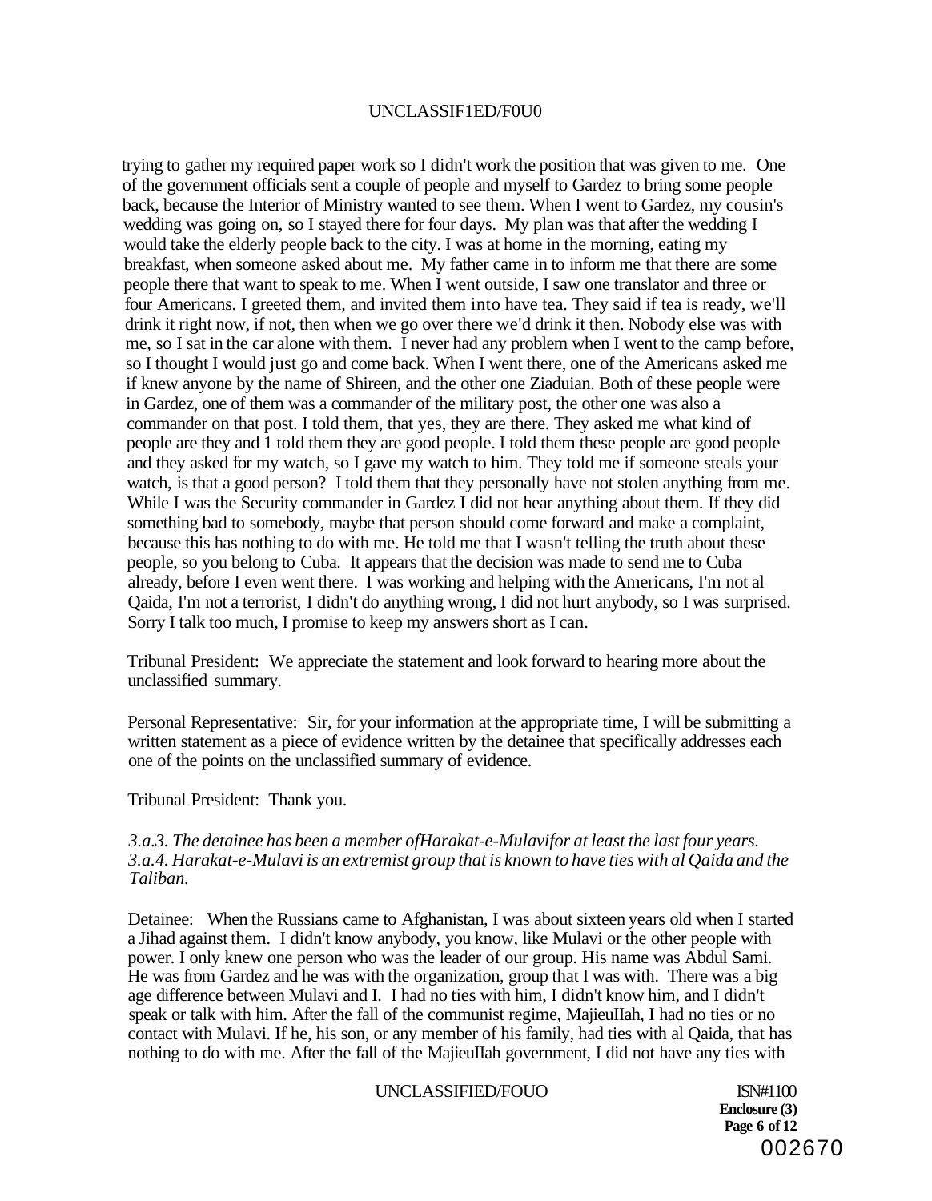trying to gather my required paper work so I didn't work the position that was given to me. One of the government officials sent a couple of people and myself to Gardez to bring some people back, because the Interior of Ministry wanted to see them. When I went to Gardez, my cousin's wedding was going on, so I stayed there for four days. My plan was that after the wedding I would take the elderly people back to the city. I was at home in the morning, eating my breakfast, when someone asked about me. My father came in to inform me that there are some people there that want to speak to me. When I went outside, I saw one translator and three or four Americans. I greeted them, and invited them into have tea. They said if tea is ready, we'll drink it right now, if not, then when we go over there we'd drink it then. Nobody else was with me, so I sat in the car alone with them. I never had any problem when I went to the camp before, so I thought I would just go and come back. When I went there, one of the Americans asked me if knew anyone by the name of Shireen, and the other one Ziaduian. Both of these people were in Gardez, one of them was a commander of the military post, the other one was also a commander on that post. I told them, that yes, they are there. They asked me what kind of people are they and 1 told them they are good people. I told them these people are good people and they asked for my watch, so I gave my watch to him. They told me if someone steals your watch, is that a good person? I told them that they personally have not stolen anything from me. While I was the Security commander in Gardez I did not hear anything about them. If they did something bad to somebody, maybe that person should come forward and make a complaint, because this has nothing to do with me. He told me that I wasn't telling the truth about these people, so you belong to Cuba. It appears that the decision was made to send me to Cuba already, before I even went there. I was working and helping with the Americans, I'm not al Qaida, I'm not a terrorist, I didn't do anything wrong, I did not hurt anybody, so I was surprised. Sorry I talk too much, I promise to keep my answers short as I can.

Tribunal President: We appreciate the statement and look forward to hearing more about the unclassified summary.

Personal Representative: Sir, for your information at the appropriate time, I will be submitting a written statement as a piece of evidence written by the detainee that specifically addresses each one of the points on the unclassified summary of evidence.

Tribunal President: Thank you.

*3.a.3. The detainee has been a member ofHarakat-e-Mulavifor at least the last four years.*
*3.a.4. Harakat-e-Mulavi is an extremist group that is known to have ties with al Qaida and the Taliban.*

Detainee: When the Russians came to Afghanistan, I was about sixteen years old when I started a Jihad against them. I didn't know anybody, you know, like Mulavi or the other people with power. I only knew one person who was the leader of our group. His name was Abdul Sami. He was from Gardez and he was with the organization, group that I was with. There was a big age difference between Mulavi and I. I had no ties with him, I didn't know him, and I didn't speak or talk with him. After the fall of the communist regime, MajieuIlah, I had no ties or no contact with Mulavi. If he, his son, or any member of his family, had ties with al Qaida, that has nothing to do with me. After the fall of the MajieuIlah government, I did not have any ties with

ISN#1100
**Enclosure (3)**
002670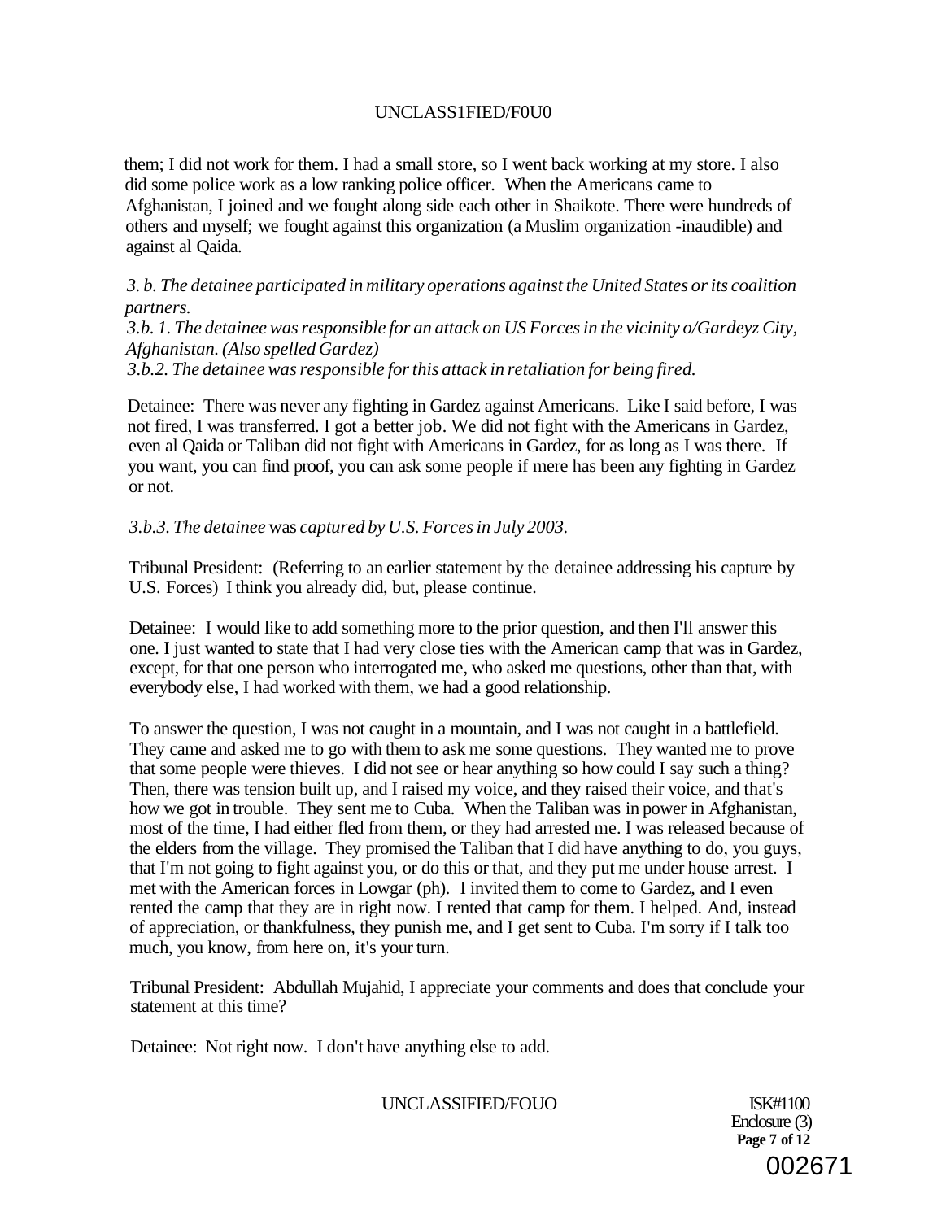them; I did not work for them. I had a small store, so I went back working at my store. I also did some police work as a low ranking police officer. When the Americans came to Afghanistan, I joined and we fought along side each other in Shaikote. There were hundreds of others and myself; we fought against this organization (a Muslim organization -inaudible) and against al Qaida.

*3. b. The detainee participated in military operations against the United States or its coalition partners.*
*3.b. 1. The detainee was responsible for an attack on US Forces in the vicinity o/Gardeyz City, Afghanistan. (Also spelled Gardez)*
*3.b.2. The detainee was responsible for this attack in retaliation for being fired.*

Detainee: There was never any fighting in Gardez against Americans. Like I said before, I was not fired, I was transferred. I got a better job. We did not fight with the Americans in Gardez, even al Qaida or Taliban did not fight with Americans in Gardez, for as long as I was there. If you want, you can find proof, you can ask some people if mere has been any fighting in Gardez or not.

*3.b.3. The detainee* was *captured by U.S. Forces in July 2003.*

Tribunal President: (Referring to an earlier statement by the detainee addressing his capture by U.S. Forces) I think you already did, but, please continue.

Detainee: I would like to add something more to the prior question, and then I'll answer this one. I just wanted to state that I had very close ties with the American camp that was in Gardez, except, for that one person who interrogated me, who asked me questions, other than that, with everybody else, I had worked with them, we had a good relationship.

To answer the question, I was not caught in a mountain, and I was not caught in a battlefield. They came and asked me to go with them to ask me some questions. They wanted me to prove that some people were thieves. I did not see or hear anything so how could I say such a thing? Then, there was tension built up, and I raised my voice, and they raised their voice, and that's how we got in trouble. They sent me to Cuba. When the Taliban was in power in Afghanistan, most of the time, I had either fled from them, or they had arrested me. I was released because of the elders from the village. They promised the Taliban that I did have anything to do, you guys, that I'm not going to fight against you, or do this or that, and they put me under house arrest. I met with the American forces in Lowgar (ph). I invited them to come to Gardez, and I even rented the camp that they are in right now. I rented that camp for them. I helped. And, instead of appreciation, or thankfulness, they punish me, and I get sent to Cuba. I'm sorry if I talk too much, you know, from here on, it's your turn.

Tribunal President: Abdullah Mujahid, I appreciate your comments and does that conclude your statement at this time?

Detainee: Not right now. I don't have anything else to add.

ISK#1100
Enclosure (3)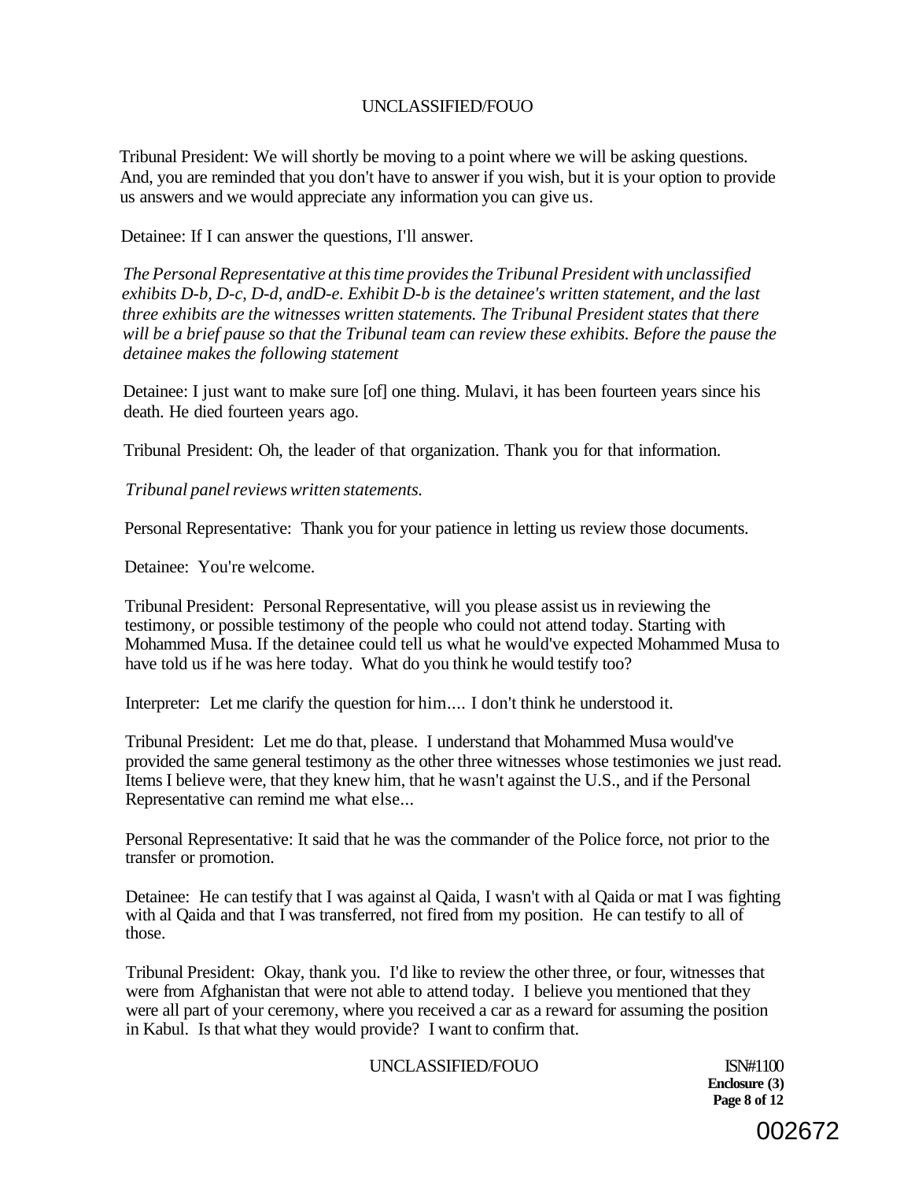Tribunal President: We will shortly be moving to a point where we will be asking questions. And, you are reminded that you don't have to answer if you wish, but it is your option to provide us answers and we would appreciate any information you can give us.

Detainee: If I can answer the questions, I'll answer.

*The Personal Representative at this time provides the Tribunal President with unclassified exhibits D-b, D-c, D-d, andD-e. Exhibit D-b is the detainee's written statement, and the last three exhibits are the witnesses written statements. The Tribunal President states that there will be a brief pause so that the Tribunal team can review these exhibits. Before the pause the detainee makes the following statement*

Detainee: I just want to make sure [of] one thing. Mulavi, it has been fourteen years since his death. He died fourteen years ago.

Tribunal President: Oh, the leader of that organization. Thank you for that information.

*Tribunal panel reviews written statements.*

Personal Representative: Thank you for your patience in letting us review those documents.

Detainee: You're welcome.

Tribunal President: Personal Representative, will you please assist us in reviewing the testimony, or possible testimony of the people who could not attend today. Starting with Mohammed Musa. If the detainee could tell us what he would've expected Mohammed Musa to have told us if he was here today. What do you think he would testify too?

Interpreter: Let me clarify the question for him.... I don't think he understood it.

Tribunal President: Let me do that, please. I understand that Mohammed Musa would've provided the same general testimony as the other three witnesses whose testimonies we just read. Items I believe were, that they knew him, that he wasn't against the U.S., and if the Personal Representative can remind me what else...

Personal Representative: It said that he was the commander of the Police force, not prior to the transfer or promotion.

Detainee: He can testify that I was against al Qaida, I wasn't with al Qaida or mat I was fighting with al Qaida and that I was transferred, not fired from my position. He can testify to all of those.

Tribunal President: Okay, thank you. I'd like to review the other three, or four, witnesses that were from Afghanistan that were not able to attend today. I believe you mentioned that they were all part of your ceremony, where you received a car as a reward for assuming the position in Kabul. Is that what they would provide? I want to confirm that.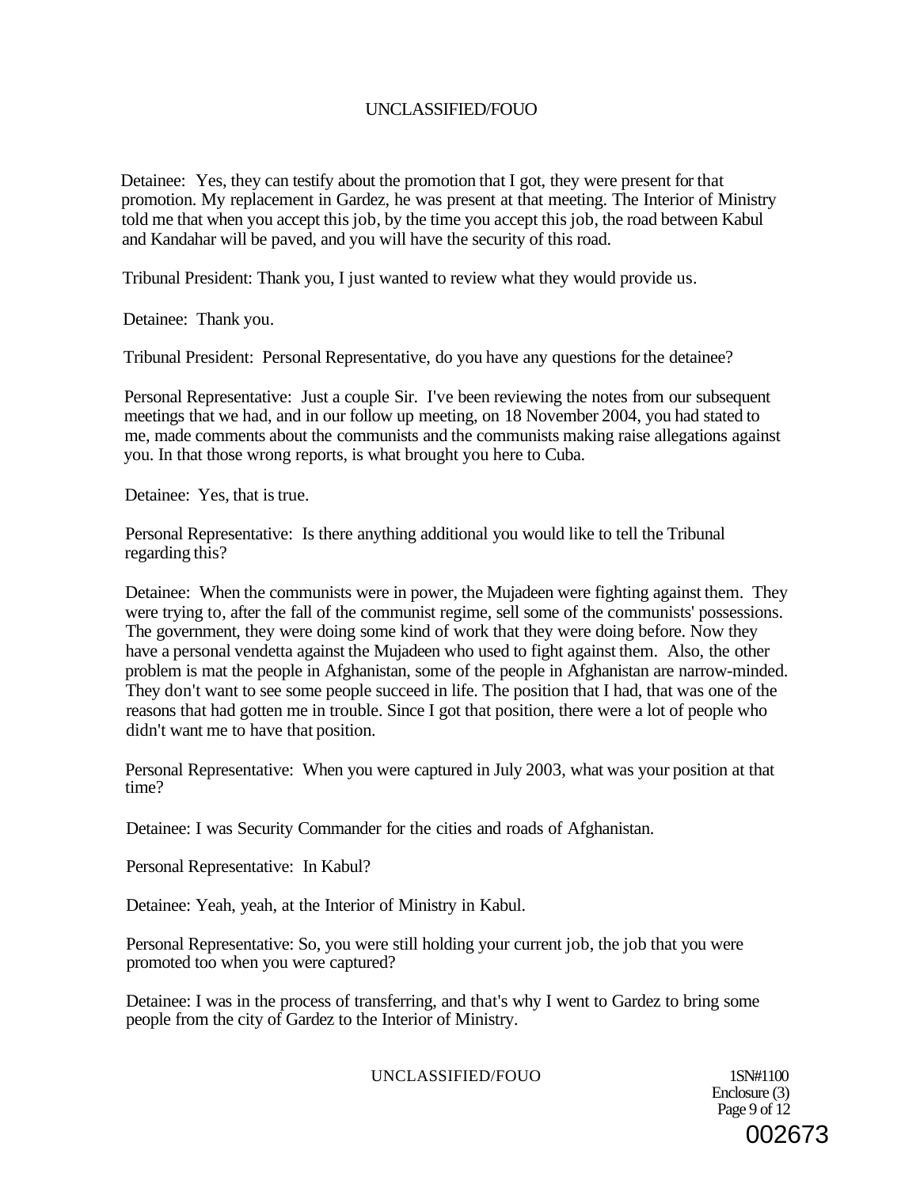Detainee: Yes, they can testify about the promotion that I got, they were present for that promotion. My replacement in Gardez, he was present at that meeting. The Interior of Ministry told me that when you accept this job, by the time you accept this job, the road between Kabul and Kandahar will be paved, and you will have the security of this road.

Tribunal President: Thank you, I just wanted to review what they would provide us.

Detainee: Thank you.

Tribunal President: Personal Representative, do you have any questions for the detainee?

Personal Representative: Just a couple Sir. I've been reviewing the notes from our subsequent meetings that we had, and in our follow up meeting, on 18 November 2004, you had stated to me, made comments about the communists and the communists making raise allegations against you. In that those wrong reports, is what brought you here to Cuba.

Detainee: Yes, that is true.

Personal Representative: Is there anything additional you would like to tell the Tribunal regarding this?

Detainee: When the communists were in power, the Mujadeen were fighting against them. They were trying to, after the fall of the communist regime, sell some of the communists' possessions. The government, they were doing some kind of work that they were doing before. Now they have a personal vendetta against the Mujadeen who used to fight against them. Also, the other problem is mat the people in Afghanistan, some of the people in Afghanistan are narrow-minded. They don't want to see some people succeed in life. The position that I had, that was one of the reasons that had gotten me in trouble. Since I got that position, there were a lot of people who didn't want me to have that position.

Personal Representative: When you were captured in July 2003, what was your position at that time?

Detainee: I was Security Commander for the cities and roads of Afghanistan.

Personal Representative: In Kabul?

Detainee: Yeah, yeah, at the Interior of Ministry in Kabul.

Personal Representative: So, you were still holding your current job, the job that you were promoted too when you were captured?

Detainee: I was in the process of transferring, and that's why I went to Gardez to bring some people from the city of Gardez to the Interior of Ministry.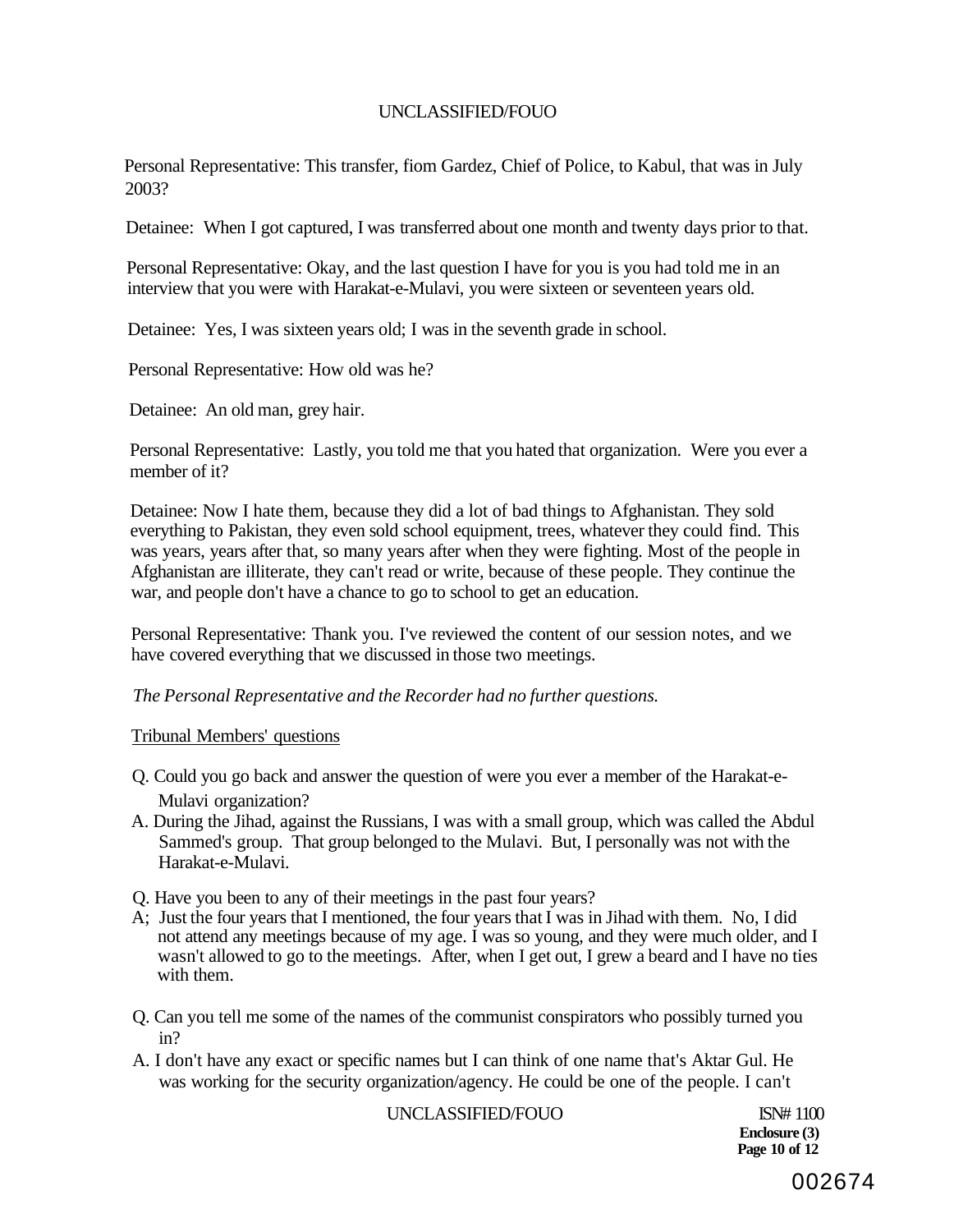Personal Representative: This transfer, fiom Gardez, Chief of Police, to Kabul, that was in July 2003?

Detainee: When I got captured, I was transferred about one month and twenty days prior to that.

Personal Representative: Okay, and the last question I have for you is you had told me in an interview that you were with Harakat-e-Mulavi, you were sixteen or seventeen years old.

Detainee: Yes, I was sixteen years old; I was in the seventh grade in school.

Personal Representative: How old was he?

Detainee: An old man, grey hair.

Personal Representative: Lastly, you told me that you hated that organization. Were you ever a member of it?

Detainee: Now I hate them, because they did a lot of bad things to Afghanistan. They sold everything to Pakistan, they even sold school equipment, trees, whatever they could find. This was years, years after that, so many years after when they were fighting. Most of the people in Afghanistan are illiterate, they can't read or write, because of these people. They continue the war, and people don't have a chance to go to school to get an education.

Personal Representative: Thank you. I've reviewed the content of our session notes, and we have covered everything that we discussed in those two meetings.

*The Personal Representative and the Recorder had no further questions.*

Tribunal Members' questions

Q. Could you go back and answer the question of were you ever a member of the Harakat-e-Mulavi organization?

A. During the Jihad, against the Russians, I was with a small group, which was called the Abdul Sammed's group. That group belonged to the Mulavi. But, I personally was not with the Harakat-e-Mulavi.

Q. Have you been to any of their meetings in the past four years?

A; Just the four years that I mentioned, the four years that I was in Jihad with them. No, I did not attend any meetings because of my age. I was so young, and they were much older, and I wasn't allowed to go to the meetings. After, when I get out, I grew a beard and I have no ties with them.

Q. Can you tell me some of the names of the communist conspirators who possibly turned you in?

A. I don't have any exact or specific names but I can think of one name that's Aktar Gul. He was working for the security organization/agency. He could be one of the people. I can't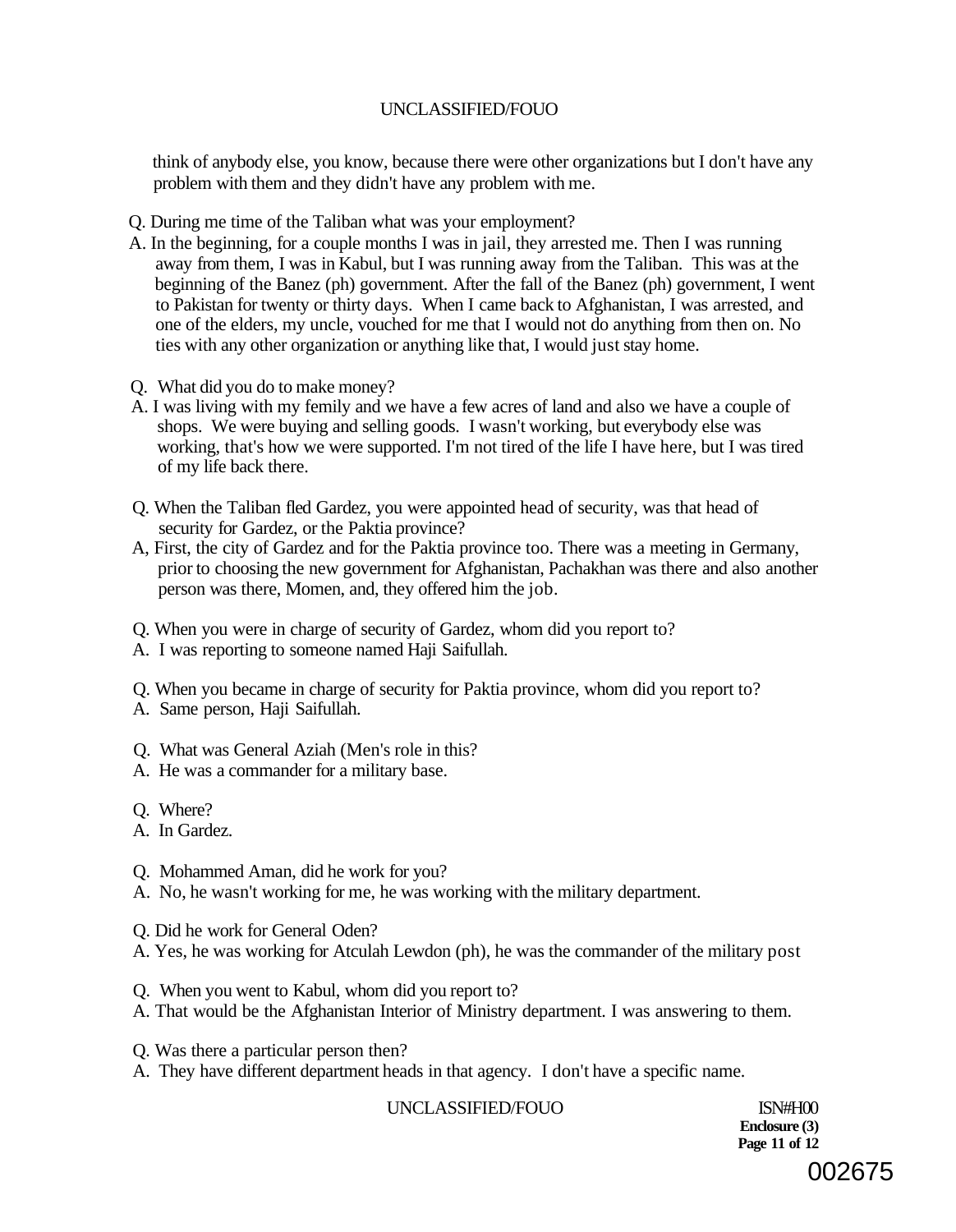think of anybody else, you know, because there were other organizations but I don't have any problem with them and they didn't have any problem with me.

Q. During me time of the Taliban what was your employment?

A. In the beginning, for a couple months I was in jail, they arrested me. Then I was running away from them, I was in Kabul, but I was running away from the Taliban. This was at the beginning of the Banez (ph) government. After the fall of the Banez (ph) government, I went to Pakistan for twenty or thirty days. When I came back to Afghanistan, I was arrested, and one of the elders, my uncle, vouched for me that I would not do anything from then on. No ties with any other organization or anything like that, I would just stay home.

Q. What did you do to make money?

A. I was living with my femily and we have a few acres of land and also we have a couple of shops. We were buying and selling goods. I wasn't working, but everybody else was working, that's how we were supported. I'm not tired of the life I have here, but I was tired of my life back there.

Q. When the Taliban fled Gardez, you were appointed head of security, was that head of security for Gardez, or the Paktia province?

A, First, the city of Gardez and for the Paktia province too. There was a meeting in Germany, prior to choosing the new government for Afghanistan, Pachakhan was there and also another person was there, Momen, and, they offered him the job.

Q. When you were in charge of security of Gardez, whom did you report to?

A. I was reporting to someone named Haji Saifullah.

Q. When you became in charge of security for Paktia province, whom did you report to?

A. Same person, Haji Saifullah.

Q. What was General Aziah (Men's role in this?

A. He was a commander for a military base.

Q. Where?

A. In Gardez.

Q. Mohammed Aman, did he work for you?

A. No, he wasn't working for me, he was working with the military department.

Q. Did he work for General Oden?

A. Yes, he was working for Atculah Lewdon (ph), he was the commander of the military post

Q. When you went to Kabul, whom did you report to?

A. That would be the Afghanistan Interior of Ministry department. I was answering to them.

Q. Was there a particular person then?

A. They have different department heads in that agency. I don't have a specific name.

ISN#H00
**Enclosure (3)**
**Page 11 of 12**

002675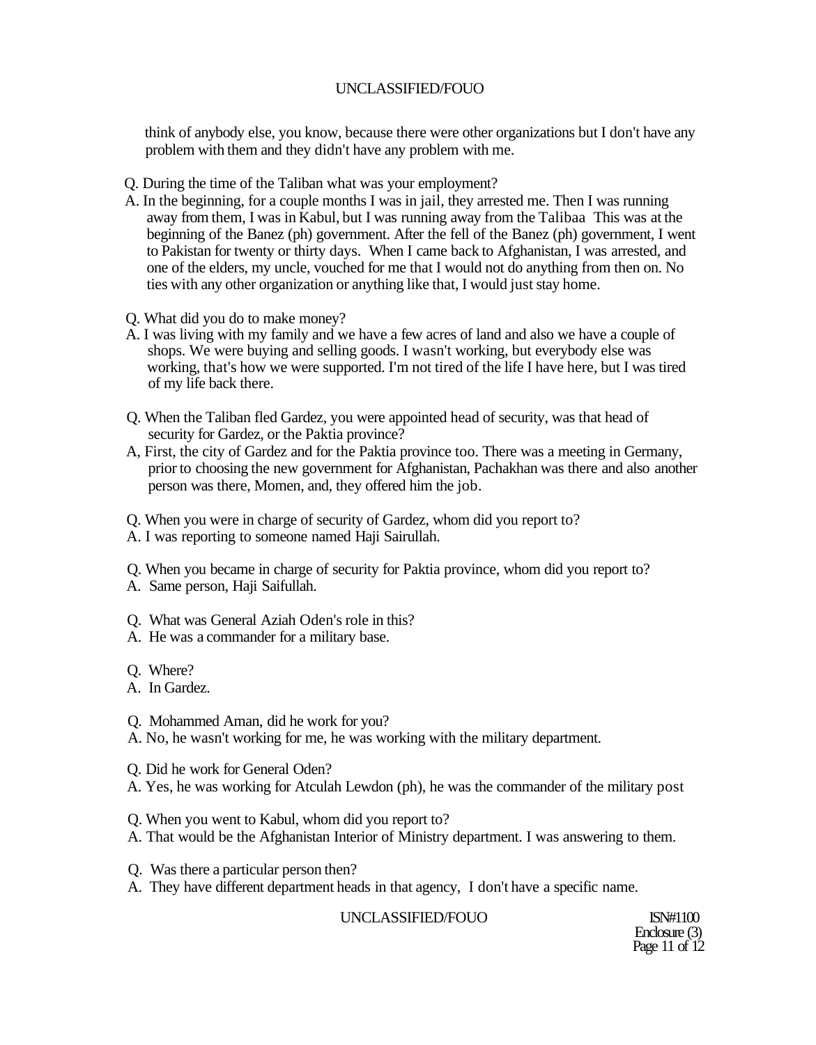think of anybody else, you know, because there were other organizations but I don't have any problem with them and they didn't have any problem with me.

Q. During the time of the Taliban what was your employment?

A. In the beginning, for a couple months I was in jail, they arrested me. Then I was running away from them, I was in Kabul, but I was running away from the Talibaa This was at the beginning of the Banez (ph) government. After the fell of the Banez (ph) government, I went to Pakistan for twenty or thirty days. When I came back to Afghanistan, I was arrested, and one of the elders, my uncle, vouched for me that I would not do anything from then on. No ties with any other organization or anything like that, I would just stay home.

Q. What did you do to make money?

A. I was living with my family and we have a few acres of land and also we have a couple of shops. We were buying and selling goods. I wasn't working, but everybody else was working, that's how we were supported. I'm not tired of the life I have here, but I was tired of my life back there.

Q. When the Taliban fled Gardez, you were appointed head of security, was that head of security for Gardez, or the Paktia province?

A, First, the city of Gardez and for the Paktia province too. There was a meeting in Germany, prior to choosing the new government for Afghanistan, Pachakhan was there and also another person was there, Momen, and, they offered him the job.

Q. When you were in charge of security of Gardez, whom did you report to?

A. I was reporting to someone named Haji Sairullah.

Q. When you became in charge of security for Paktia province, whom did you report to?

A. Same person, Haji Saifullah.

Q. What was General Aziah Oden's role in this?

A. He was a commander for a military base.

Q. Where?

A. In Gardez.

Q. Mohammed Aman, did he work for you?

A. No, he wasn't working for me, he was working with the military department.

Q. Did he work for General Oden?

A. Yes, he was working for Atculah Lewdon (ph), he was the commander of the military post

Q. When you went to Kabul, whom did you report to?

A. That would be the Afghanistan Interior of Ministry department. I was answering to them.

Q. Was there a particular person then?

A. They have different department heads in that agency, I don't have a specific name.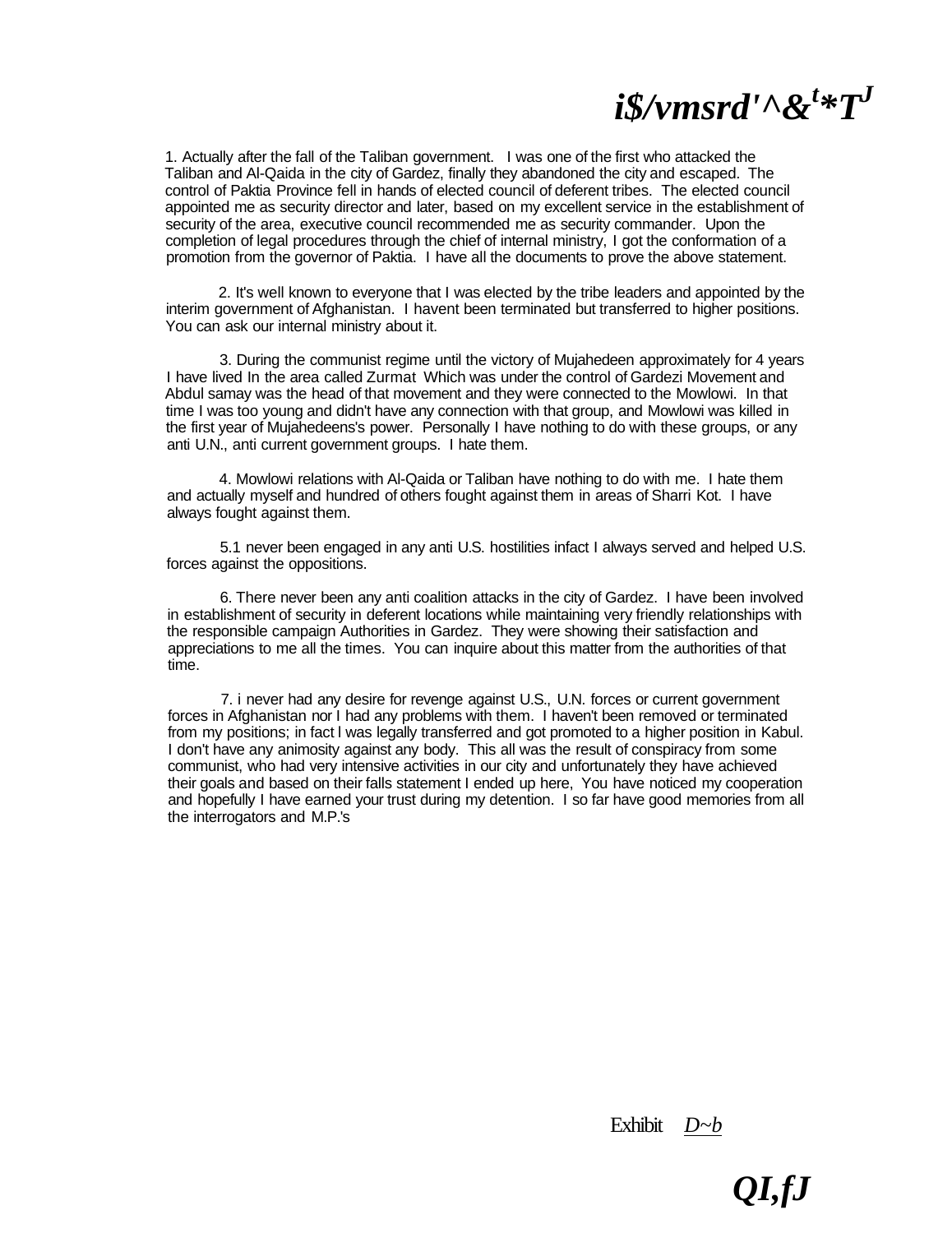1. Actually after the fall of the Taliban government. I was one of the first who attacked the Taliban and Al-Qaida in the city of Gardez, finally they abandoned the city and escaped. The control of Paktia Province fell in hands of elected council of deferent tribes. The elected council appointed me as security director and later, based on my excellent service in the establishment of security of the area, executive council recommended me as security commander. Upon the completion of legal procedures through the chief of internal ministry, I got the conformation of a promotion from the governor of Paktia. I have all the documents to prove the above statement.

2. It's well known to everyone that I was elected by the tribe leaders and appointed by the interim government of Afghanistan. I havent been terminated but transferred to higher positions. You can ask our internal ministry about it.

3. During the communist regime until the victory of Mujahedeen approximately for 4 years I have lived In the area called Zurmat Which was under the control of Gardezi Movement and Abdul samay was the head of that movement and they were connected to the Mowlowi. In that time I was too young and didn't have any connection with that group, and Mowlowi was killed in the first year of Mujahedeens's power. Personally I have nothing to do with these groups, or any anti U.N., anti current government groups. I hate them.

4. Mowlowi relations with Al-Qaida or Taliban have nothing to do with me. I hate them and actually myself and hundred of others fought against them in areas of Sharri Kot. I have always fought against them.

5.1 never been engaged in any anti U.S. hostilities infact I always served and helped U.S. forces against the oppositions.

6. There never been any anti coalition attacks in the city of Gardez. I have been involved in establishment of security in deferent locations while maintaining very friendly relationships with the responsible campaign Authorities in Gardez. They were showing their satisfaction and appreciations to me all the times. You can inquire about this matter from the authorities of that time.

7. i never had any desire for revenge against U.S., U.N. forces or current government forces in Afghanistan nor I had any problems with them. I haven't been removed or terminated from my positions; in fact l was legally transferred and got promoted to a higher position in Kabul. I don't have any animosity against any body. This all was the result of conspiracy from some communist, who had very intensive activities in our city and unfortunately they have achieved their goals and based on their falls statement I ended up here, You have noticed my cooperation and hopefully I have earned your trust during my detention. I so far have good memories from all the interrogators and M.P.'s

Exhibit D~b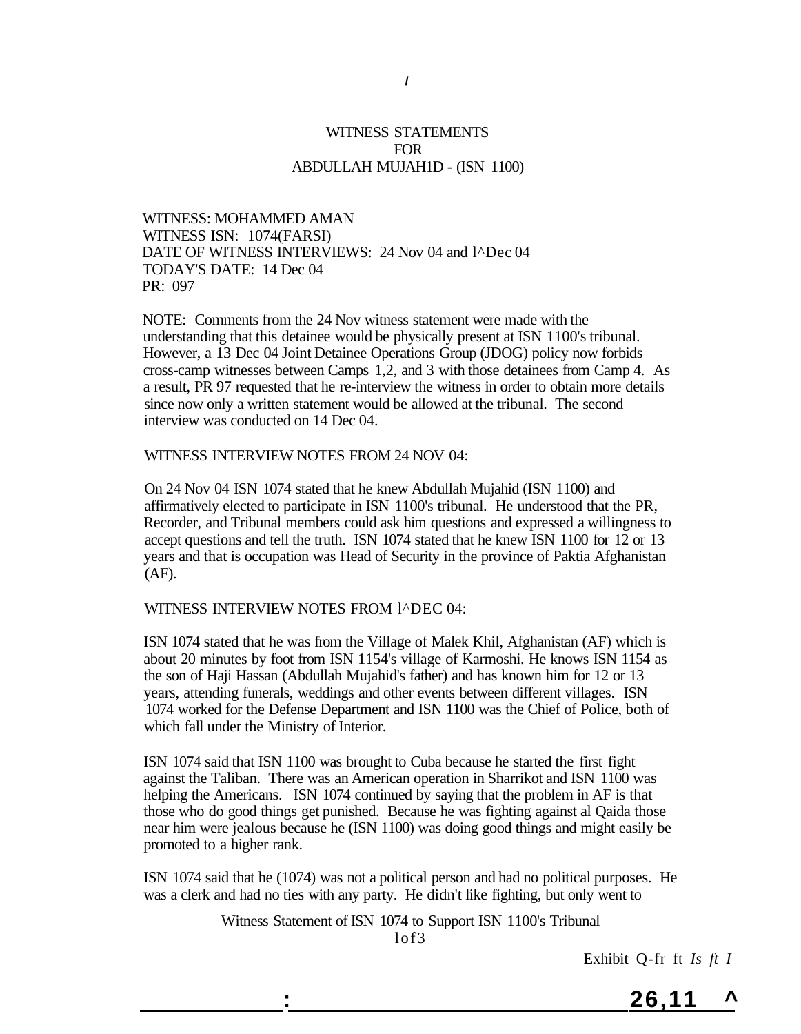WITNESS STATEMENTS
FOR
ABDULLAH MUJAH1D - (ISN 1100)

WITNESS: MOHAMMED AMAN
WITNESS ISN: 1074(FARSI)
DATE OF WITNESS INTERVIEWS: 24 Nov 04 and l^Dec 04
TODAY'S DATE: 14 Dec 04
PR: 097

NOTE: Comments from the 24 Nov witness statement were made with the understanding that this detainee would be physically present at ISN 1100's tribunal. However, a 13 Dec 04 Joint Detainee Operations Group (JDOG) policy now forbids cross-camp witnesses between Camps 1,2, and 3 with those detainees from Camp 4. As a result, PR 97 requested that he re-interview the witness in order to obtain more details since now only a written statement would be allowed at the tribunal. The second interview was conducted on 14 Dec 04.

WITNESS INTERVIEW NOTES FROM 24 NOV 04:

On 24 Nov 04 ISN 1074 stated that he knew Abdullah Mujahid (ISN 1100) and affirmatively elected to participate in ISN 1100's tribunal. He understood that the PR, Recorder, and Tribunal members could ask him questions and expressed a willingness to accept questions and tell the truth. ISN 1074 stated that he knew ISN 1100 for 12 or 13 years and that is occupation was Head of Security in the province of Paktia Afghanistan (AF).

WITNESS INTERVIEW NOTES FROM l^DEC 04:

ISN 1074 stated that he was from the Village of Malek Khil, Afghanistan (AF) which is about 20 minutes by foot from ISN 1154's village of Karmoshi. He knows ISN 1154 as the son of Haji Hassan (Abdullah Mujahid's father) and has known him for 12 or 13 years, attending funerals, weddings and other events between different villages. ISN 1074 worked for the Defense Department and ISN 1100 was the Chief of Police, both of which fall under the Ministry of Interior.

ISN 1074 said that ISN 1100 was brought to Cuba because he started the first fight against the Taliban. There was an American operation in Sharrikot and ISN 1100 was helping the Americans. ISN 1074 continued by saying that the problem in AF is that those who do good things get punished. Because he was fighting against al Qaida those near him were jealous because he (ISN 1100) was doing good things and might easily be promoted to a higher rank.

ISN 1074 said that he (1074) was not a political person and had no political purposes. He was a clerk and had no ties with any party. He didn't like fighting, but only went to

Witness Statement of ISN 1074 to Support ISN 1100's Tribunal

Exhibit Q-fr ft *Is ft I*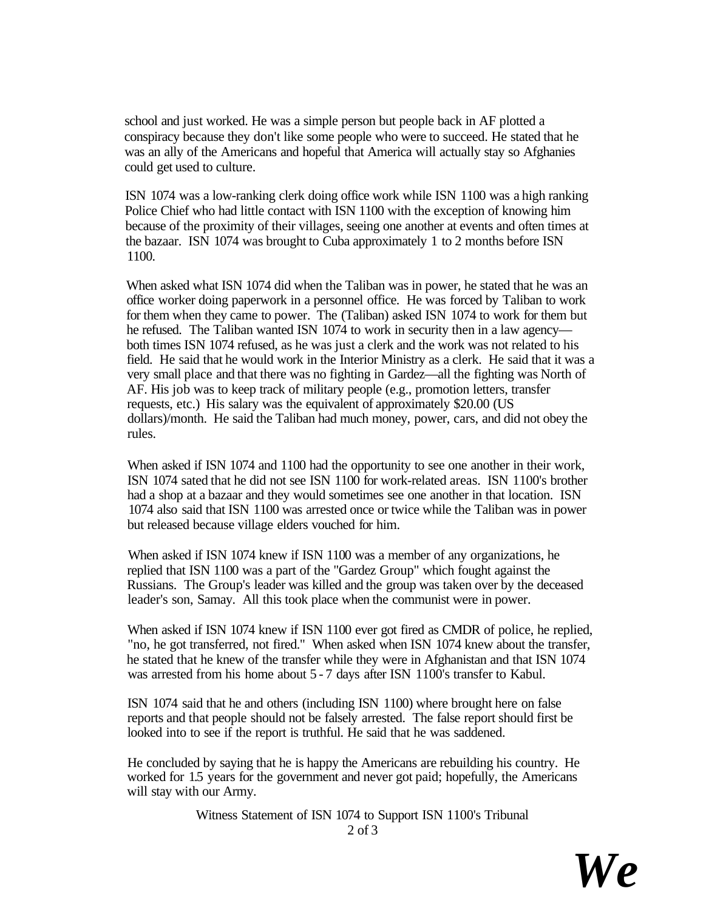school and just worked. He was a simple person but people back in AF plotted a conspiracy because they don't like some people who were to succeed. He stated that he was an ally of the Americans and hopeful that America will actually stay so Afghanies could get used to culture.

ISN 1074 was a low-ranking clerk doing office work while ISN 1100 was a high ranking Police Chief who had little contact with ISN 1100 with the exception of knowing him because of the proximity of their villages, seeing one another at events and often times at the bazaar. ISN 1074 was brought to Cuba approximately 1 to 2 months before ISN 1100.

When asked what ISN 1074 did when the Taliban was in power, he stated that he was an office worker doing paperwork in a personnel office. He was forced by Taliban to work for them when they came to power. The (Taliban) asked ISN 1074 to work for them but he refused. The Taliban wanted ISN 1074 to work in security then in a law agency—both times ISN 1074 refused, as he was just a clerk and the work was not related to his field. He said that he would work in the Interior Ministry as a clerk. He said that it was a very small place and that there was no fighting in Gardez—all the fighting was North of AF. His job was to keep track of military people (e.g., promotion letters, transfer requests, etc.) His salary was the equivalent of approximately $20.00 (US dollars)/month. He said the Taliban had much money, power, cars, and did not obey the rules.

When asked if ISN 1074 and 1100 had the opportunity to see one another in their work, ISN 1074 sated that he did not see ISN 1100 for work-related areas. ISN 1100's brother had a shop at a bazaar and they would sometimes see one another in that location. ISN 1074 also said that ISN 1100 was arrested once or twice while the Taliban was in power but released because village elders vouched for him.

When asked if ISN 1074 knew if ISN 1100 was a member of any organizations, he replied that ISN 1100 was a part of the "Gardez Group" which fought against the Russians. The Group's leader was killed and the group was taken over by the deceased leader's son, Samay. All this took place when the communist were in power.

When asked if ISN 1074 knew if ISN 1100 ever got fired as CMDR of police, he replied, "no, he got transferred, not fired." When asked when ISN 1074 knew about the transfer, he stated that he knew of the transfer while they were in Afghanistan and that ISN 1074 was arrested from his home about 5 - 7 days after ISN 1100's transfer to Kabul.

ISN 1074 said that he and others (including ISN 1100) where brought here on false reports and that people should not be falsely arrested. The false report should first be looked into to see if the report is truthful. He said that he was saddened.

He concluded by saying that he is happy the Americans are rebuilding his country. He worked for 1.5 years for the government and never got paid; hopefully, the Americans will stay with our Army.

Witness Statement of ISN 1074 to Support ISN 1100's Tribunal

*We*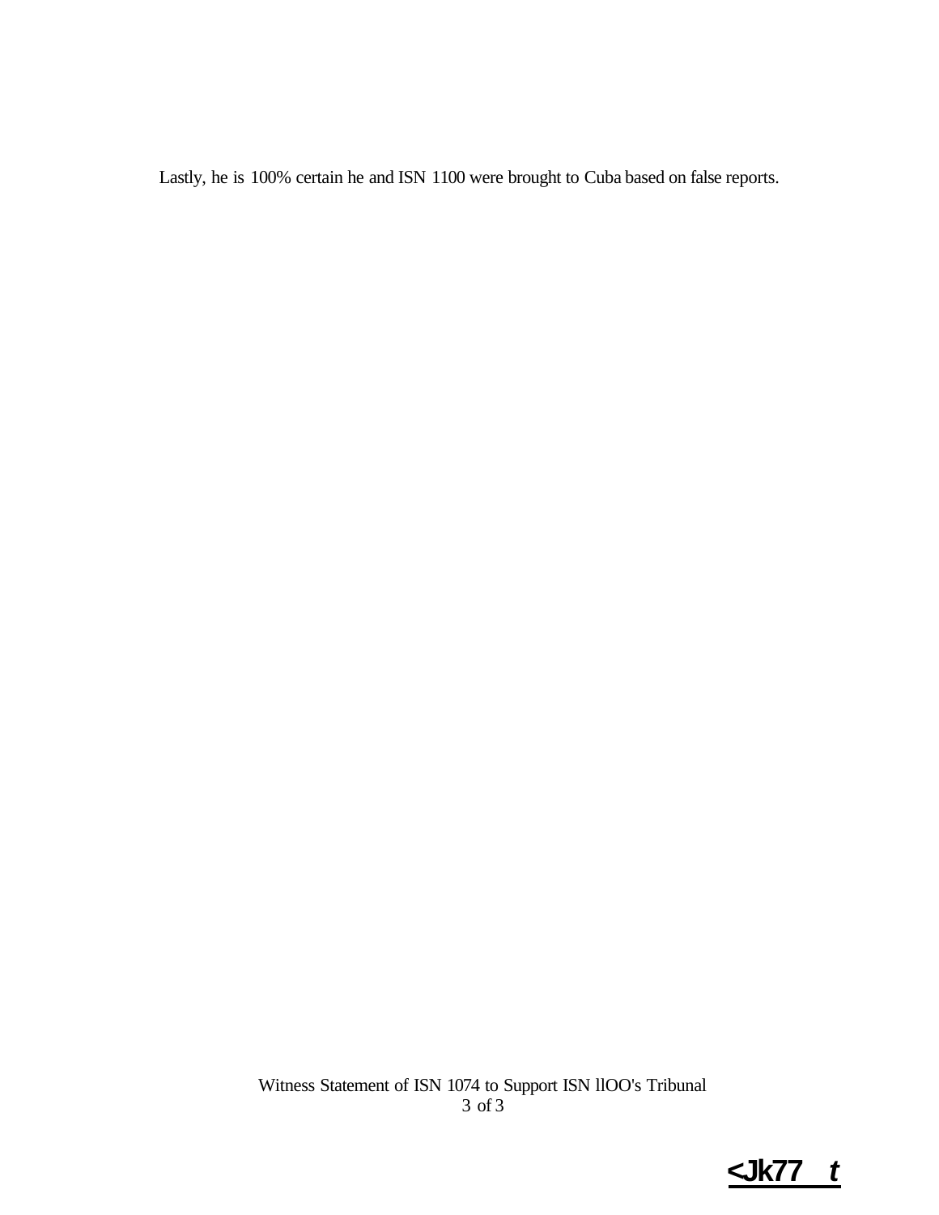Lastly, he is 100% certain he and ISN 1100 were brought to Cuba based on false reports.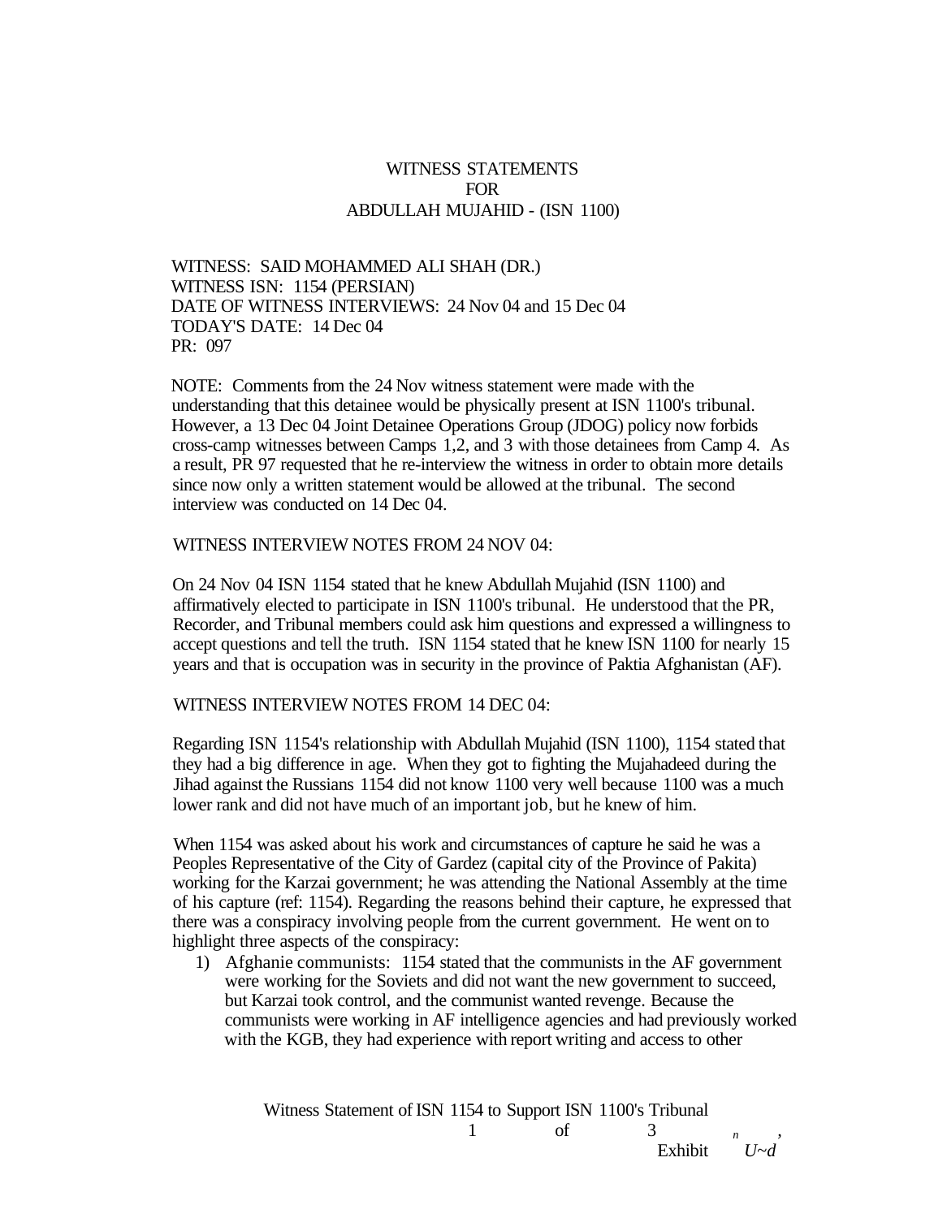# WITNESS STATEMENTS
# FOR
# ABDULLAH MUJAHID - (ISN 1100)

WITNESS: SAID MOHAMMED ALI SHAH (DR.)
WITNESS ISN: 1154 (PERSIAN)
DATE OF WITNESS INTERVIEWS: 24 Nov 04 and 15 Dec 04
TODAY'S DATE: 14 Dec 04
PR: 097

NOTE: Comments from the 24 Nov witness statement were made with the understanding that this detainee would be physically present at ISN 1100's tribunal. However, a 13 Dec 04 Joint Detainee Operations Group (JDOG) policy now forbids cross-camp witnesses between Camps 1,2, and 3 with those detainees from Camp 4. As a result, PR 97 requested that he re-interview the witness in order to obtain more details since now only a written statement would be allowed at the tribunal. The second interview was conducted on 14 Dec 04.

WITNESS INTERVIEW NOTES FROM 24 NOV 04:

On 24 Nov 04 ISN 1154 stated that he knew Abdullah Mujahid (ISN 1100) and affirmatively elected to participate in ISN 1100's tribunal. He understood that the PR, Recorder, and Tribunal members could ask him questions and expressed a willingness to accept questions and tell the truth. ISN 1154 stated that he knew ISN 1100 for nearly 15 years and that is occupation was in security in the province of Paktia Afghanistan (AF).

WITNESS INTERVIEW NOTES FROM 14 DEC 04:

Regarding ISN 1154's relationship with Abdullah Mujahid (ISN 1100), 1154 stated that they had a big difference in age. When they got to fighting the Mujahadeed during the Jihad against the Russians 1154 did not know 1100 very well because 1100 was a much lower rank and did not have much of an important job, but he knew of him.

When 1154 was asked about his work and circumstances of capture he said he was a Peoples Representative of the City of Gardez (capital city of the Province of Pakita) working for the Karzai government; he was attending the National Assembly at the time of his capture (ref: 1154). Regarding the reasons behind their capture, he expressed that there was a conspiracy involving people from the current government. He went on to highlight three aspects of the conspiracy:

1) Afghanie communists: 1154 stated that the communists in the AF government were working for the Soviets and did not want the new government to succeed, but Karzai took control, and the communist wanted revenge. Because the communists were working in AF intelligence agencies and had previously worked with the KGB, they had experience with report writing and access to other

Exhibit U~d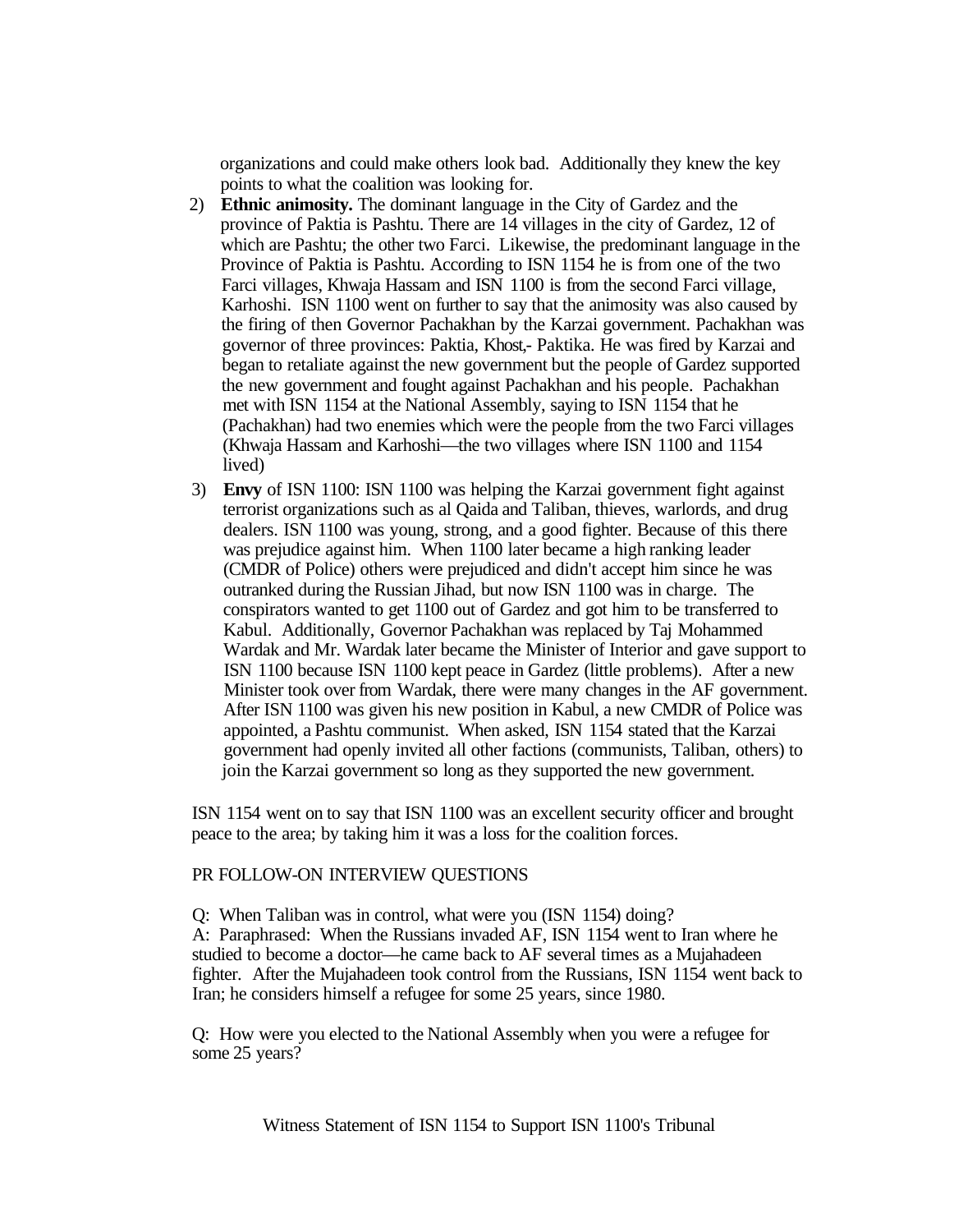organizations and could make others look bad. Additionally they knew the key points to what the coalition was looking for.

2) **Ethnic animosity.** The dominant language in the City of Gardez and the province of Paktia is Pashtu. There are 14 villages in the city of Gardez, 12 of which are Pashtu; the other two Farci. Likewise, the predominant language in the Province of Paktia is Pashtu. According to ISN 1154 he is from one of the two Farci villages, Khwaja Hassam and ISN 1100 is from the second Farci village, Karhoshi. ISN 1100 went on further to say that the animosity was also caused by the firing of then Governor Pachakhan by the Karzai government. Pachakhan was governor of three provinces: Paktia, Khost,- Paktika. He was fired by Karzai and began to retaliate against the new government but the people of Gardez supported the new government and fought against Pachakhan and his people. Pachakhan met with ISN 1154 at the National Assembly, saying to ISN 1154 that he (Pachakhan) had two enemies which were the people from the two Farci villages (Khwaja Hassam and Karhoshi—the two villages where ISN 1100 and 1154 lived)

3) **Envy** of ISN 1100: ISN 1100 was helping the Karzai government fight against terrorist organizations such as al Qaida and Taliban, thieves, warlords, and drug dealers. ISN 1100 was young, strong, and a good fighter. Because of this there was prejudice against him. When 1100 later became a high ranking leader (CMDR of Police) others were prejudiced and didn't accept him since he was outranked during the Russian Jihad, but now ISN 1100 was in charge. The conspirators wanted to get 1100 out of Gardez and got him to be transferred to Kabul. Additionally, Governor Pachakhan was replaced by Taj Mohammed Wardak and Mr. Wardak later became the Minister of Interior and gave support to ISN 1100 because ISN 1100 kept peace in Gardez (little problems). After a new Minister took over from Wardak, there were many changes in the AF government. After ISN 1100 was given his new position in Kabul, a new CMDR of Police was appointed, a Pashtu communist. When asked, ISN 1154 stated that the Karzai government had openly invited all other factions (communists, Taliban, others) to join the Karzai government so long as they supported the new government.

ISN 1154 went on to say that ISN 1100 was an excellent security officer and brought peace to the area; by taking him it was a loss for the coalition forces.

PR FOLLOW-ON INTERVIEW QUESTIONS

Q: When Taliban was in control, what were you (ISN 1154) doing?
A: Paraphrased: When the Russians invaded AF, ISN 1154 went to Iran where he studied to become a doctor—he came back to AF several times as a Mujahadeen fighter. After the Mujahadeen took control from the Russians, ISN 1154 went back to Iran; he considers himself a refugee for some 25 years, since 1980.

Q: How were you elected to the National Assembly when you were a refugee for some 25 years?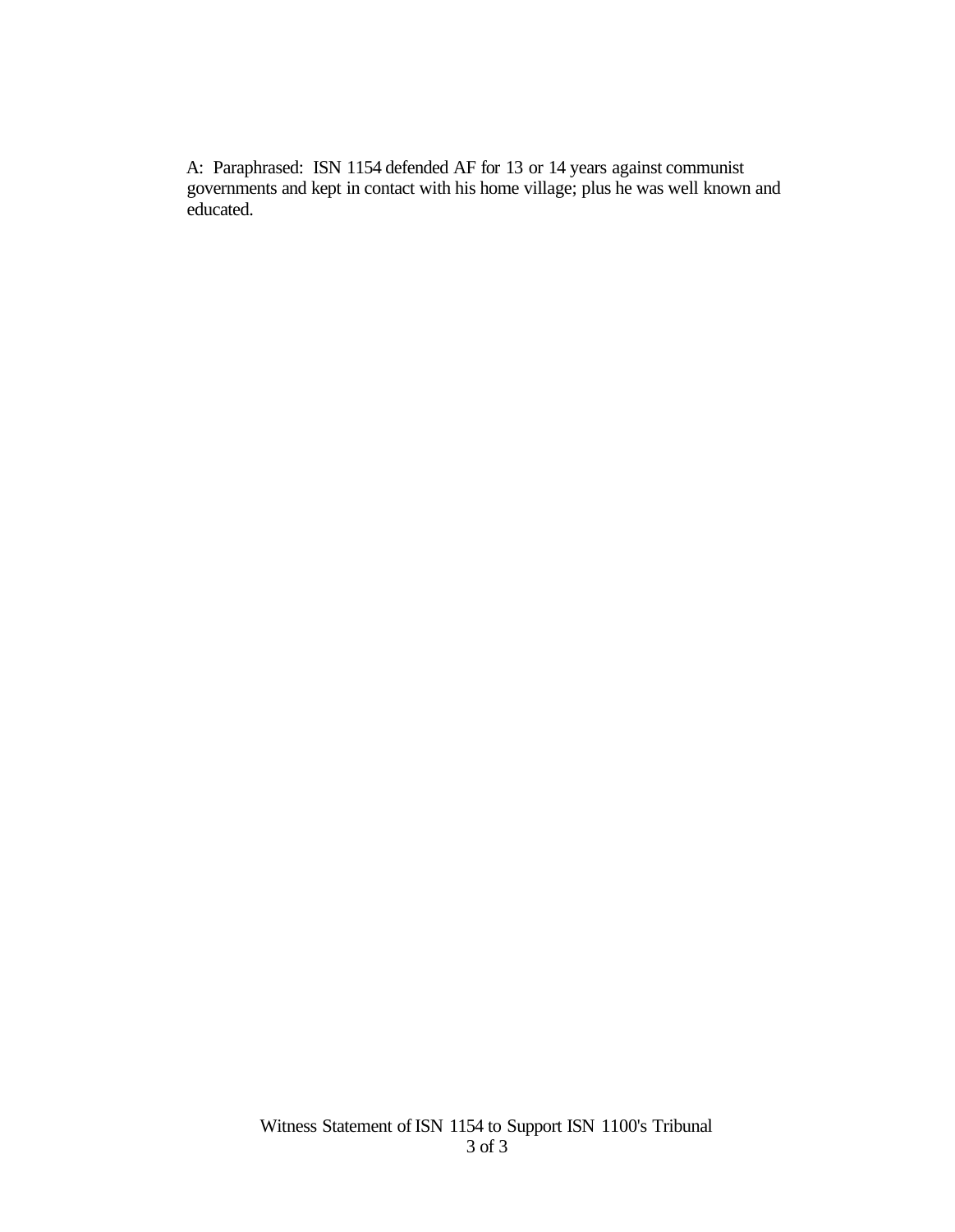A: Paraphrased: ISN 1154 defended AF for 13 or 14 years against communist governments and kept in contact with his home village; plus he was well known and educated.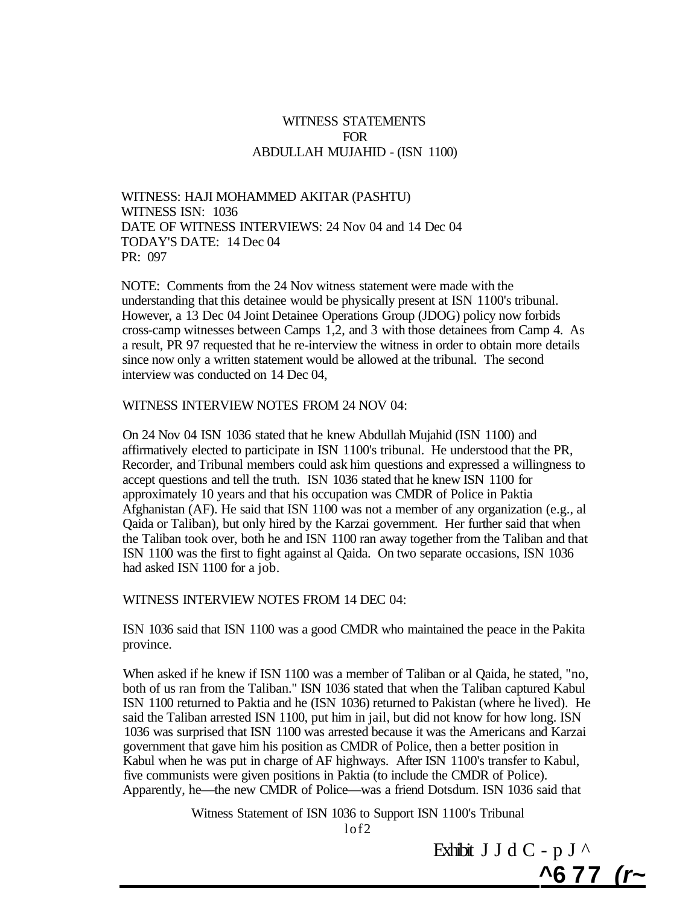WITNESS STATEMENTS
FOR
ABDULLAH MUJAHID - (ISN 1100)

WITNESS: HAJI MOHAMMED AKITAR (PASHTU)
WITNESS ISN: 1036
DATE OF WITNESS INTERVIEWS: 24 Nov 04 and 14 Dec 04
TODAY'S DATE: 14 Dec 04
PR: 097

NOTE: Comments from the 24 Nov witness statement were made with the understanding that this detainee would be physically present at ISN 1100's tribunal. However, a 13 Dec 04 Joint Detainee Operations Group (JDOG) policy now forbids cross-camp witnesses between Camps 1,2, and 3 with those detainees from Camp 4. As a result, PR 97 requested that he re-interview the witness in order to obtain more details since now only a written statement would be allowed at the tribunal. The second interview was conducted on 14 Dec 04,

WITNESS INTERVIEW NOTES FROM 24 NOV 04:

On 24 Nov 04 ISN 1036 stated that he knew Abdullah Mujahid (ISN 1100) and affirmatively elected to participate in ISN 1100's tribunal. He understood that the PR, Recorder, and Tribunal members could ask him questions and expressed a willingness to accept questions and tell the truth. ISN 1036 stated that he knew ISN 1100 for approximately 10 years and that his occupation was CMDR of Police in Paktia Afghanistan (AF). He said that ISN 1100 was not a member of any organization (e.g., al Qaida or Taliban), but only hired by the Karzai government. Her further said that when the Taliban took over, both he and ISN 1100 ran away together from the Taliban and that ISN 1100 was the first to fight against al Qaida. On two separate occasions, ISN 1036 had asked ISN 1100 for a job.

WITNESS INTERVIEW NOTES FROM 14 DEC 04:

ISN 1036 said that ISN 1100 was a good CMDR who maintained the peace in the Pakita province.

When asked if he knew if ISN 1100 was a member of Taliban or al Qaida, he stated, "no, both of us ran from the Taliban." ISN 1036 stated that when the Taliban captured Kabul ISN 1100 returned to Paktia and he (ISN 1036) returned to Pakistan (where he lived). He said the Taliban arrested ISN 1100, put him in jail, but did not know for how long. ISN 1036 was surprised that ISN 1100 was arrested because it was the Americans and Karzai government that gave him his position as CMDR of Police, then a better position in Kabul when he was put in charge of AF highways. After ISN 1100's transfer to Kabul, five communists were given positions in Paktia (to include the CMDR of Police). Apparently, he—the new CMDR of Police—was a friend Dotsdum. ISN 1036 said that

Witness Statement of ISN 1036 to Support ISN 1100's Tribunal

Exhibit J J d C - p J ^
^6 7 7 (r~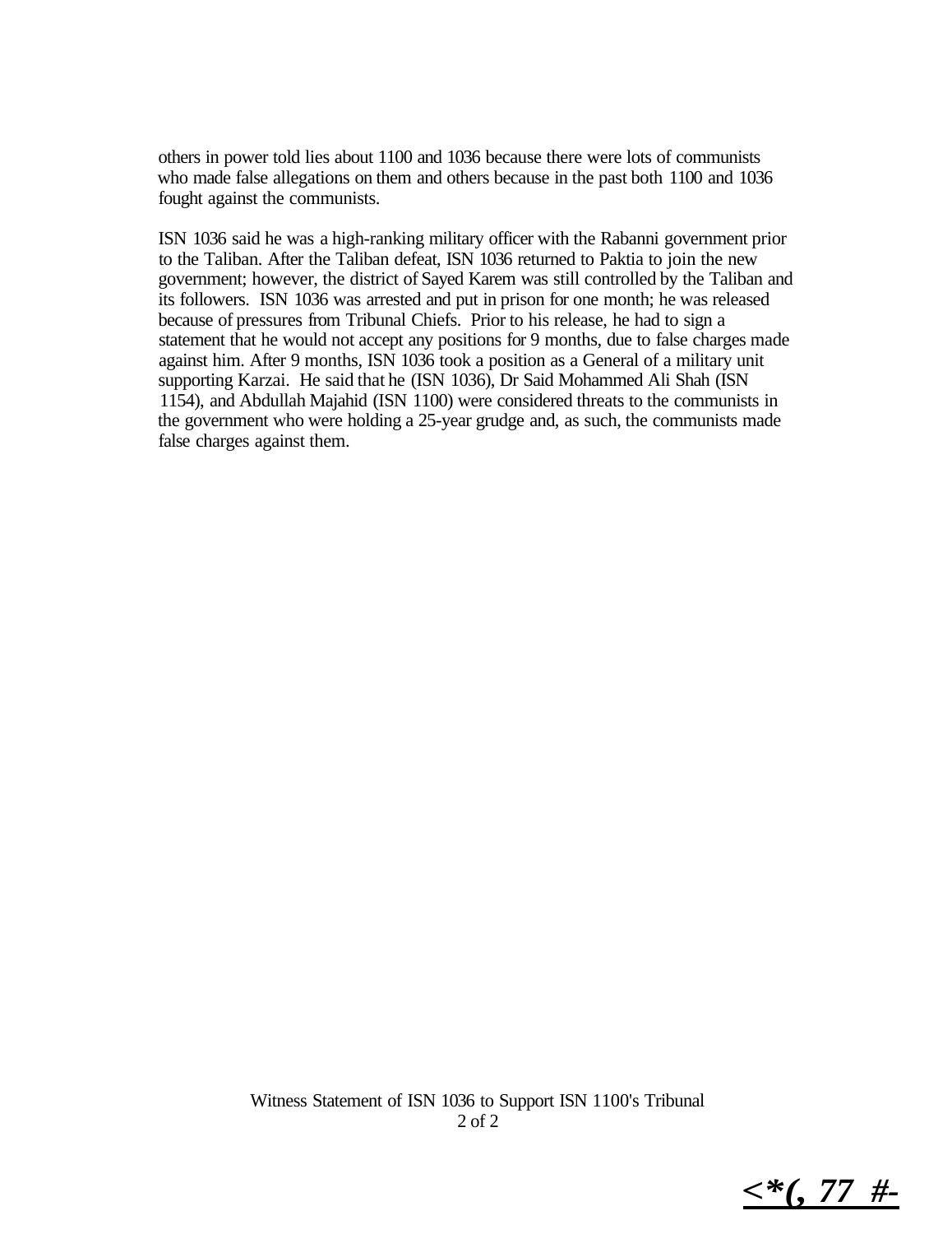others in power told lies about 1100 and 1036 because there were lots of communists who made false allegations on them and others because in the past both 1100 and 1036 fought against the communists.

ISN 1036 said he was a high-ranking military officer with the Rabanni government prior to the Taliban. After the Taliban defeat, ISN 1036 returned to Paktia to join the new government; however, the district of Sayed Karem was still controlled by the Taliban and its followers. ISN 1036 was arrested and put in prison for one month; he was released because of pressures from Tribunal Chiefs. Prior to his release, he had to sign a statement that he would not accept any positions for 9 months, due to false charges made against him. After 9 months, ISN 1036 took a position as a General of a military unit supporting Karzai. He said that he (ISN 1036), Dr Said Mohammed Ali Shah (ISN 1154), and Abdullah Majahid (ISN 1100) were considered threats to the communists in the government who were holding a 25-year grudge and, as such, the communists made false charges against them.

Witness Statement of ISN 1036 to Support ISN 1100's Tribunal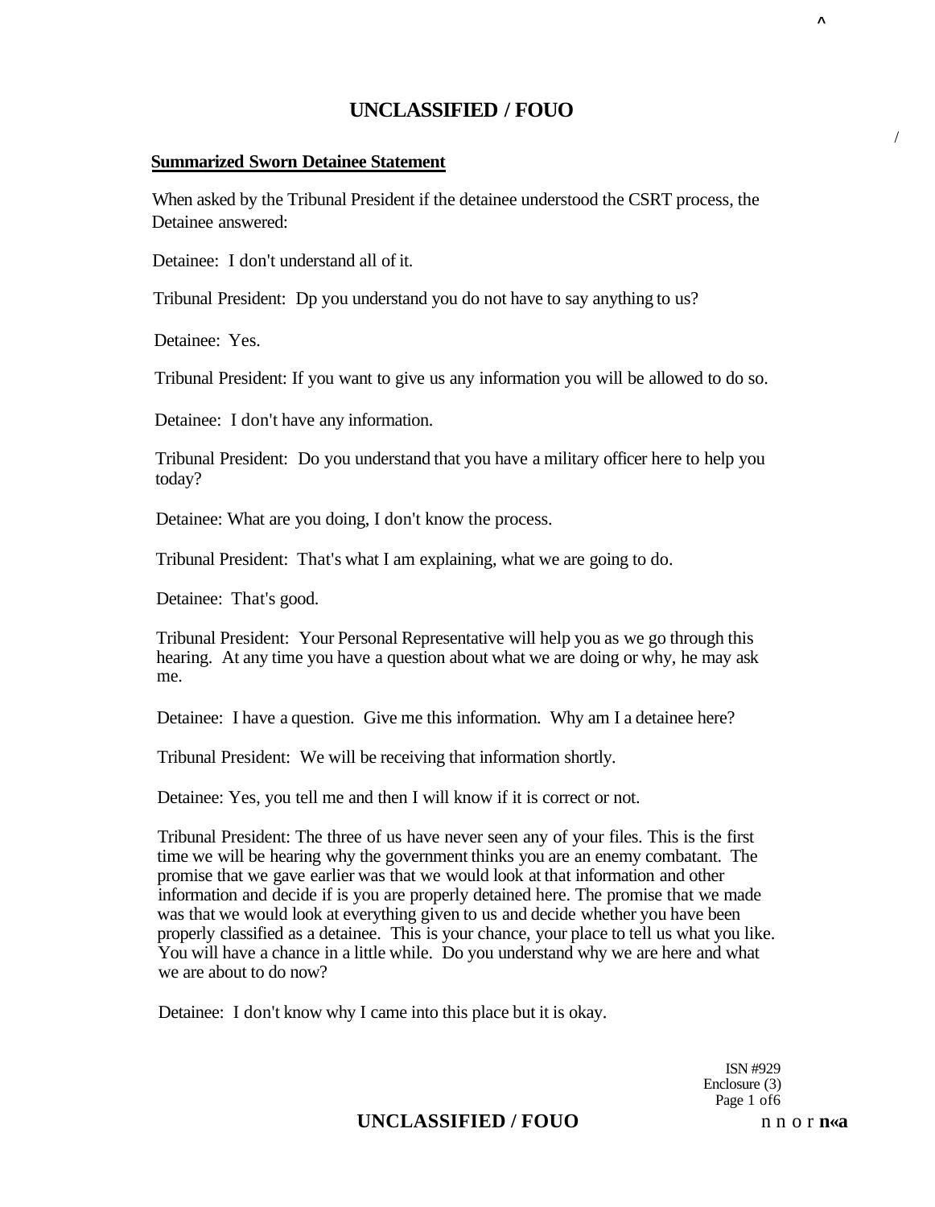## Summarized Sworn Detainee Statement

When asked by the Tribunal President if the detainee understood the CSRT process, the Detainee answered:

Detainee: I don't understand all of it.

Tribunal President: Dp you understand you do not have to say anything to us?

Detainee: Yes.

Tribunal President: If you want to give us any information you will be allowed to do so.

Detainee: I don't have any information.

Tribunal President: Do you understand that you have a military officer here to help you today?

Detainee: What are you doing, I don't know the process.

Tribunal President: That's what I am explaining, what we are going to do.

Detainee: That's good.

Tribunal President: Your Personal Representative will help you as we go through this hearing. At any time you have a question about what we are doing or why, he may ask me.

Detainee: I have a question. Give me this information. Why am I a detainee here?

Tribunal President: We will be receiving that information shortly.

Detainee: Yes, you tell me and then I will know if it is correct or not.

Tribunal President: The three of us have never seen any of your files. This is the first time we will be hearing why the government thinks you are an enemy combatant. The promise that we gave earlier was that we would look at that information and other information and decide if is you are properly detained here. The promise that we made was that we would look at everything given to us and decide whether you have been properly classified as a detainee. This is your chance, your place to tell us what you like. You will have a chance in a little while. Do you understand why we are here and what we are about to do now?

Detainee: I don't know why I came into this place but it is okay.

ISN #929
Enclosure (3)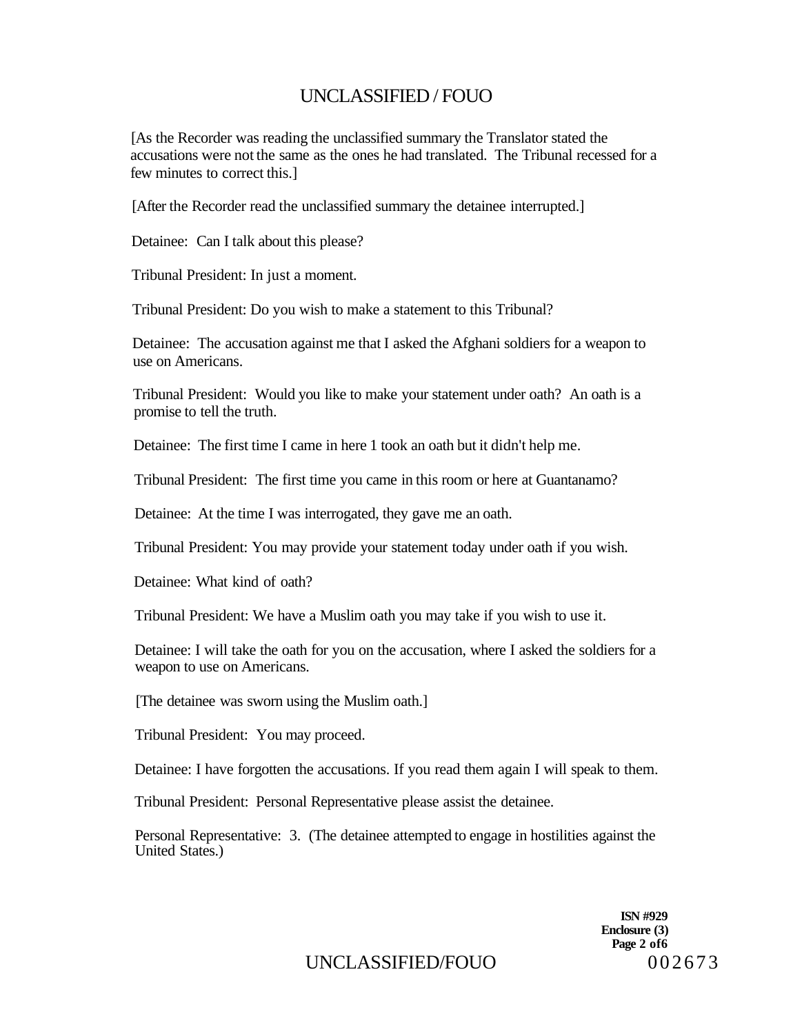[As the Recorder was reading the unclassified summary the Translator stated the accusations were not the same as the ones he had translated. The Tribunal recessed for a few minutes to correct this.]

[After the Recorder read the unclassified summary the detainee interrupted.]

Detainee: Can I talk about this please?

Tribunal President: In just a moment.

Tribunal President: Do you wish to make a statement to this Tribunal?

Detainee: The accusation against me that I asked the Afghani soldiers for a weapon to use on Americans.

Tribunal President: Would you like to make your statement under oath? An oath is a promise to tell the truth.

Detainee: The first time I came in here 1 took an oath but it didn't help me.

Tribunal President: The first time you came in this room or here at Guantanamo?

Detainee: At the time I was interrogated, they gave me an oath.

Tribunal President: You may provide your statement today under oath if you wish.

Detainee: What kind of oath?

Tribunal President: We have a Muslim oath you may take if you wish to use it.

Detainee: I will take the oath for you on the accusation, where I asked the soldiers for a weapon to use on Americans.

[The detainee was sworn using the Muslim oath.]

Tribunal President: You may proceed.

Detainee: I have forgotten the accusations. If you read them again I will speak to them.

Tribunal President: Personal Representative please assist the detainee.

Personal Representative: 3. (The detainee attempted to engage in hostilities against the United States.)

ISN #929
Enclosure (3)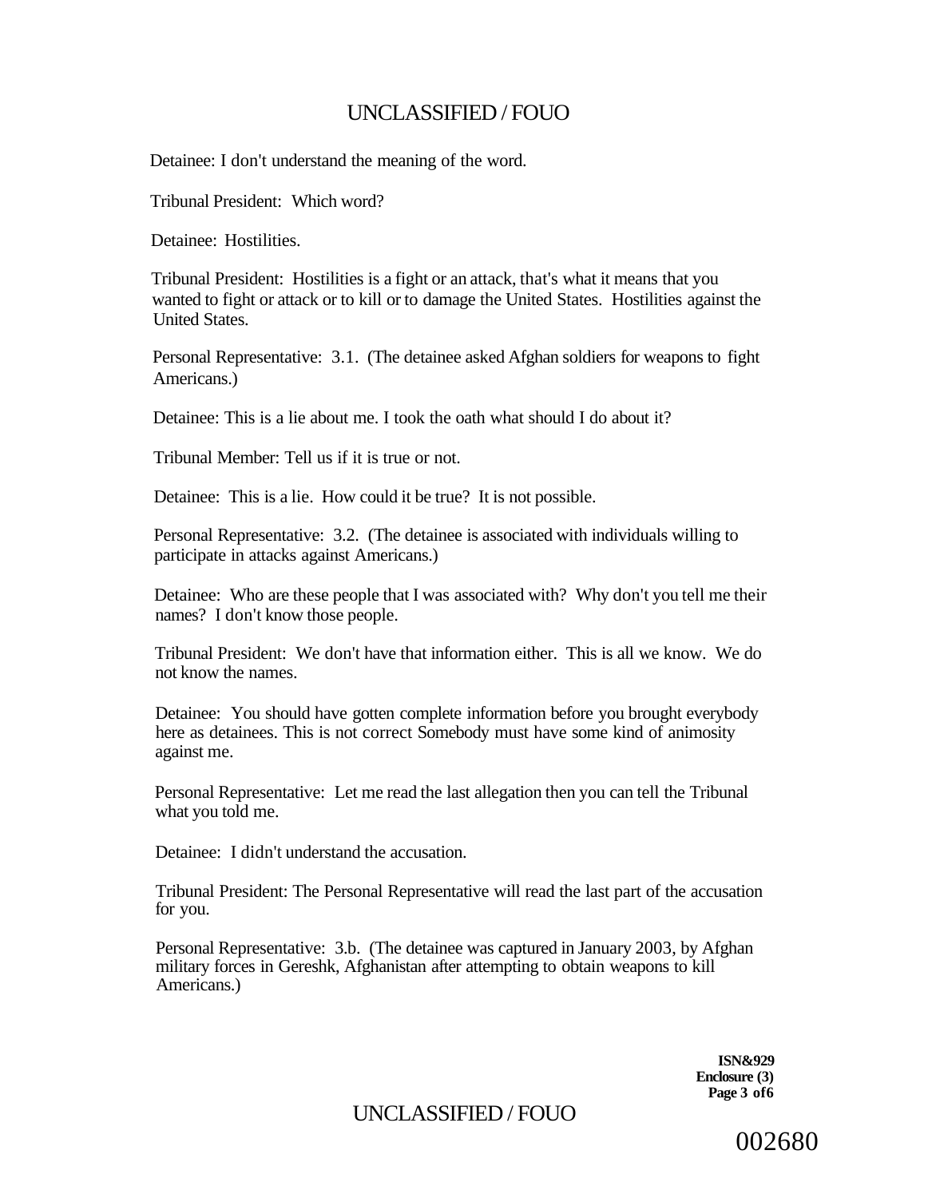Detainee: I don't understand the meaning of the word.

Tribunal President: Which word?

Detainee: Hostilities.

Tribunal President: Hostilities is a fight or an attack, that's what it means that you wanted to fight or attack or to kill or to damage the United States. Hostilities against the United States.

Personal Representative: 3.1. (The detainee asked Afghan soldiers for weapons to fight Americans.)

Detainee: This is a lie about me. I took the oath what should I do about it?

Tribunal Member: Tell us if it is true or not.

Detainee: This is a lie. How could it be true? It is not possible.

Personal Representative: 3.2. (The detainee is associated with individuals willing to participate in attacks against Americans.)

Detainee: Who are these people that I was associated with? Why don't you tell me their names? I don't know those people.

Tribunal President: We don't have that information either. This is all we know. We do not know the names.

Detainee: You should have gotten complete information before you brought everybody here as detainees. This is not correct Somebody must have some kind of animosity against me.

Personal Representative: Let me read the last allegation then you can tell the Tribunal what you told me.

Detainee: I didn't understand the accusation.

Tribunal President: The Personal Representative will read the last part of the accusation for you.

Personal Representative: 3.b. (The detainee was captured in January 2003, by Afghan military forces in Gereshk, Afghanistan after attempting to obtain weapons to kill Americans.)

**ISN&929**
**Enclosure (3)**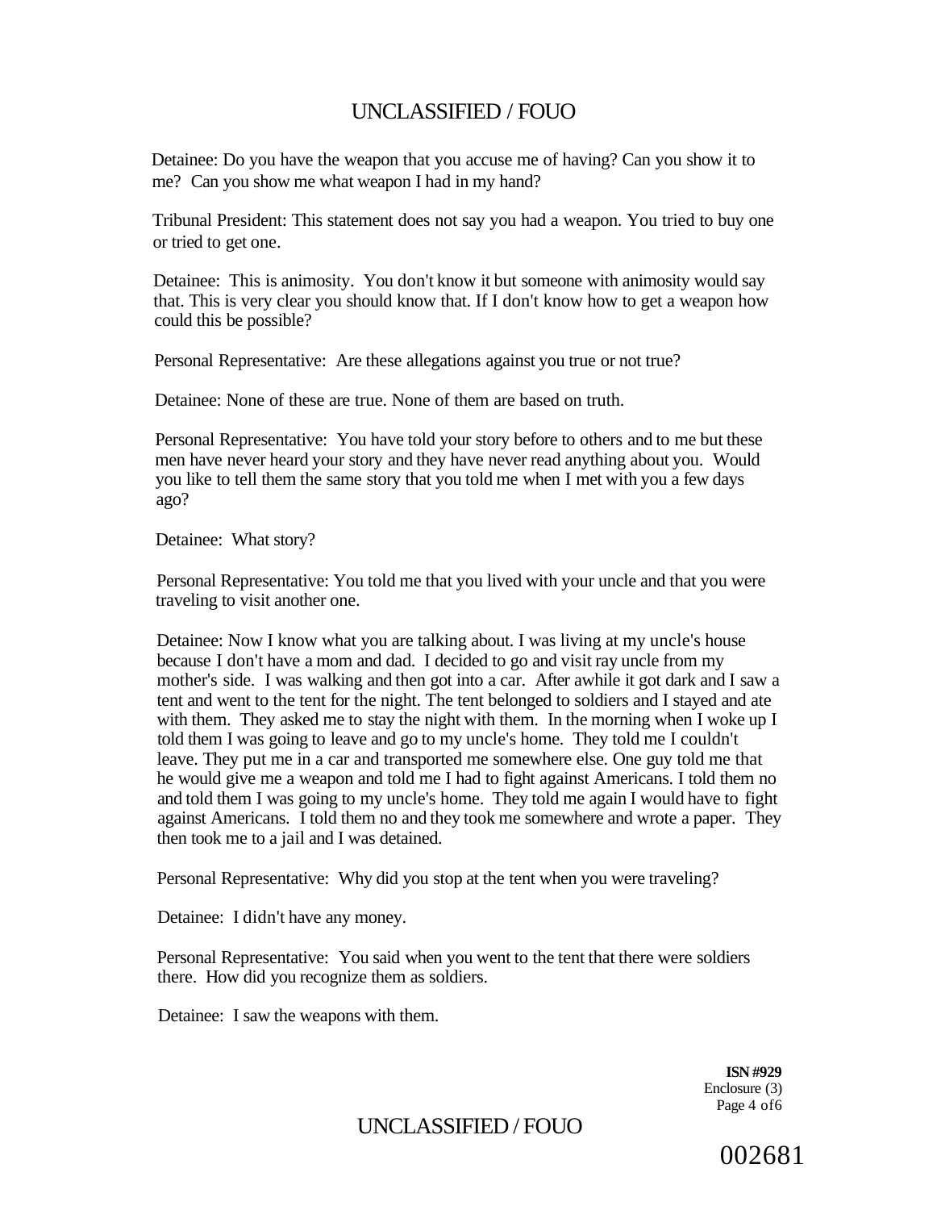Detainee: Do you have the weapon that you accuse me of having? Can you show it to me? Can you show me what weapon I had in my hand?

Tribunal President: This statement does not say you had a weapon. You tried to buy one or tried to get one.

Detainee: This is animosity. You don't know it but someone with animosity would say that. This is very clear you should know that. If I don't know how to get a weapon how could this be possible?

Personal Representative: Are these allegations against you true or not true?

Detainee: None of these are true. None of them are based on truth.

Personal Representative: You have told your story before to others and to me but these men have never heard your story and they have never read anything about you. Would you like to tell them the same story that you told me when I met with you a few days ago?

Detainee: What story?

Personal Representative: You told me that you lived with your uncle and that you were traveling to visit another one.

Detainee: Now I know what you are talking about. I was living at my uncle's house because I don't have a mom and dad. I decided to go and visit ray uncle from my mother's side. I was walking and then got into a car. After awhile it got dark and I saw a tent and went to the tent for the night. The tent belonged to soldiers and I stayed and ate with them. They asked me to stay the night with them. In the morning when I woke up I told them I was going to leave and go to my uncle's home. They told me I couldn't leave. They put me in a car and transported me somewhere else. One guy told me that he would give me a weapon and told me I had to fight against Americans. I told them no and told them I was going to my uncle's home. They told me again I would have to fight against Americans. I told them no and they took me somewhere and wrote a paper. They then took me to a jail and I was detained.

Personal Representative: Why did you stop at the tent when you were traveling?

Detainee: I didn't have any money.

Personal Representative: You said when you went to the tent that there were soldiers there. How did you recognize them as soldiers.

Detainee: I saw the weapons with them.

**ISN #929**
Enclosure (3)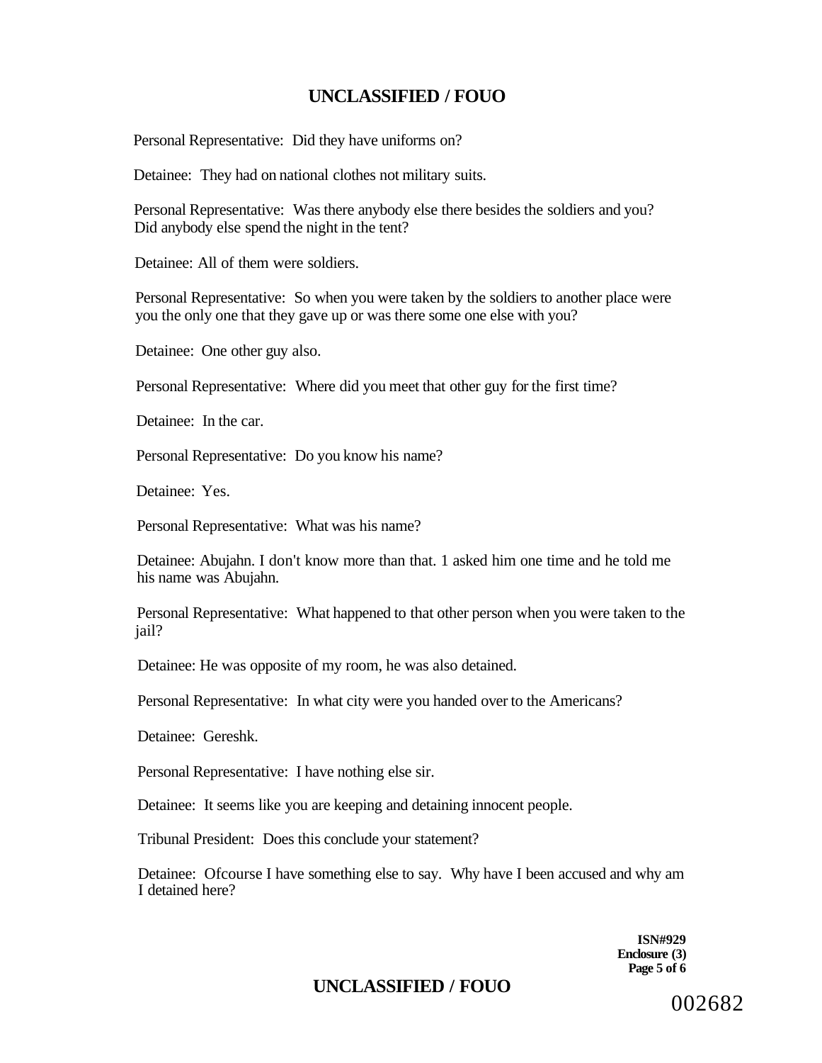Personal Representative: Did they have uniforms on?

Detainee: They had on national clothes not military suits.

Personal Representative: Was there anybody else there besides the soldiers and you? Did anybody else spend the night in the tent?

Detainee: All of them were soldiers.

Personal Representative: So when you were taken by the soldiers to another place were you the only one that they gave up or was there some one else with you?

Detainee: One other guy also.

Personal Representative: Where did you meet that other guy for the first time?

Detainee: In the car.

Personal Representative: Do you know his name?

Detainee: Yes.

Personal Representative: What was his name?

Detainee: Abujahn. I don't know more than that. 1 asked him one time and he told me his name was Abujahn.

Personal Representative: What happened to that other person when you were taken to the jail?

Detainee: He was opposite of my room, he was also detained.

Personal Representative: In what city were you handed over to the Americans?

Detainee: Gereshk.

Personal Representative: I have nothing else sir.

Detainee: It seems like you are keeping and detaining innocent people.

Tribunal President: Does this conclude your statement?

Detainee: Ofcourse I have something else to say. Why have I been accused and why am I detained here?

ISN#929
Enclosure (3)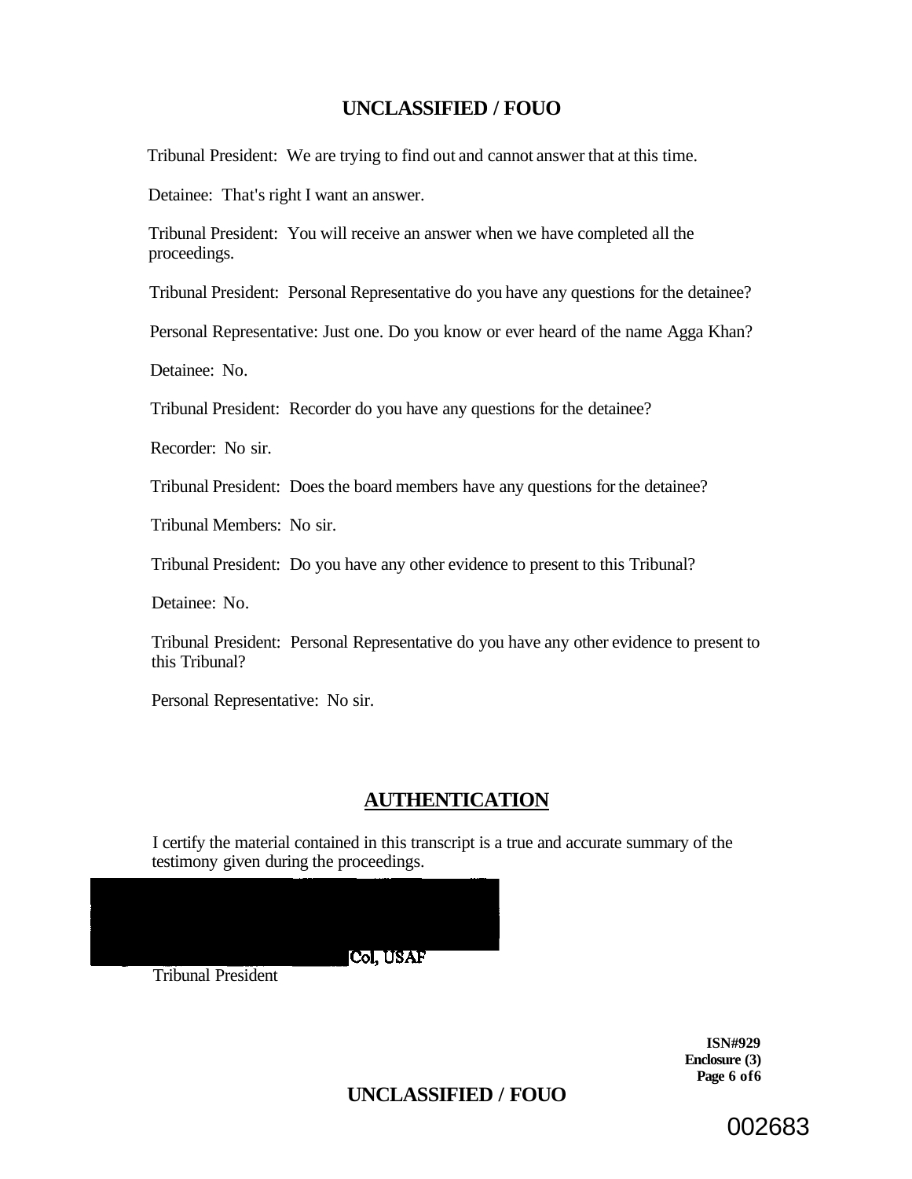Tribunal President: We are trying to find out and cannot answer that at this time.

Detainee: That's right I want an answer.

Tribunal President: You will receive an answer when we have completed all the proceedings.

Tribunal President: Personal Representative do you have any questions for the detainee?

Personal Representative: Just one. Do you know or ever heard of the name Agga Khan?

Detainee: No.

Tribunal President: Recorder do you have any questions for the detainee?

Recorder: No sir.

Tribunal President: Does the board members have any questions for the detainee?

Tribunal Members: No sir.

Tribunal President: Do you have any other evidence to present to this Tribunal?

Detainee: No.

Tribunal President: Personal Representative do you have any other evidence to present to this Tribunal?

Personal Representative: No sir.

## AUTHENTICATION

I certify the material contained in this transcript is a true and accurate summary of the testimony given during the proceedings.

Col, USAF
Tribunal President

**ISN#929**
**Enclosure (3)**

002683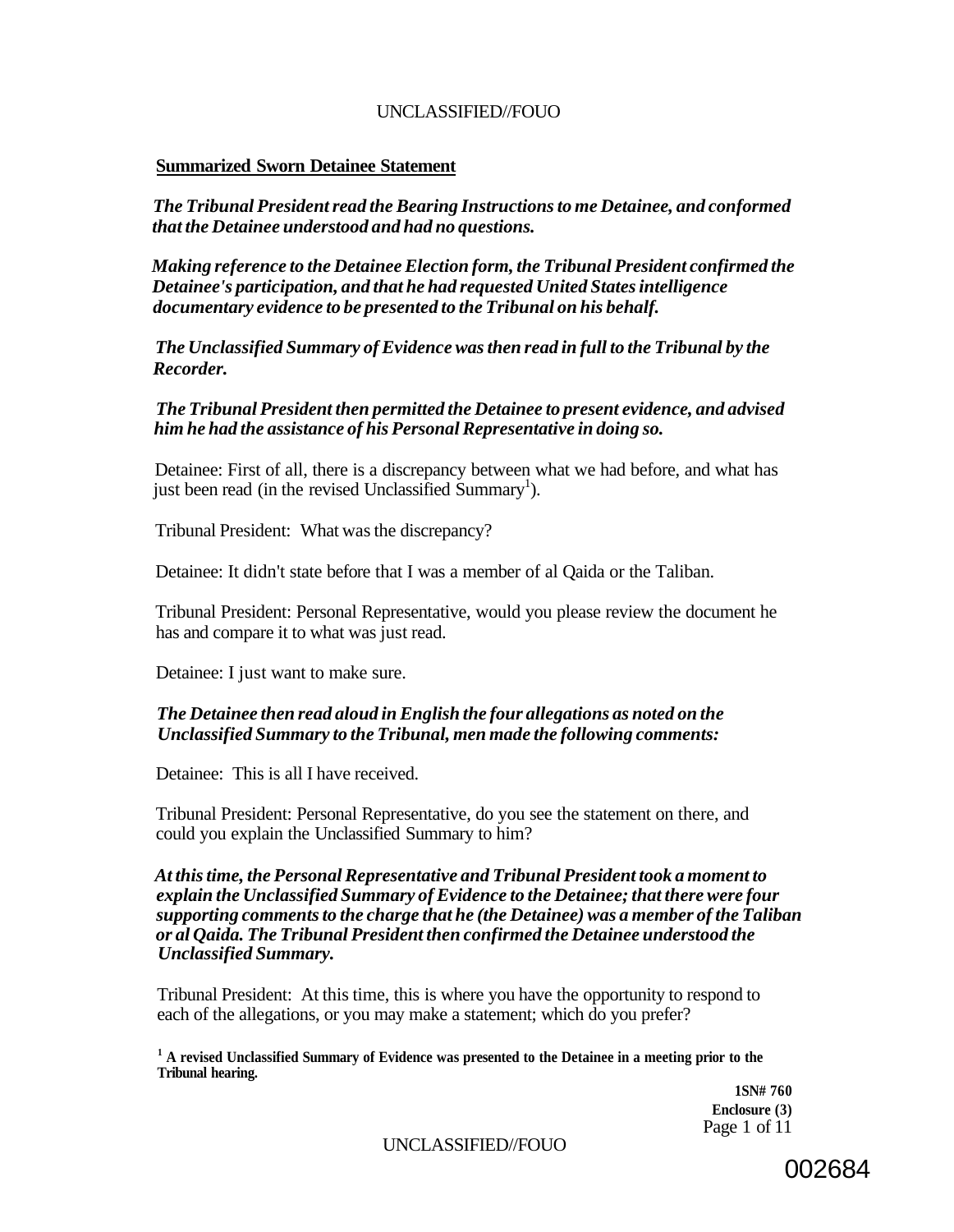**Summarized Sworn Detainee Statement**

***The Tribunal President read the Bearing Instructions to me Detainee, and conformed that the Detainee understood and had no questions.***

***Making reference to the Detainee Election form, the Tribunal President confirmed the Detainee's participation, and that he had requested United States intelligence documentary evidence to be presented to the Tribunal on his behalf.***

***The Unclassified Summary of Evidence was then read in full to the Tribunal by the Recorder.***

***The Tribunal President then permitted the Detainee to present evidence, and advised him he had the assistance of his Personal Representative in doing so.***

Detainee: First of all, there is a discrepancy between what we had before, and what has just been read (in the revised Unclassified Summary[1]).

Tribunal President: What was the discrepancy?

Detainee: It didn't state before that I was a member of al Qaida or the Taliban.

Tribunal President: Personal Representative, would you please review the document he has and compare it to what was just read.

Detainee: I just want to make sure.

***The Detainee then read aloud in English the four allegations as noted on the Unclassified Summary to the Tribunal, men made the following comments:***

Detainee: This is all I have received.

Tribunal President: Personal Representative, do you see the statement on there, and could you explain the Unclassified Summary to him?

***At this time, the Personal Representative and Tribunal President took a moment to explain the Unclassified Summary of Evidence to the Detainee; that there were four supporting comments to the charge that he (the Detainee) was a member of the Taliban or al Qaida. The Tribunal President then confirmed the Detainee understood the Unclassified Summary.***

Tribunal President: At this time, this is where you have the opportunity to respond to each of the allegations, or you may make a statement; which do you prefer?

**[1] A revised Unclassified Summary of Evidence was presented to the Detainee in a meeting prior to the Tribunal hearing.**

**1SN# 760**
**Enclosure (3)**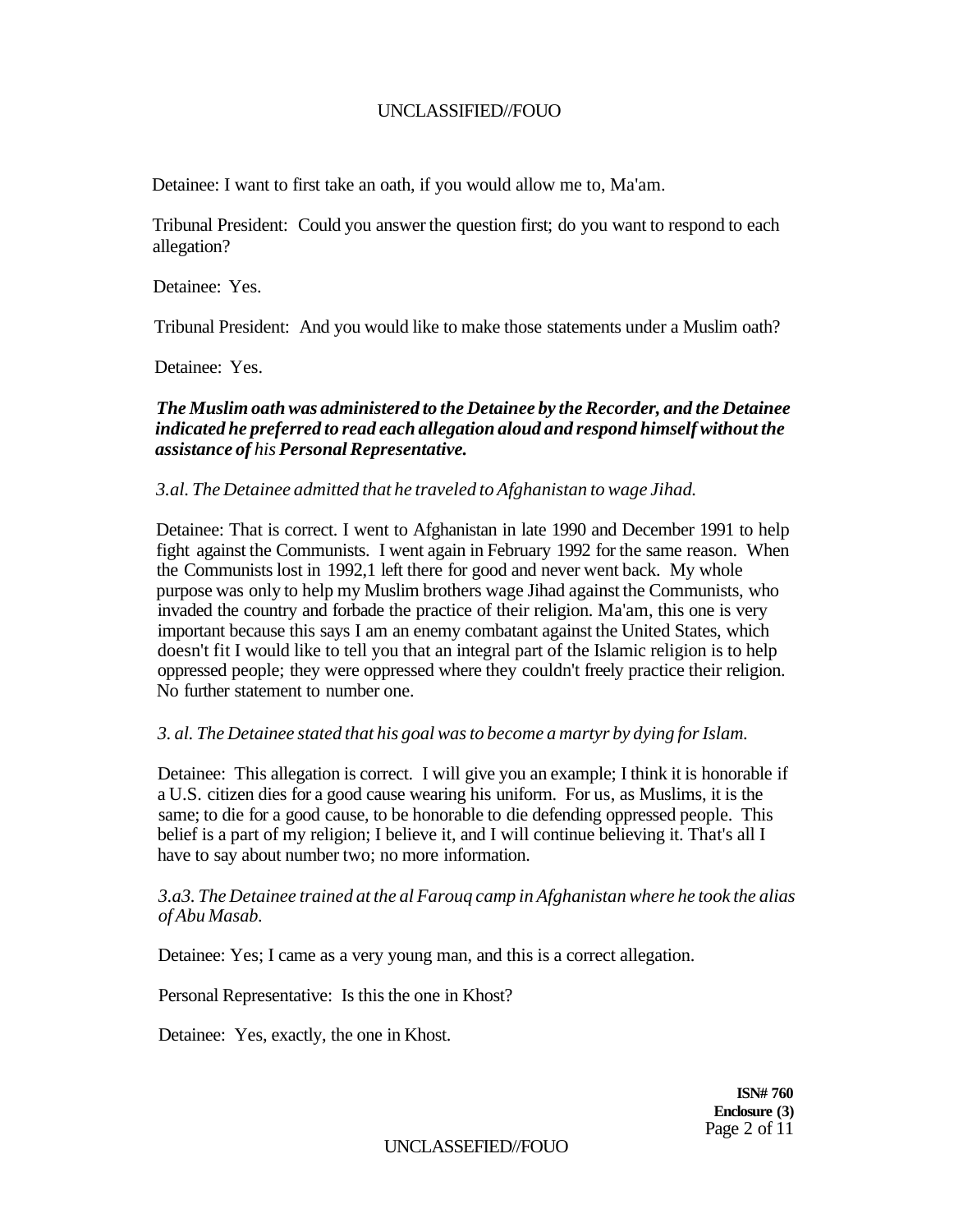Detainee: I want to first take an oath, if you would allow me to, Ma'am.

Tribunal President: Could you answer the question first; do you want to respond to each allegation?

Detainee: Yes.

Tribunal President: And you would like to make those statements under a Muslim oath?

Detainee: Yes.

***The Muslim oath was administered to the Detainee by the Recorder, and the Detainee indicated he preferred to read each allegation aloud and respond himself without the assistance of** his **Personal Representative.***

*3.al. The Detainee admitted that he traveled to Afghanistan to wage Jihad.*

Detainee: That is correct. I went to Afghanistan in late 1990 and December 1991 to help fight against the Communists. I went again in February 1992 for the same reason. When the Communists lost in 1992,1 left there for good and never went back. My whole purpose was only to help my Muslim brothers wage Jihad against the Communists, who invaded the country and forbade the practice of their religion. Ma'am, this one is very important because this says I am an enemy combatant against the United States, which doesn't fit I would like to tell you that an integral part of the Islamic religion is to help oppressed people; they were oppressed where they couldn't freely practice their religion. No further statement to number one.

*3. al. The Detainee stated that his goal was to become a martyr by dying for Islam.*

Detainee: This allegation is correct. I will give you an example; I think it is honorable if a U.S. citizen dies for a good cause wearing his uniform. For us, as Muslims, it is the same; to die for a good cause, to be honorable to die defending oppressed people. This belief is a part of my religion; I believe it, and I will continue believing it. That's all I have to say about number two; no more information.

*3.a3. The Detainee trained at the al Farouq camp in Afghanistan where he took the alias of Abu Masab.*

Detainee: Yes; I came as a very young man, and this is a correct allegation.

Personal Representative: Is this the one in Khost?

Detainee: Yes, exactly, the one in Khost.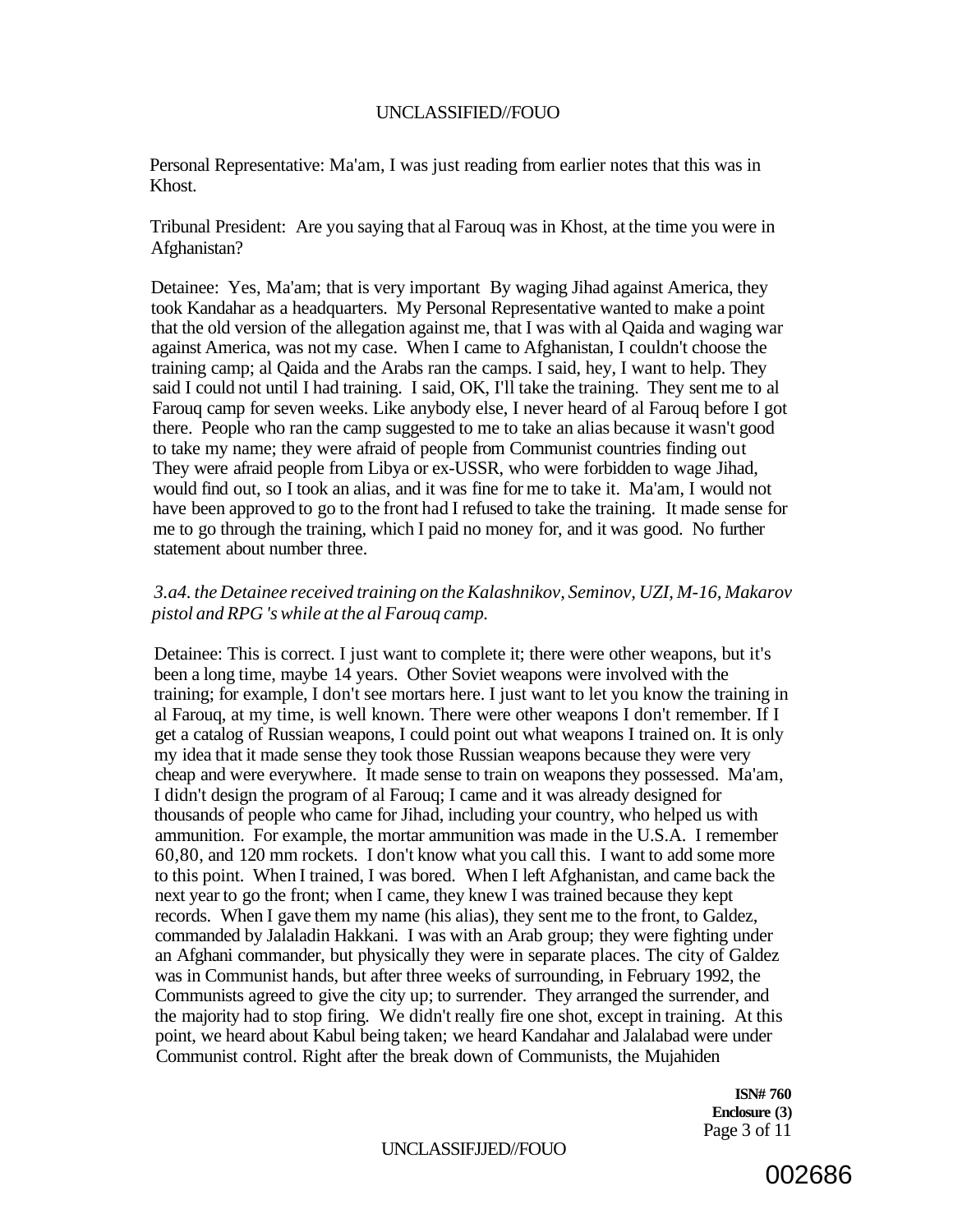Personal Representative: Ma'am, I was just reading from earlier notes that this was in Khost.

Tribunal President: Are you saying that al Farouq was in Khost, at the time you were in Afghanistan?

Detainee: Yes, Ma'am; that is very important By waging Jihad against America, they took Kandahar as a headquarters. My Personal Representative wanted to make a point that the old version of the allegation against me, that I was with al Qaida and waging war against America, was not my case. When I came to Afghanistan, I couldn't choose the training camp; al Qaida and the Arabs ran the camps. I said, hey, I want to help. They said I could not until I had training. I said, OK, I'll take the training. They sent me to al Farouq camp for seven weeks. Like anybody else, I never heard of al Farouq before I got there. People who ran the camp suggested to me to take an alias because it wasn't good to take my name; they were afraid of people from Communist countries finding out They were afraid people from Libya or ex-USSR, who were forbidden to wage Jihad, would find out, so I took an alias, and it was fine for me to take it. Ma'am, I would not have been approved to go to the front had I refused to take the training. It made sense for me to go through the training, which I paid no money for, and it was good. No further statement about number three.

*3.a4. the Detainee received training on the Kalashnikov, Seminov, UZI, M-16, Makarov pistol and RPG 's while at the al Farouq camp.*

Detainee: This is correct. I just want to complete it; there were other weapons, but it's been a long time, maybe 14 years. Other Soviet weapons were involved with the training; for example, I don't see mortars here. I just want to let you know the training in al Farouq, at my time, is well known. There were other weapons I don't remember. If I get a catalog of Russian weapons, I could point out what weapons I trained on. It is only my idea that it made sense they took those Russian weapons because they were very cheap and were everywhere. It made sense to train on weapons they possessed. Ma'am, I didn't design the program of al Farouq; I came and it was already designed for thousands of people who came for Jihad, including your country, who helped us with ammunition. For example, the mortar ammunition was made in the U.S.A. I remember 60,80, and 120 mm rockets. I don't know what you call this. I want to add some more to this point. When I trained, I was bored. When I left Afghanistan, and came back the next year to go the front; when I came, they knew I was trained because they kept records. When I gave them my name (his alias), they sent me to the front, to Galdez, commanded by Jalaladin Hakkani. I was with an Arab group; they were fighting under an Afghani commander, but physically they were in separate places. The city of Galdez was in Communist hands, but after three weeks of surrounding, in February 1992, the Communists agreed to give the city up; to surrender. They arranged the surrender, and the majority had to stop firing. We didn't really fire one shot, except in training. At this point, we heard about Kabul being taken; we heard Kandahar and Jalalabad were under Communist control. Right after the break down of Communists, the Mujahiden

**ISN# 760**
**Enclosure (3)**

002686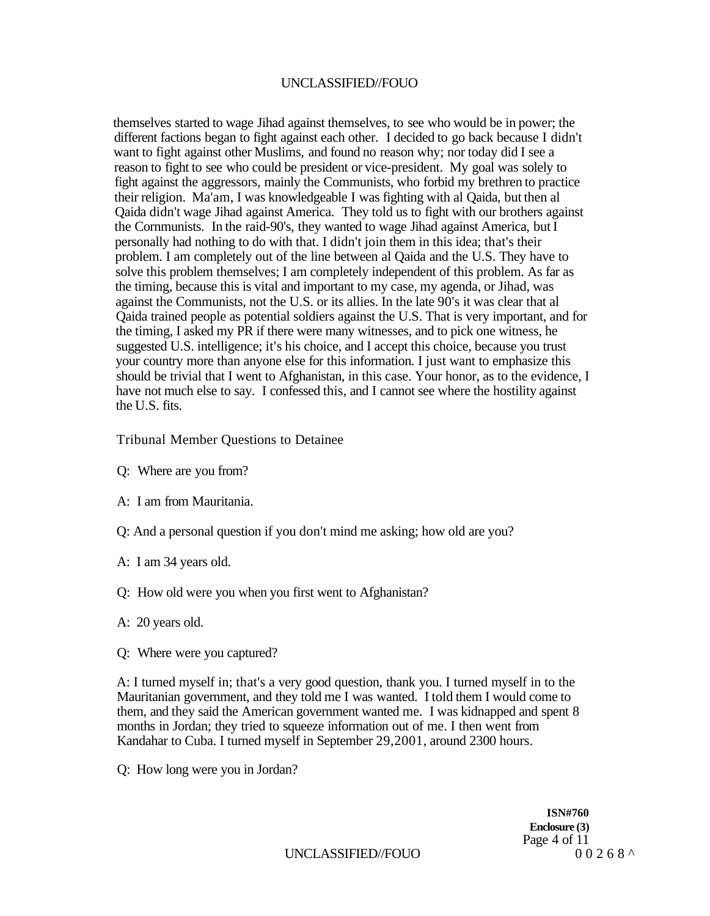themselves started to wage Jihad against themselves, to see who would be in power; the different factions began to fight against each other. I decided to go back because I didn't want to fight against other Muslims, and found no reason why; nor today did I see a reason to fight to see who could be president or vice-president. My goal was solely to fight against the aggressors, mainly the Communists, who forbid my brethren to practice their religion. Ma'am, I was knowledgeable I was fighting with al Qaida, but then al Qaida didn't wage Jihad against America. They told us to fight with our brothers against the Cornmunists. In the raid-90's, they wanted to wage Jihad against America, but I personally had nothing to do with that. I didn't join them in this idea; that's their problem. I am completely out of the line between al Qaida and the U.S. They have to solve this problem themselves; I am completely independent of this problem. As far as the timing, because this is vital and important to my case, my agenda, or Jihad, was against the Communists, not the U.S. or its allies. In the late 90's it was clear that al Qaida trained people as potential soldiers against the U.S. That is very important, and for the timing, I asked my PR if there were many witnesses, and to pick one witness, he suggested U.S. intelligence; it's his choice, and I accept this choice, because you trust your country more than anyone else for this information. I just want to emphasize this should be trivial that I went to Afghanistan, in this case. Your honor, as to the evidence, I have not much else to say. I confessed this, and I cannot see where the hostility against the U.S. fits.

Tribunal Member Questions to Detainee

Q: Where are you from?

A: I am from Mauritania.

Q: And a personal question if you don't mind me asking; how old are you?

A: I am 34 years old.

Q: How old were you when you first went to Afghanistan?

A: 20 years old.

Q: Where were you captured?

A: I turned myself in; that's a very good question, thank you. I turned myself in to the Mauritanian government, and they told me I was wanted. I told them I would come to them, and they said the American government wanted me. I was kidnapped and spent 8 months in Jordan; they tried to squeeze information out of me. I then went from Kandahar to Cuba. I turned myself in September 29,2001, around 2300 hours.

Q: How long were you in Jordan?

**ISN#760**
**Enclosure (3)**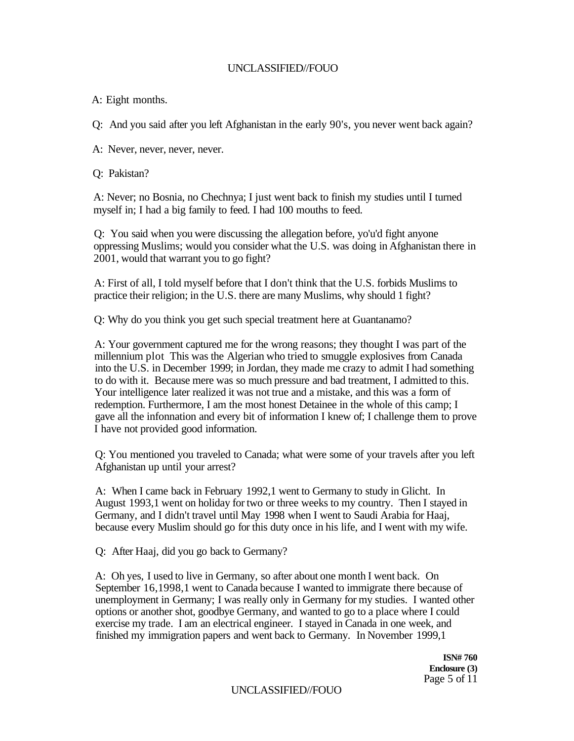A: Eight months.

Q: And you said after you left Afghanistan in the early 90's, you never went back again?

A: Never, never, never, never.

Q: Pakistan?

A: Never; no Bosnia, no Chechnya; I just went back to finish my studies until I turned myself in; I had a big family to feed. I had 100 mouths to feed.

Q: You said when you were discussing the allegation before, yo'u'd fight anyone oppressing Muslims; would you consider what the U.S. was doing in Afghanistan there in 2001, would that warrant you to go fight?

A: First of all, I told myself before that I don't think that the U.S. forbids Muslims to practice their religion; in the U.S. there are many Muslims, why should 1 fight?

Q: Why do you think you get such special treatment here at Guantanamo?

A: Your government captured me for the wrong reasons; they thought I was part of the millennium p1ot This was the Algerian who tried to smuggle explosives from Canada into the U.S. in December 1999; in Jordan, they made me crazy to admit I had something to do with it. Because mere was so much pressure and bad treatment, I admitted to this. Your intelligence later realized it was not true and a mistake, and this was a form of redemption. Furthermore, I am the most honest Detainee in the whole of this camp; I gave all the infonnation and every bit of information I knew of; I challenge them to prove I have not provided good information.

Q: You mentioned you traveled to Canada; what were some of your travels after you left Afghanistan up until your arrest?

A: When I came back in February 1992,1 went to Germany to study in Glicht. In August 1993,1 went on holiday for two or three weeks to my country. Then I stayed in Germany, and I didn't travel until May 1998 when I went to Saudi Arabia for Haaj, because every Muslim should go for this duty once in his life, and I went with my wife.

Q: After Haaj, did you go back to Germany?

A: Oh yes, I used to live in Germany, so after about one month I went back. On September 16,1998,1 went to Canada because I wanted to immigrate there because of unemployment in Germany; I was really only in Germany for my studies. I wanted other options or another shot, goodbye Germany, and wanted to go to a place where I could exercise my trade. I am an electrical engineer. I stayed in Canada in one week, and finished my immigration papers and went back to Germany. In November 1999,1

**ISN# 760**
**Enclosure (3)**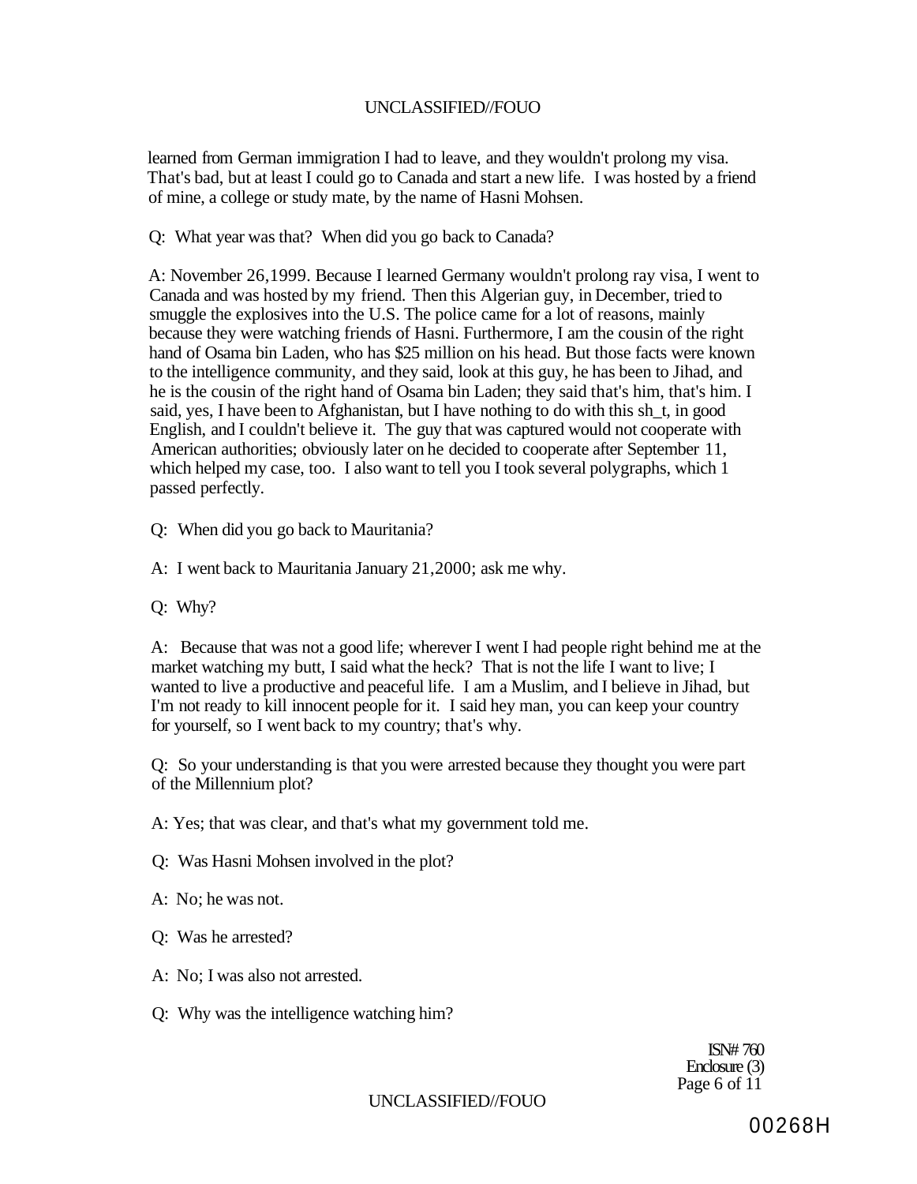learned from German immigration I had to leave, and they wouldn't prolong my visa. That's bad, but at least I could go to Canada and start a new life. I was hosted by a friend of mine, a college or study mate, by the name of Hasni Mohsen.

Q: What year was that? When did you go back to Canada?

A: November 26,1999. Because I learned Germany wouldn't prolong ray visa, I went to Canada and was hosted by my friend. Then this Algerian guy, in December, tried to smuggle the explosives into the U.S. The police came for a lot of reasons, mainly because they were watching friends of Hasni. Furthermore, I am the cousin of the right hand of Osama bin Laden, who has $25 million on his head. But those facts were known to the intelligence community, and they said, look at this guy, he has been to Jihad, and he is the cousin of the right hand of Osama bin Laden; they said that's him, that's him. I said, yes, I have been to Afghanistan, but I have nothing to do with this sh_t, in good English, and I couldn't believe it. The guy that was captured would not cooperate with American authorities; obviously later on he decided to cooperate after September 11, which helped my case, too. I also want to tell you I took several polygraphs, which 1 passed perfectly.

Q: When did you go back to Mauritania?

A: I went back to Mauritania January 21,2000; ask me why.

Q: Why?

A: Because that was not a good life; wherever I went I had people right behind me at the market watching my butt, I said what the heck? That is not the life I want to live; I wanted to live a productive and peaceful life. I am a Muslim, and I believe in Jihad, but I'm not ready to kill innocent people for it. I said hey man, you can keep your country for yourself, so I went back to my country; that's why.

Q: So your understanding is that you were arrested because they thought you were part of the Millennium plot?

A: Yes; that was clear, and that's what my government told me.

Q: Was Hasni Mohsen involved in the plot?

A: No; he was not.

Q: Was he arrested?

A: No; I was also not arrested.

Q: Why was the intelligence watching him?

ISN# 760
Enclosure (3)

00268H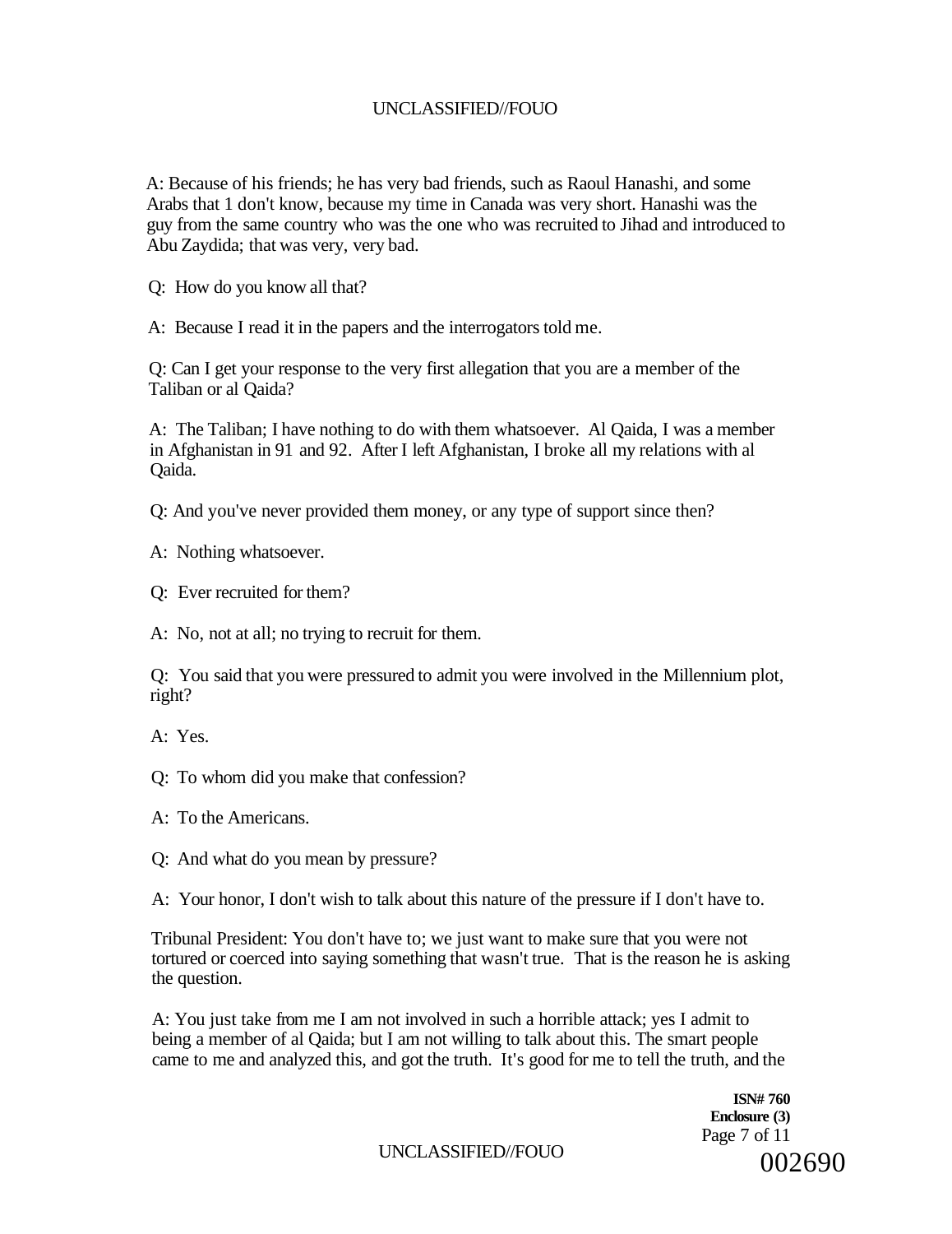A: Because of his friends; he has very bad friends, such as Raoul Hanashi, and some Arabs that 1 don't know, because my time in Canada was very short. Hanashi was the guy from the same country who was the one who was recruited to Jihad and introduced to Abu Zaydida; that was very, very bad.

Q: How do you know all that?

A: Because I read it in the papers and the interrogators told me.

Q: Can I get your response to the very first allegation that you are a member of the Taliban or al Qaida?

A: The Taliban; I have nothing to do with them whatsoever. Al Qaida, I was a member in Afghanistan in 91 and 92. After I left Afghanistan, I broke all my relations with al Qaida.

Q: And you've never provided them money, or any type of support since then?

A: Nothing whatsoever.

Q: Ever recruited for them?

A: No, not at all; no trying to recruit for them.

Q: You said that you were pressured to admit you were involved in the Millennium plot, right?

A: Yes.

Q: To whom did you make that confession?

A: To the Americans.

Q: And what do you mean by pressure?

A: Your honor, I don't wish to talk about this nature of the pressure if I don't have to.

Tribunal President: You don't have to; we just want to make sure that you were not tortured or coerced into saying something that wasn't true. That is the reason he is asking the question.

A: You just take from me I am not involved in such a horrible attack; yes I admit to being a member of al Qaida; but I am not willing to talk about this. The smart people came to me and analyzed this, and got the truth. It's good for me to tell the truth, and the

**ISN# 760**
**Enclosure (3)**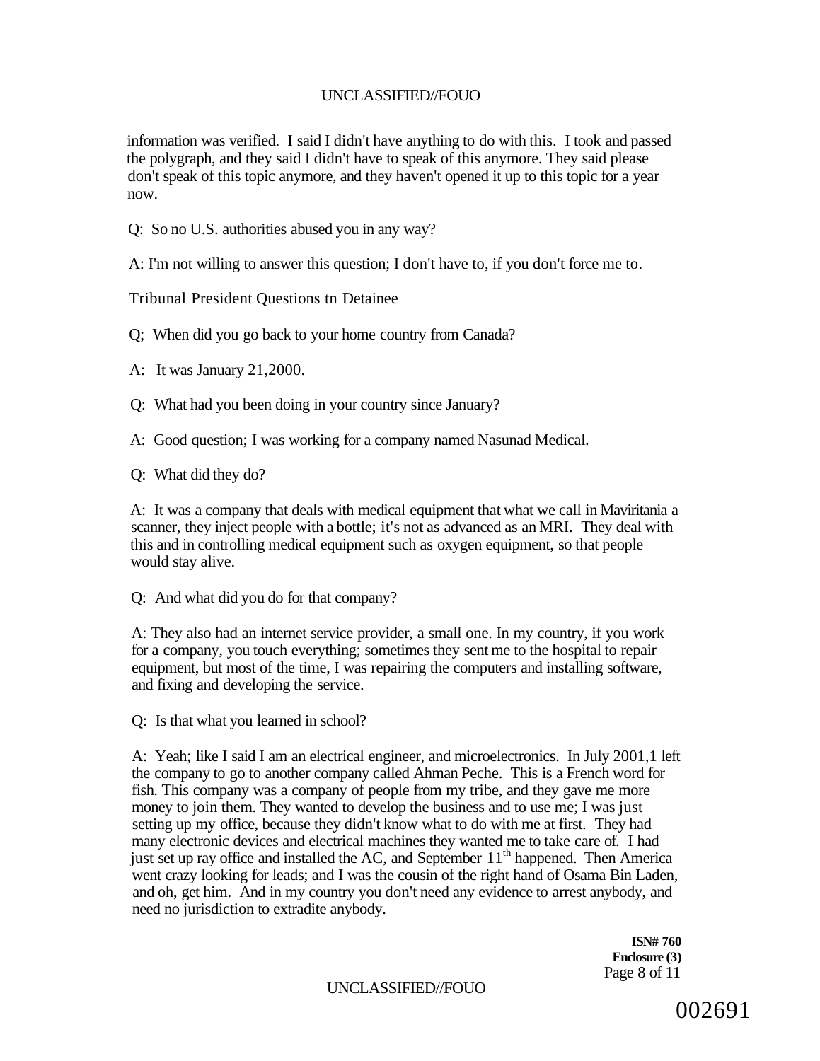information was verified. I said I didn't have anything to do with this. I took and passed the polygraph, and they said I didn't have to speak of this anymore. They said please don't speak of this topic anymore, and they haven't opened it up to this topic for a year now.

Q: So no U.S. authorities abused you in any way?

A: I'm not willing to answer this question; I don't have to, if you don't force me to.

Tribunal President Questions tn Detainee

Q; When did you go back to your home country from Canada?

A: It was January 21,2000.

Q: What had you been doing in your country since January?

A: Good question; I was working for a company named Nasunad Medical.

Q: What did they do?

A: It was a company that deals with medical equipment that what we call in Maviritania a scanner, they inject people with a bottle; it's not as advanced as an MRI. They deal with this and in controlling medical equipment such as oxygen equipment, so that people would stay alive.

Q: And what did you do for that company?

A: They also had an internet service provider, a small one. In my country, if you work for a company, you touch everything; sometimes they sent me to the hospital to repair equipment, but most of the time, I was repairing the computers and installing software, and fixing and developing the service.

Q: Is that what you learned in school?

A: Yeah; like I said I am an electrical engineer, and microelectronics. In July 2001,1 left the company to go to another company called Ahman Peche. This is a French word for fish. This company was a company of people from my tribe, and they gave me more money to join them. They wanted to develop the business and to use me; I was just setting up my office, because they didn't know what to do with me at first. They had many electronic devices and electrical machines they wanted me to take care of. I had just set up ray office and installed the AC, and September 11th happened. Then America went crazy looking for leads; and I was the cousin of the right hand of Osama Bin Laden, and oh, get him. And in my country you don't need any evidence to arrest anybody, and need no jurisdiction to extradite anybody.

**ISN# 760**
**Enclosure (3)**

002691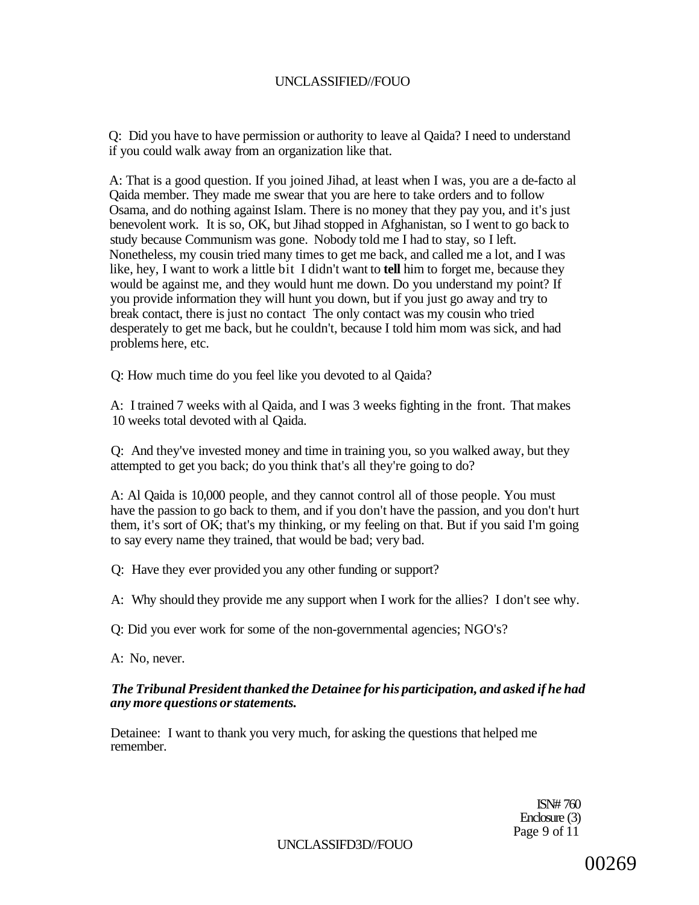Q: Did you have to have permission or authority to leave al Qaida? I need to understand if you could walk away from an organization like that.

A: That is a good question. If you joined Jihad, at least when I was, you are a de-facto al Qaida member. They made me swear that you are here to take orders and to follow Osama, and do nothing against Islam. There is no money that they pay you, and it's just benevolent work. It is so, OK, but Jihad stopped in Afghanistan, so I went to go back to study because Communism was gone. Nobody told me I had to stay, so I left. Nonetheless, my cousin tried many times to get me back, and called me a lot, and I was like, hey, I want to work a little bit I didn't want to **tell** him to forget me, because they would be against me, and they would hunt me down. Do you understand my point? If you provide information they will hunt you down, but if you just go away and try to break contact, there is just no contact The only contact was my cousin who tried desperately to get me back, but he couldn't, because I told him mom was sick, and had problems here, etc.

Q: How much time do you feel like you devoted to al Qaida?

A: I trained 7 weeks with al Qaida, and I was 3 weeks fighting in the front. That makes 10 weeks total devoted with al Qaida.

Q: And they've invested money and time in training you, so you walked away, but they attempted to get you back; do you think that's all they're going to do?

A: Al Qaida is 10,000 people, and they cannot control all of those people. You must have the passion to go back to them, and if you don't have the passion, and you don't hurt them, it's sort of OK; that's my thinking, or my feeling on that. But if you said I'm going to say every name they trained, that would be bad; very bad.

Q: Have they ever provided you any other funding or support?

A: Why should they provide me any support when I work for the allies? I don't see why.

Q: Did you ever work for some of the non-governmental agencies; NGO's?

A: No, never.

***The Tribunal President thanked the Detainee for his participation, and asked if he had any more questions or statements.***

Detainee: I want to thank you very much, for asking the questions that helped me remember.

ISN# 760
Enclosure (3)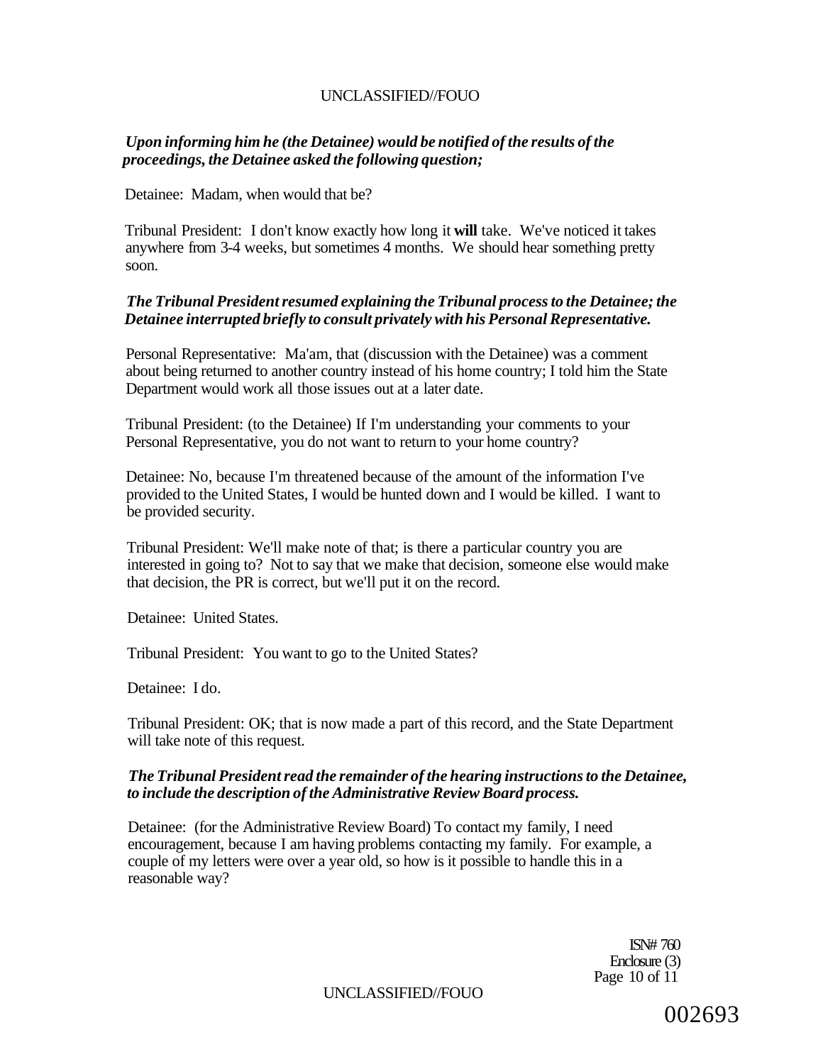*Upon informing him he (the Detainee) would be notified of the results of the proceedings, the Detainee asked the following question;*

Detainee: Madam, when would that be?

Tribunal President: I don't know exactly how long it **will** take. We've noticed it takes anywhere from 3-4 weeks, but sometimes 4 months. We should hear something pretty soon.

***The Tribunal President resumed explaining the Tribunal process to the Detainee; the Detainee interrupted briefly to consult privately with his Personal Representative.***

Personal Representative: Ma'am, that (discussion with the Detainee) was a comment about being returned to another country instead of his home country; I told him the State Department would work all those issues out at a later date.

Tribunal President: (to the Detainee) If I'm understanding your comments to your Personal Representative, you do not want to return to your home country?

Detainee: No, because I'm threatened because of the amount of the information I've provided to the United States, I would be hunted down and I would be killed. I want to be provided security.

Tribunal President: We'll make note of that; is there a particular country you are interested in going to? Not to say that we make that decision, someone else would make that decision, the PR is correct, but we'll put it on the record.

Detainee: United States.

Tribunal President: You want to go to the United States?

Detainee: I do.

Tribunal President: OK; that is now made a part of this record, and the State Department will take note of this request.

***The Tribunal President read the remainder of the hearing instructions to the Detainee, to include the description of the Administrative Review Board process.***

Detainee: (for the Administrative Review Board) To contact my family, I need encouragement, because I am having problems contacting my family. For example, a couple of my letters were over a year old, so how is it possible to handle this in a reasonable way?

ISN# 760
Enclosure (3)

002693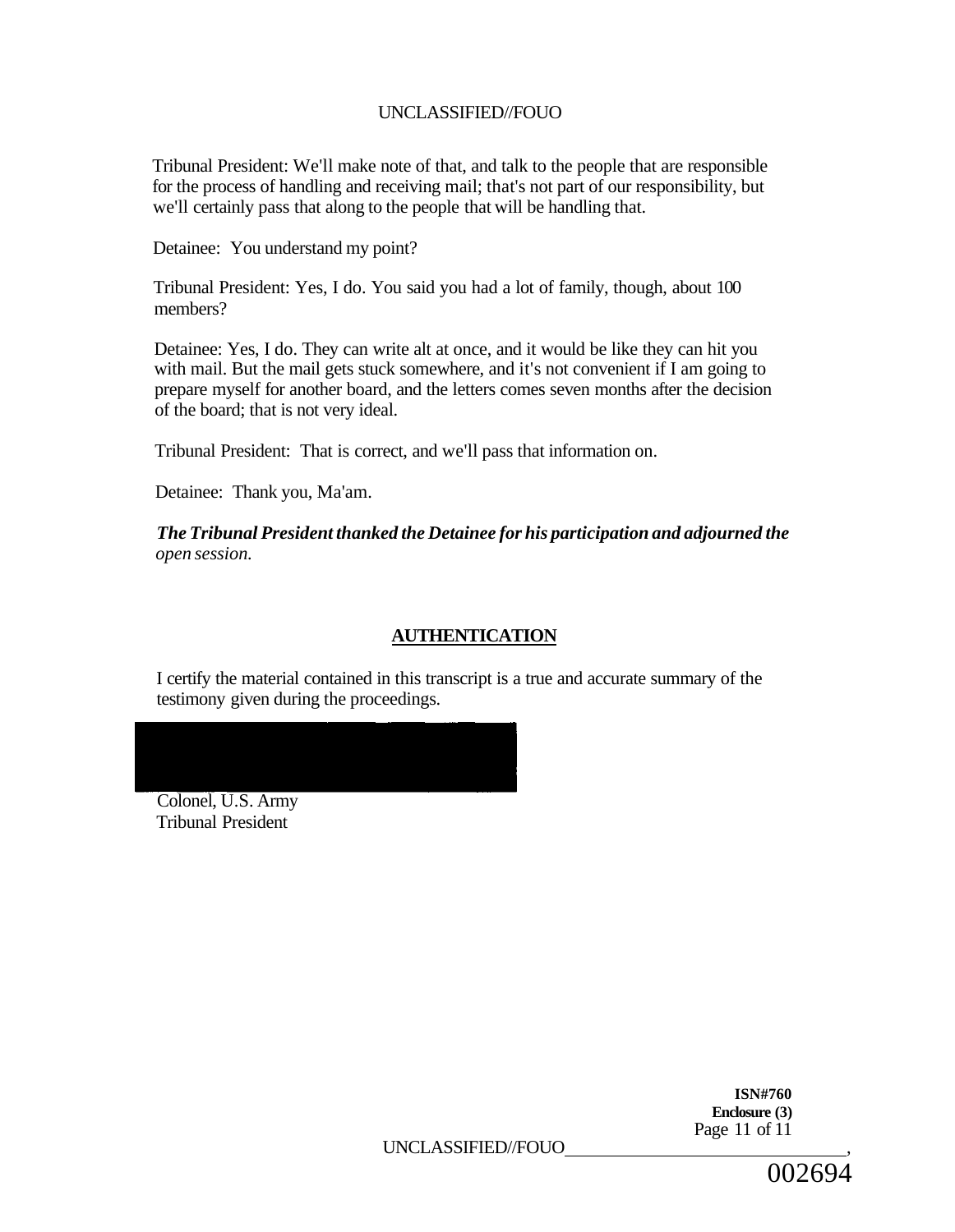Tribunal President: We'll make note of that, and talk to the people that are responsible for the process of handling and receiving mail; that's not part of our responsibility, but we'll certainly pass that along to the people that will be handling that.

Detainee: You understand my point?

Tribunal President: Yes, I do. You said you had a lot of family, though, about 100 members?

Detainee: Yes, I do. They can write alt at once, and it would be like they can hit you with mail. But the mail gets stuck somewhere, and it's not convenient if I am going to prepare myself for another board, and the letters comes seven months after the decision of the board; that is not very ideal.

Tribunal President: That is correct, and we'll pass that information on.

Detainee: Thank you, Ma'am.

***The Tribunal President thanked the Detainee for his participation and adjourned the** open session.*

## AUTHENTICATION

I certify the material contained in this transcript is a true and accurate summary of the testimony given during the proceedings.

Colonel, U.S. Army
Tribunal President

**ISN#760**
**Enclosure (3)**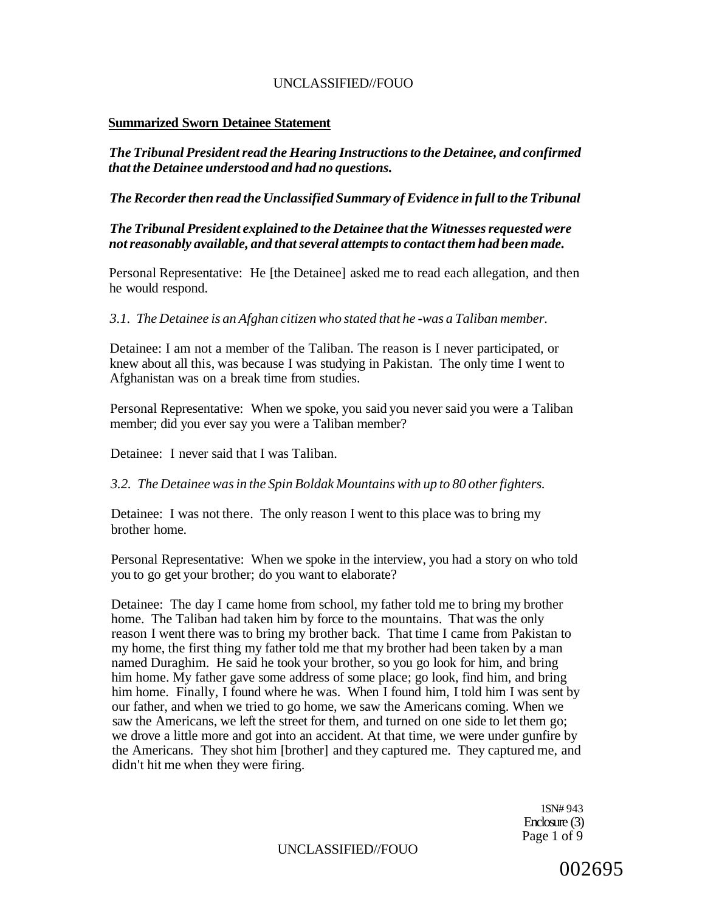**Summarized Sworn Detainee Statement**

***The Tribunal President read the Hearing Instructions to the Detainee, and confirmed that the Detainee understood and had no questions.***

***The Recorder then read the Unclassified Summary of Evidence in full to the Tribunal***

***The Tribunal President explained to the Detainee that the Witnesses requested were not reasonably available, and that several attempts to contact them had been made.***

Personal Representative: He [the Detainee] asked me to read each allegation, and then he would respond.

*3.1. The Detainee is an Afghan citizen who stated that he -was a Taliban member.*

Detainee: I am not a member of the Taliban. The reason is I never participated, or knew about all this, was because I was studying in Pakistan. The only time I went to Afghanistan was on a break time from studies.

Personal Representative: When we spoke, you said you never said you were a Taliban member; did you ever say you were a Taliban member?

Detainee: I never said that I was Taliban.

*3.2. The Detainee was in the Spin Boldak Mountains with up to 80 other fighters.*

Detainee: I was not there. The only reason I went to this place was to bring my brother home.

Personal Representative: When we spoke in the interview, you had a story on who told you to go get your brother; do you want to elaborate?

Detainee: The day I came home from school, my father told me to bring my brother home. The Taliban had taken him by force to the mountains. That was the only reason I went there was to bring my brother back. That time I came from Pakistan to my home, the first thing my father told me that my brother had been taken by a man named Duraghim. He said he took your brother, so you go look for him, and bring him home. My father gave some address of some place; go look, find him, and bring him home. Finally, I found where he was. When I found him, I told him I was sent by our father, and when we tried to go home, we saw the Americans coming. When we saw the Americans, we left the street for them, and turned on one side to let them go; we drove a little more and got into an accident. At that time, we were under gunfire by the Americans. They shot him [brother] and they captured me. They captured me, and didn't hit me when they were firing.

1SN# 943
Enclosure (3)

002695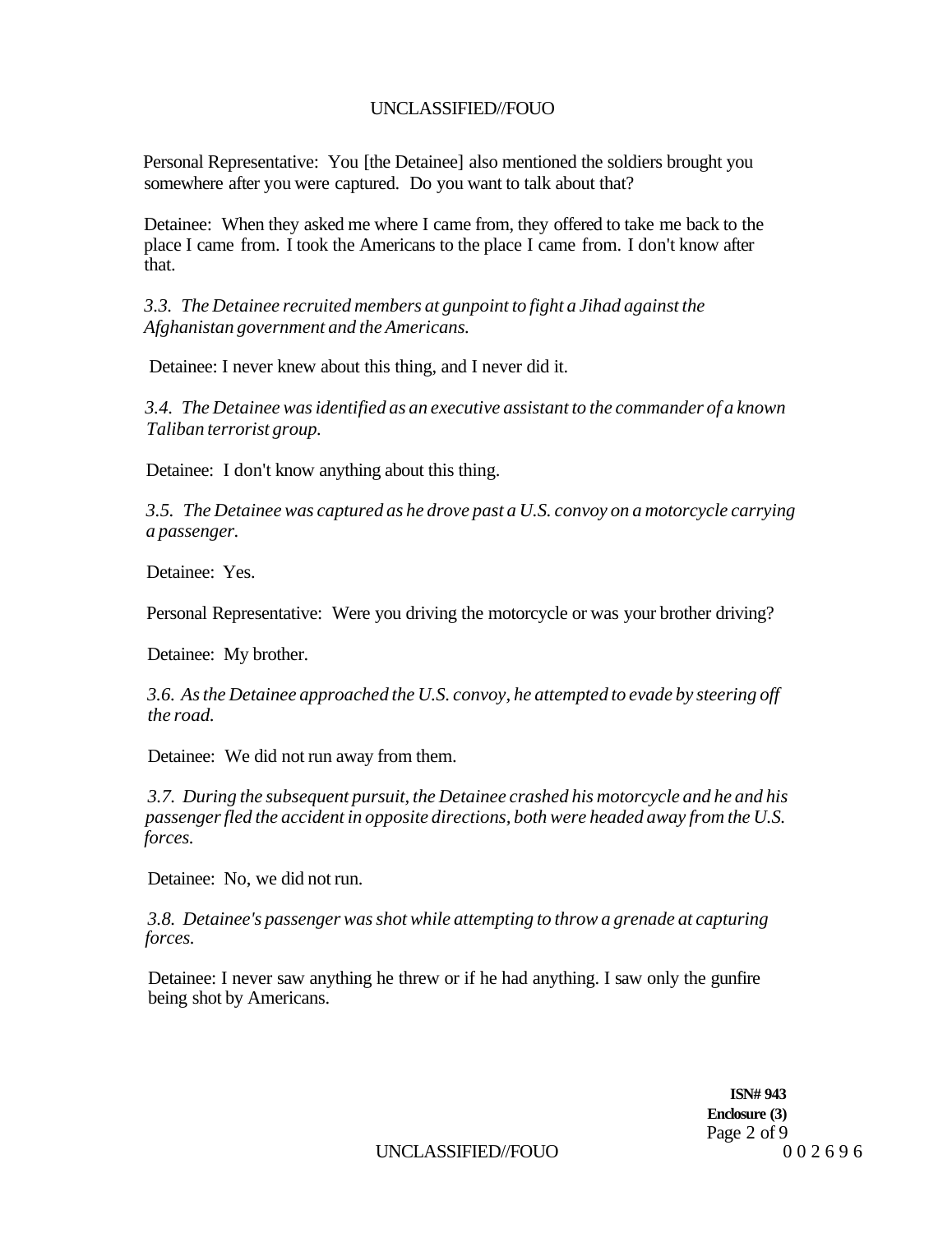Personal Representative: You [the Detainee] also mentioned the soldiers brought you somewhere after you were captured. Do you want to talk about that?

Detainee: When they asked me where I came from, they offered to take me back to the place I came from. I took the Americans to the place I came from. I don't know after that.

*3.3. The Detainee recruited members at gunpoint to fight a Jihad against the Afghanistan government and the Americans.*

Detainee: I never knew about this thing, and I never did it.

*3.4. The Detainee was identified as an executive assistant to the commander of a known Taliban terrorist group.*

Detainee: I don't know anything about this thing.

*3.5. The Detainee was captured as he drove past a U.S. convoy on a motorcycle carrying a passenger.*

Detainee: Yes.

Personal Representative: Were you driving the motorcycle or was your brother driving?

Detainee: My brother.

*3.6. As the Detainee approached the U.S. convoy, he attempted to evade by steering off the road.*

Detainee: We did not run away from them.

*3.7. During the subsequent pursuit, the Detainee crashed his motorcycle and he and his passenger fled the accident in opposite directions, both were headed away from the U.S. forces.*

Detainee: No, we did not run.

*3.8. Detainee's passenger was shot while attempting to throw a grenade at capturing forces.*

Detainee: I never saw anything he threw or if he had anything. I saw only the gunfire being shot by Americans.

**ISN# 943**
**Enclosure (3)**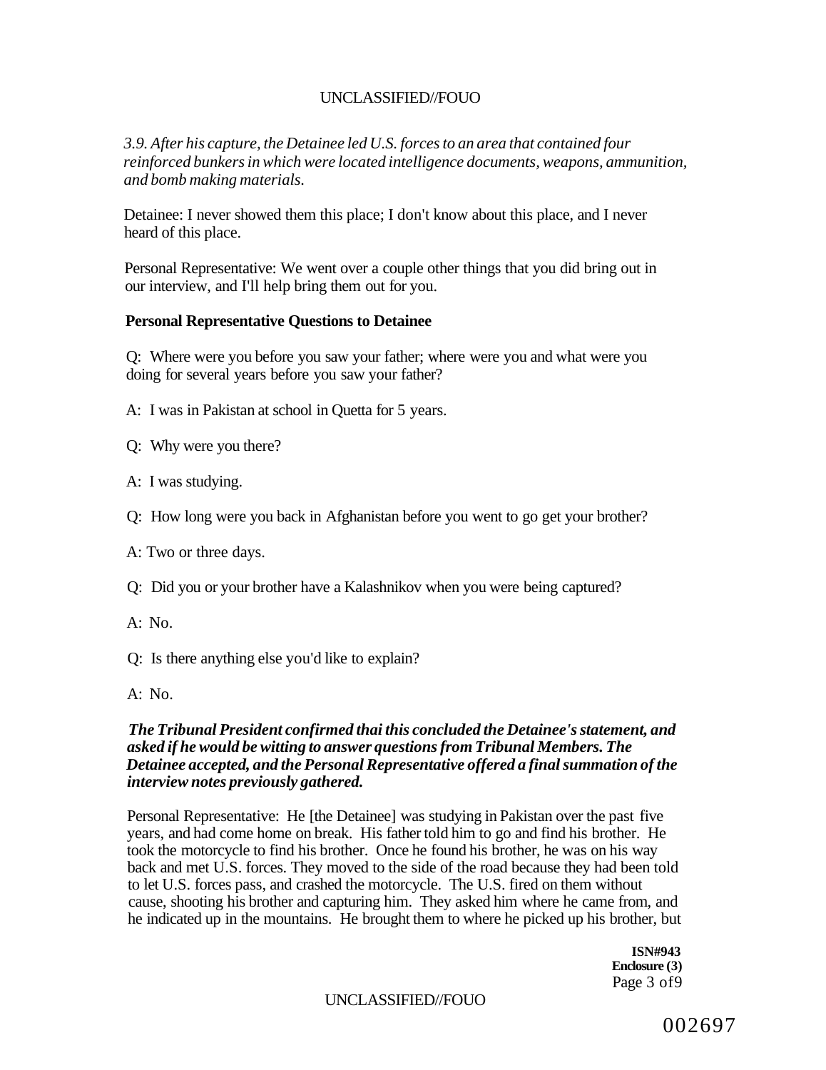*3.9. After his capture, the Detainee led U.S. forces to an area that contained four reinforced bunkers in which were located intelligence documents, weapons, ammunition, and bomb making materials.*

Detainee: I never showed them this place; I don't know about this place, and I never heard of this place.

Personal Representative: We went over a couple other things that you did bring out in our interview, and I'll help bring them out for you.

**Personal Representative Questions to Detainee**

Q: Where were you before you saw your father; where were you and what were you doing for several years before you saw your father?

A: I was in Pakistan at school in Quetta for 5 years.

Q: Why were you there?

A: I was studying.

Q: How long were you back in Afghanistan before you went to go get your brother?

A: Two or three days.

Q: Did you or your brother have a Kalashnikov when you were being captured?

A: No.

Q: Is there anything else you'd like to explain?

A: No.

***The Tribunal President confirmed thai this concluded the Detainee's statement, and asked if he would be witting to answer questions from Tribunal Members. The Detainee accepted, and the Personal Representative offered a final summation of the interview notes previously gathered.***

Personal Representative: He [the Detainee] was studying in Pakistan over the past five years, and had come home on break. His father told him to go and find his brother. He took the motorcycle to find his brother. Once he found his brother, he was on his way back and met U.S. forces. They moved to the side of the road because they had been told to let U.S. forces pass, and crashed the motorcycle. The U.S. fired on them without cause, shooting his brother and capturing him. They asked him where he came from, and he indicated up in the mountains. He brought them to where he picked up his brother, but

**ISN#943**
**Enclosure (3)**
Page 3 of9

002697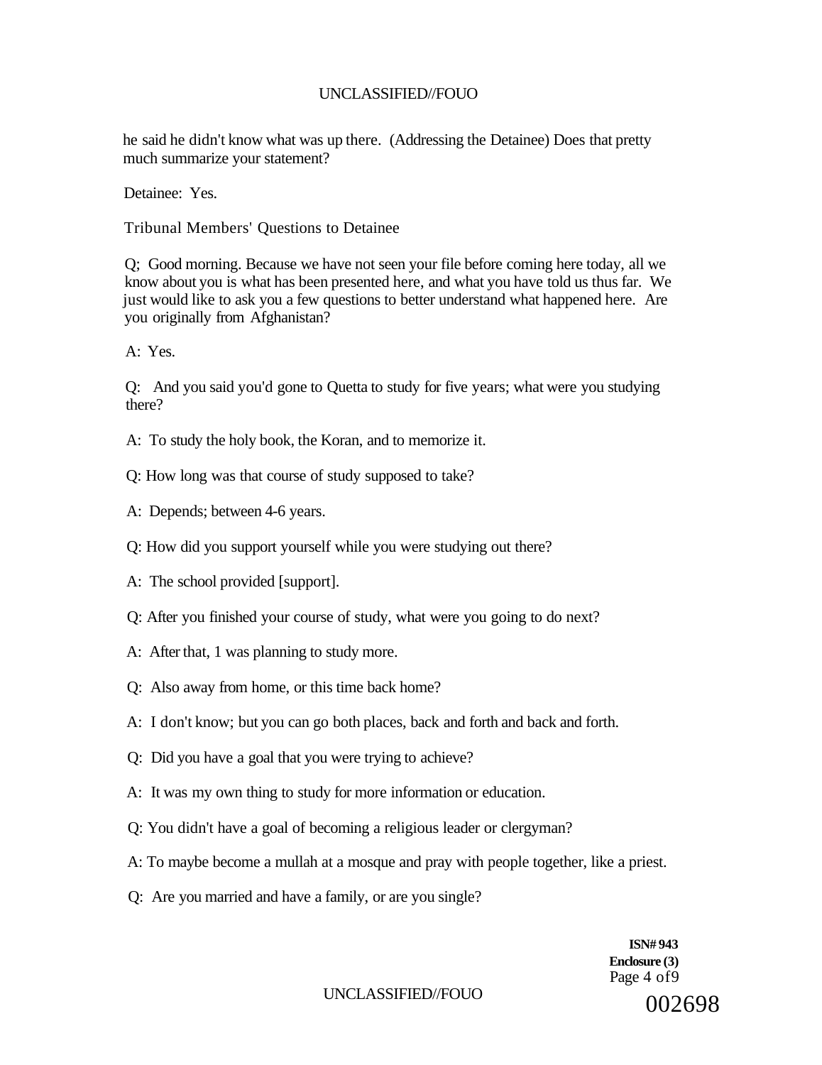he said he didn't know what was up there. (Addressing the Detainee) Does that pretty much summarize your statement?

Detainee: Yes.

Tribunal Members' Questions to Detainee

Q; Good morning. Because we have not seen your file before coming here today, all we know about you is what has been presented here, and what you have told us thus far. We just would like to ask you a few questions to better understand what happened here. Are you originally from Afghanistan?

A: Yes.

Q: And you said you'd gone to Quetta to study for five years; what were you studying there?

A: To study the holy book, the Koran, and to memorize it.

Q: How long was that course of study supposed to take?

A: Depends; between 4-6 years.

Q: How did you support yourself while you were studying out there?

A: The school provided [support].

Q: After you finished your course of study, what were you going to do next?

A: After that, 1 was planning to study more.

Q: Also away from home, or this time back home?

A: I don't know; but you can go both places, back and forth and back and forth.

Q: Did you have a goal that you were trying to achieve?

A: It was my own thing to study for more information or education.

Q: You didn't have a goal of becoming a religious leader or clergyman?

A: To maybe become a mullah at a mosque and pray with people together, like a priest.

Q: Are you married and have a family, or are you single?

**ISN# 943**
**Enclosure (3)**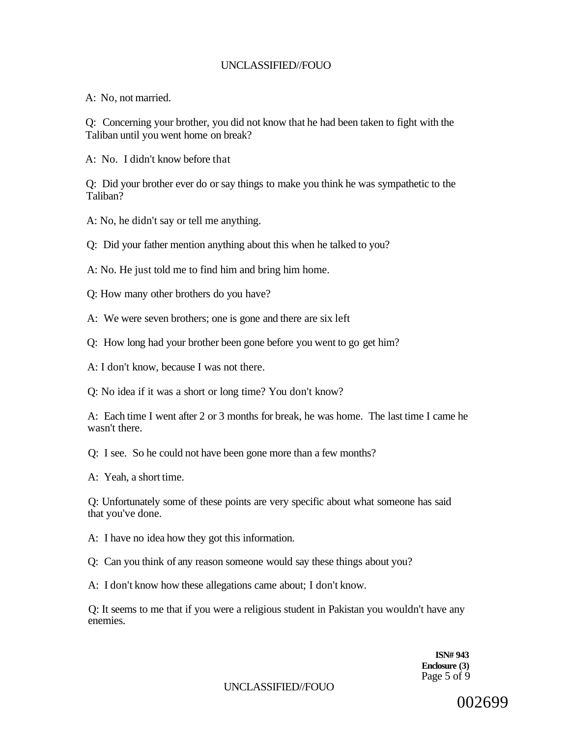A: No, not married.

Q: Concerning your brother, you did not know that he had been taken to fight with the Taliban until you went home on break?

A: No. I didn't know before that

Q: Did your brother ever do or say things to make you think he was sympathetic to the Taliban?

A: No, he didn't say or tell me anything.

Q: Did your father mention anything about this when he talked to you?

A: No. He just told me to find him and bring him home.

Q: How many other brothers do you have?

A: We were seven brothers; one is gone and there are six left

Q: How long had your brother been gone before you went to go get him?

A: I don't know, because I was not there.

Q: No idea if it was a short or long time? You don't know?

A: Each time I went after 2 or 3 months for break, he was home. The last time I came he wasn't there.

Q: I see. So he could not have been gone more than a few months?

A: Yeah, a short time.

Q: Unfortunately some of these points are very specific about what someone has said that you've done.

A: I have no idea how they got this information.

Q: Can you think of any reason someone would say these things about you?

A: I don't know how these allegations came about; I don't know.

Q: It seems to me that if you were a religious student in Pakistan you wouldn't have any enemies.

**ISN# 943**
**Enclosure (3)**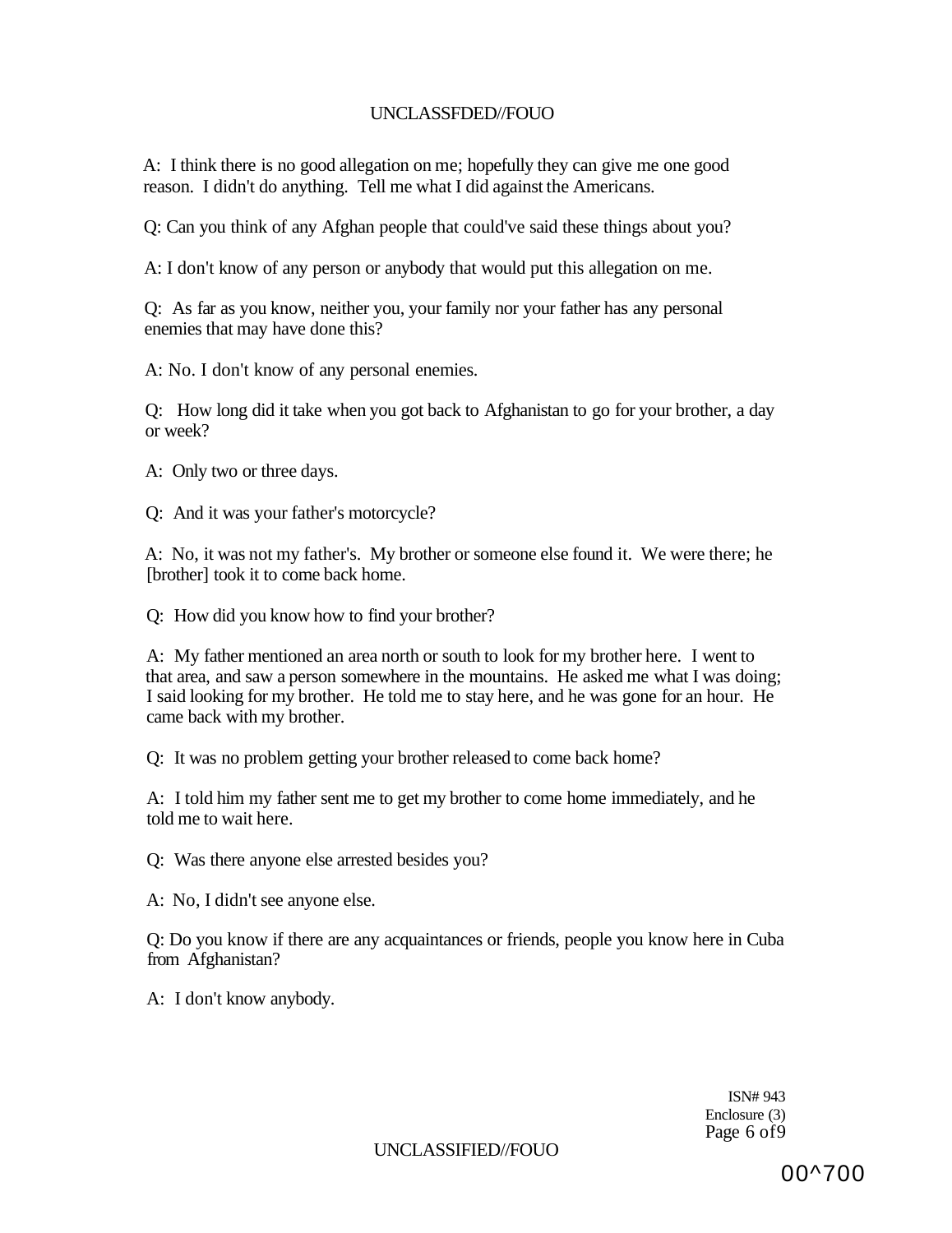A: I think there is no good allegation on me; hopefully they can give me one good reason. I didn't do anything. Tell me what I did against the Americans.

Q: Can you think of any Afghan people that could've said these things about you?

A: I don't know of any person or anybody that would put this allegation on me.

Q: As far as you know, neither you, your family nor your father has any personal enemies that may have done this?

A: No. I don't know of any personal enemies.

Q: How long did it take when you got back to Afghanistan to go for your brother, a day or week?

A: Only two or three days.

Q: And it was your father's motorcycle?

A: No, it was not my father's. My brother or someone else found it. We were there; he [brother] took it to come back home.

Q: How did you know how to find your brother?

A: My father mentioned an area north or south to look for my brother here. I went to that area, and saw a person somewhere in the mountains. He asked me what I was doing; I said looking for my brother. He told me to stay here, and he was gone for an hour. He came back with my brother.

Q: It was no problem getting your brother released to come back home?

A: I told him my father sent me to get my brother to come home immediately, and he told me to wait here.

Q: Was there anyone else arrested besides you?

A: No, I didn't see anyone else.

Q: Do you know if there are any acquaintances or friends, people you know here in Cuba from Afghanistan?

A: I don't know anybody.

ISN# 943
Enclosure (3)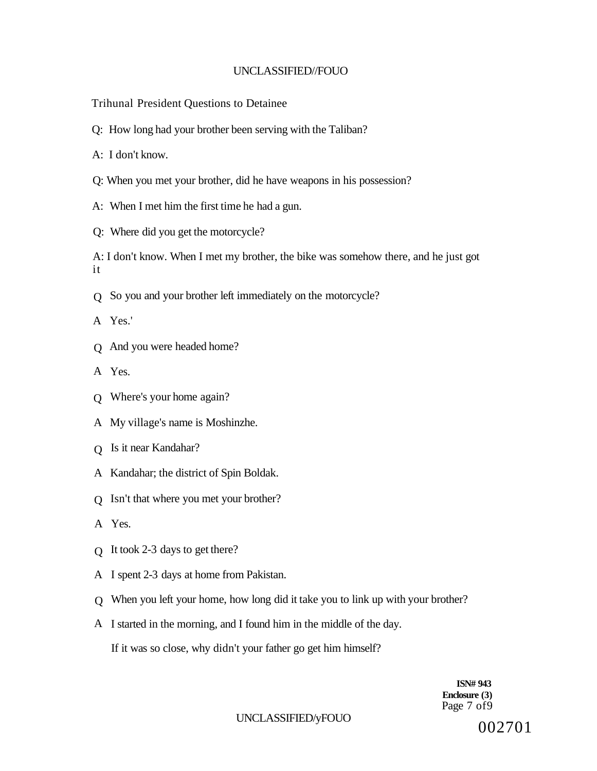Trihunal President Questions to Detainee

Q: How long had your brother been serving with the Taliban?

A: I don't know.

Q: When you met your brother, did he have weapons in his possession?

A: When I met him the first time he had a gun.

Q: Where did you get the motorcycle?

A: I don't know. When I met my brother, the bike was somehow there, and he just got it

Q So you and your brother left immediately on the motorcycle?

A Yes.'

Q And you were headed home?

A Yes.

Q Where's your home again?

A My village's name is Moshinzhe.

Q Is it near Kandahar?

A Kandahar; the district of Spin Boldak.

Q Isn't that where you met your brother?

A Yes.

Q It took 2-3 days to get there?

A I spent 2-3 days at home from Pakistan.

Q When you left your home, how long did it take you to link up with your brother?

A I started in the morning, and I found him in the middle of the day.

If it was so close, why didn't your father go get him himself?

**ISN# 943**
**Enclosure (3)**

002701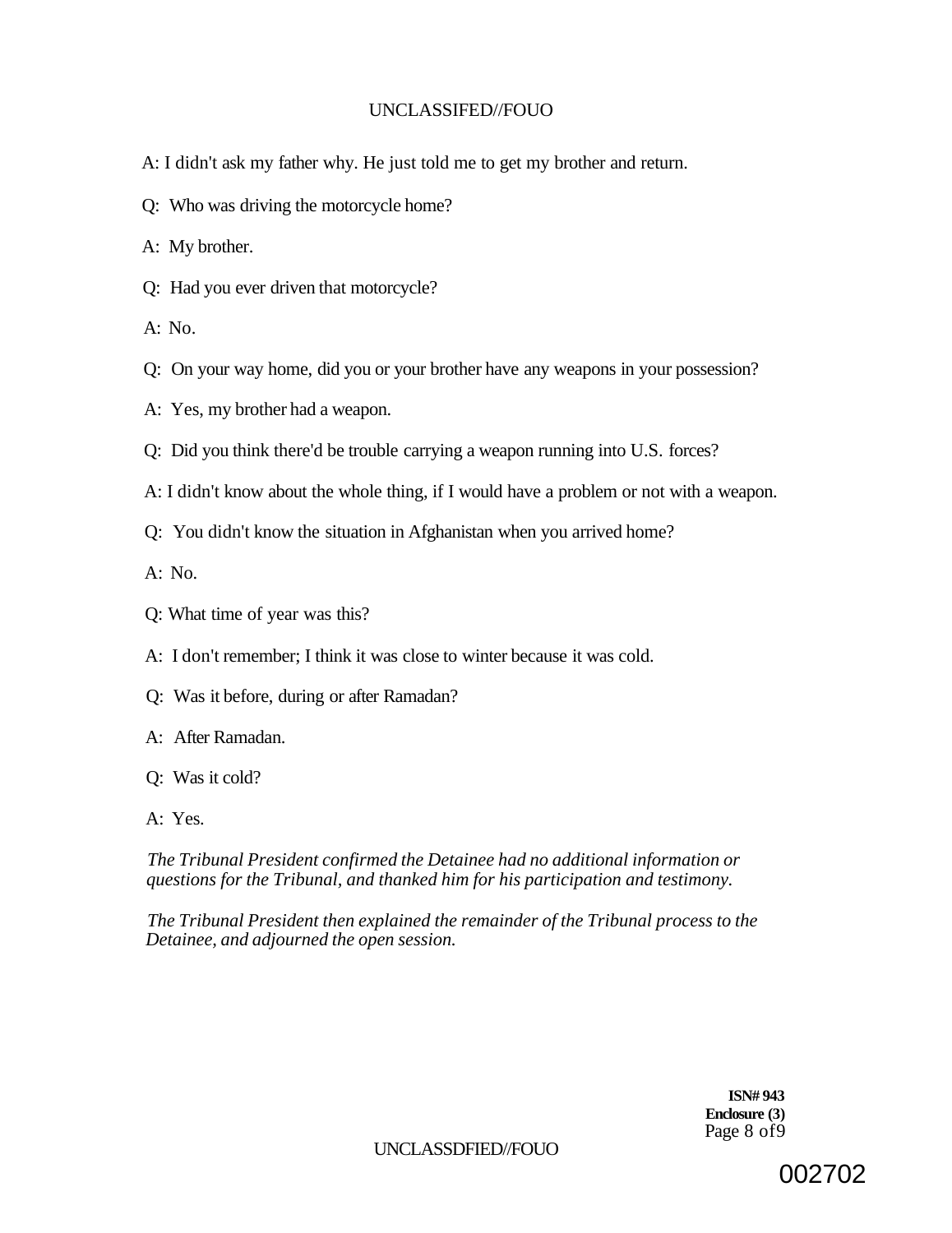A: I didn't ask my father why. He just told me to get my brother and return.

Q: Who was driving the motorcycle home?

A: My brother.

Q: Had you ever driven that motorcycle?

A: No.

Q: On your way home, did you or your brother have any weapons in your possession?

A: Yes, my brother had a weapon.

Q: Did you think there'd be trouble carrying a weapon running into U.S. forces?

A: I didn't know about the whole thing, if I would have a problem or not with a weapon.

Q: You didn't know the situation in Afghanistan when you arrived home?

A: No.

Q: What time of year was this?

A: I don't remember; I think it was close to winter because it was cold.

Q: Was it before, during or after Ramadan?

A: After Ramadan.

Q: Was it cold?

A: Yes.

*The Tribunal President confirmed the Detainee had no additional information or questions for the Tribunal, and thanked him for his participation and testimony.*

*The Tribunal President then explained the remainder of the Tribunal process to the Detainee, and adjourned the open session.*

**ISN# 943**
**Enclosure (3)**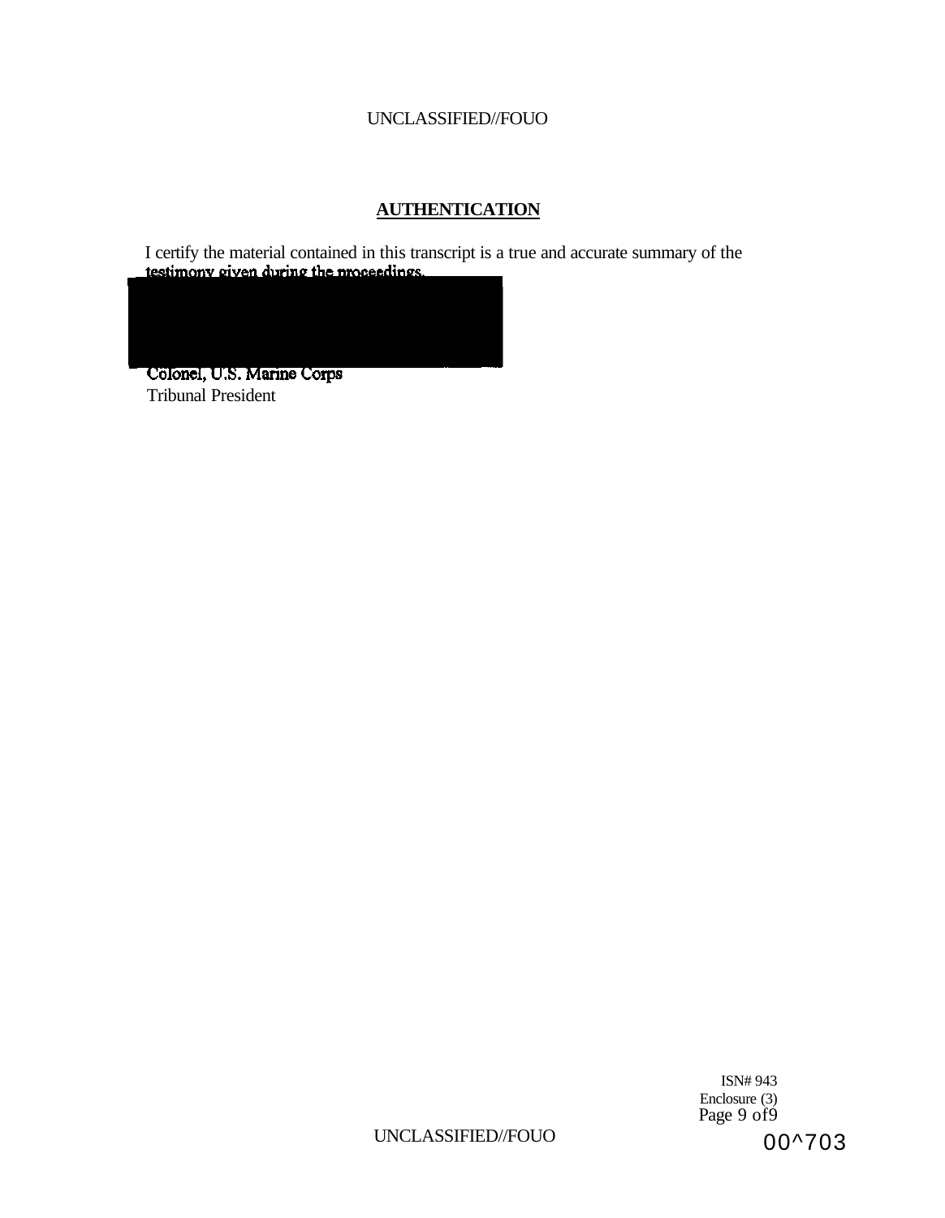## AUTHENTICATION

I certify the material contained in this transcript is a true and accurate summary of the testimony given during the proceedings.

Colonel, U.S. Marine Corps
Tribunal President

ISN# 943
Enclosure (3)
Page 9 of 9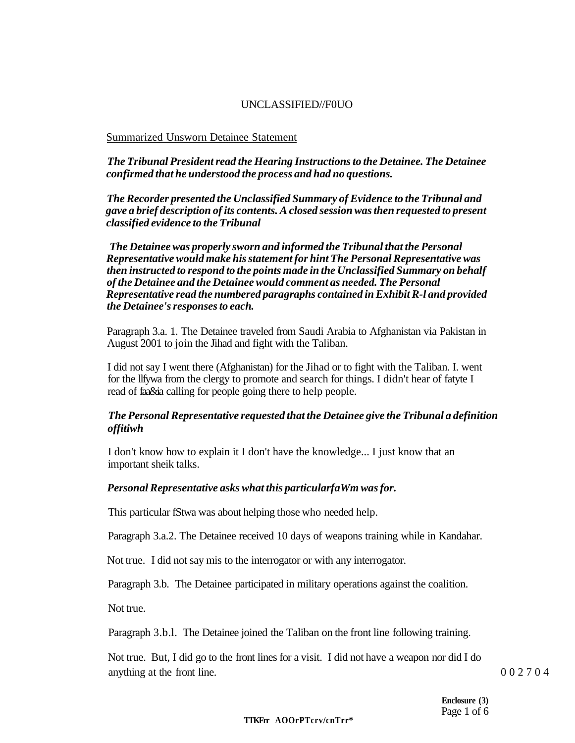UNCLASSIFIED//F0UO

Summarized Unsworn Detainee Statement

***The Tribunal President read the Hearing Instructions to the Detainee. The Detainee confirmed that he understood the process and had no questions.***

***The Recorder presented the Unclassified Summary of Evidence to the Tribunal and gave a brief description of its contents. A closed session was then requested to present classified evidence to the Tribunal***

***The Detainee was properly sworn and informed the Tribunal that the Personal Representative would make his statement for hint The Personal Representative was then instructed to respond to the points made in the Unclassified Summary on behalf of the Detainee and the Detainee would comment as needed. The Personal Representative read the numbered paragraphs contained in Exhibit R-l and provided the Detainee's responses to each.***

Paragraph 3.a. 1. The Detainee traveled from Saudi Arabia to Afghanistan via Pakistan in August 2001 to join the Jihad and fight with the Taliban.

I did not say I went there (Afghanistan) for the Jihad or to fight with the Taliban. I. went for the llfywa from the clergy to promote and search for things. I didn't hear of fatyte I read of faa&ia calling for people going there to help people.

***The Personal Representative requested that the Detainee give the Tribunal a definition offitiwh***

I don't know how to explain it I don't have the knowledge... I just know that an important sheik talks.

***Personal Representative asks what this particularfaWm was for.***

This particular fStwa was about helping those who needed help.

Paragraph 3.a.2. The Detainee received 10 days of weapons training while in Kandahar.

Not true. I did not say mis to the interrogator or with any interrogator.

Paragraph 3.b. The Detainee participated in military operations against the coalition.

Not true.

Paragraph 3.b.l. The Detainee joined the Taliban on the front line following training.

Not true. But, I did go to the front lines for a visit. I did not have a weapon nor did I do anything at the front line.

002704

Enclosure (3)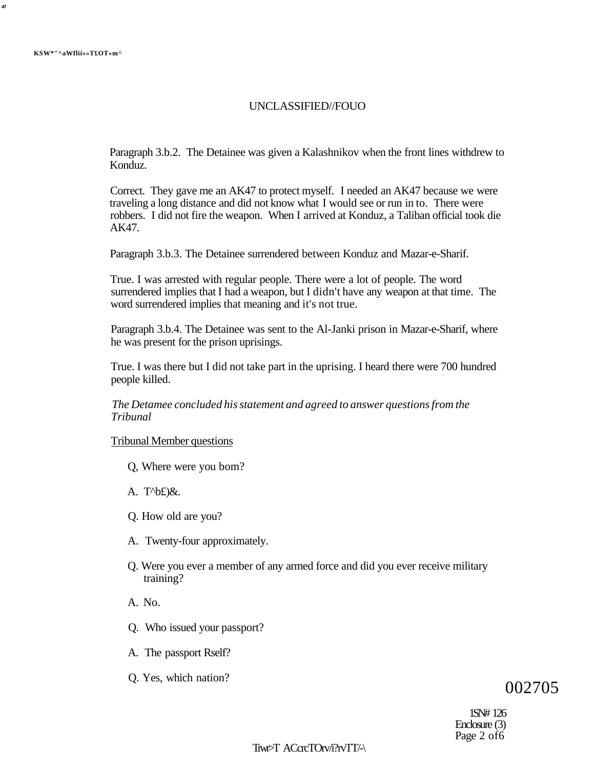UNCLASSIFIED//FOUO

Paragraph 3.b.2. The Detainee was given a Kalashnikov when the front lines withdrew to Konduz.

Correct. They gave me an AK47 to protect myself. I needed an AK47 because we were traveling a long distance and did not know what I would see or run in to. There were robbers. I did not fire the weapon. When I arrived at Konduz, a Taliban official took die AK47.

Paragraph 3.b.3. The Detainee surrendered between Konduz and Mazar-e-Sharif.

True. I was arrested with regular people. There were a lot of people. The word surrendered implies that I had a weapon, but I didn't have any weapon at that time. The word surrendered implies that meaning and it's not true.

Paragraph 3.b.4. The Detainee was sent to the Al-Janki prison in Mazar-e-Sharif, where he was present for the prison uprisings.

True. I was there but I did not take part in the uprising. I heard there were 700 hundred people killed.

*The Detamee concluded his statement and agreed to answer questions from the Tribunal*

Tribunal Member questions

Q, Where were you bom?

A. T^b£)&.

Q. How old are you?

A. Twenty-four approximately.

Q. Were you ever a member of any armed force and did you ever receive military training?

A. No.

Q. Who issued your passport?

A. The passport Rself?

Q. Yes, which nation?

002705

1SN# 126
Enclosure (3)
Page 2 of 6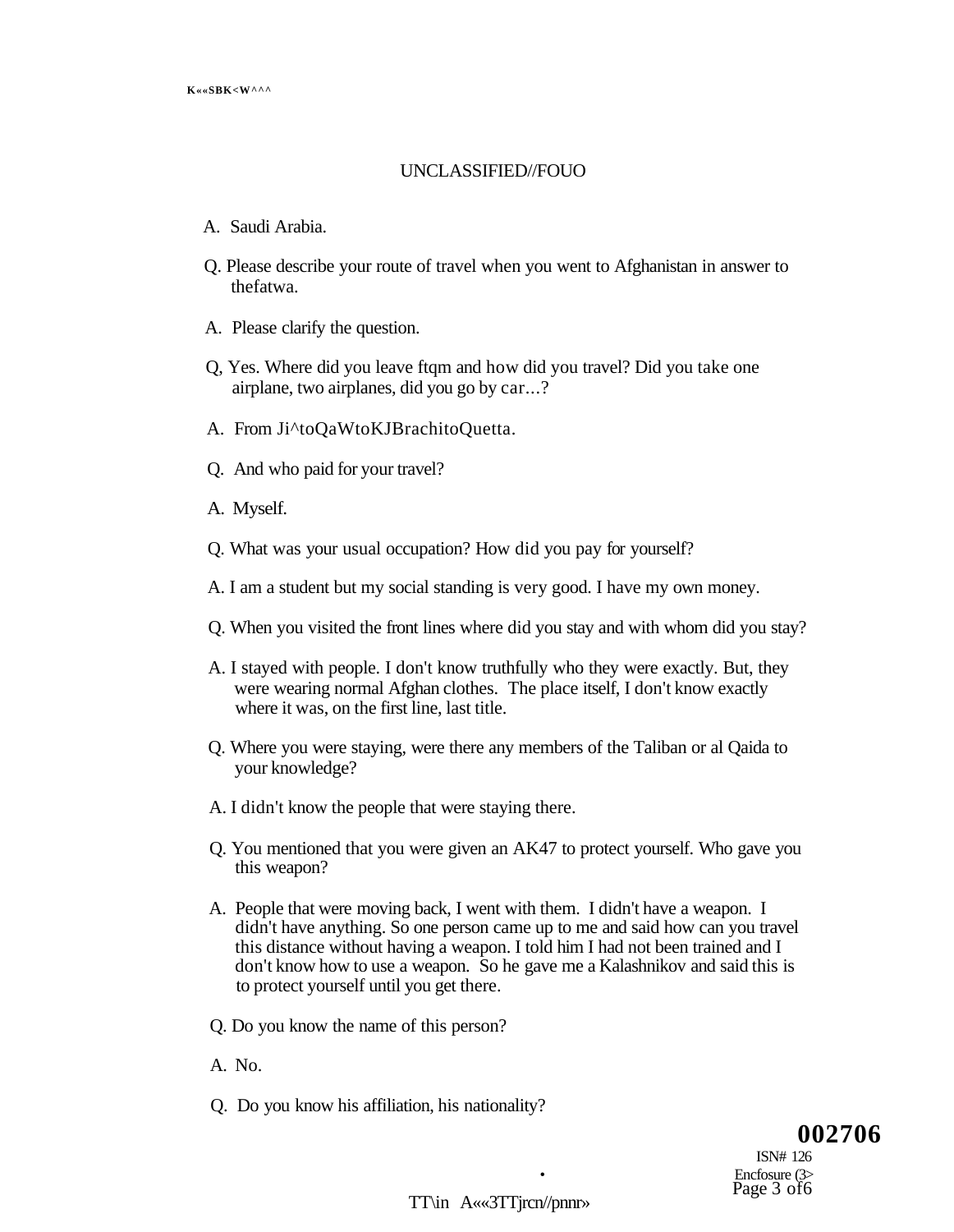UNCLASSIFIED//FOUO

A. Saudi Arabia.

Q. Please describe your route of travel when you went to Afghanistan in answer to thefatwa.

A. Please clarify the question.

Q, Yes. Where did you leave ftqm and how did you travel? Did you take one airplane, two airplanes, did you go by car...?

A. From Ji^toQaWtoKJBrachitoQuetta.

Q. And who paid for your travel?

A. Myself.

Q. What was your usual occupation? How did you pay for yourself?

A. I am a student but my social standing is very good. I have my own money.

Q. When you visited the front lines where did you stay and with whom did you stay?

A. I stayed with people. I don't know truthfully who they were exactly. But, they were wearing normal Afghan clothes. The place itself, I don't know exactly where it was, on the first line, last title.

Q. Where you were staying, were there any members of the Taliban or al Qaida to your knowledge?

A. I didn't know the people that were staying there.

Q. You mentioned that you were given an AK47 to protect yourself. Who gave you this weapon?

A. People that were moving back, I went with them. I didn't have a weapon. I didn't have anything. So one person came up to me and said how can you travel this distance without having a weapon. I told him I had not been trained and I don't know how to use a weapon. So he gave me a Kalashnikov and said this is to protect yourself until you get there.

Q. Do you know the name of this person?

A. No.

Q. Do you know his affiliation, his nationality?

**002706**

ISN# 126

Encfosure (3>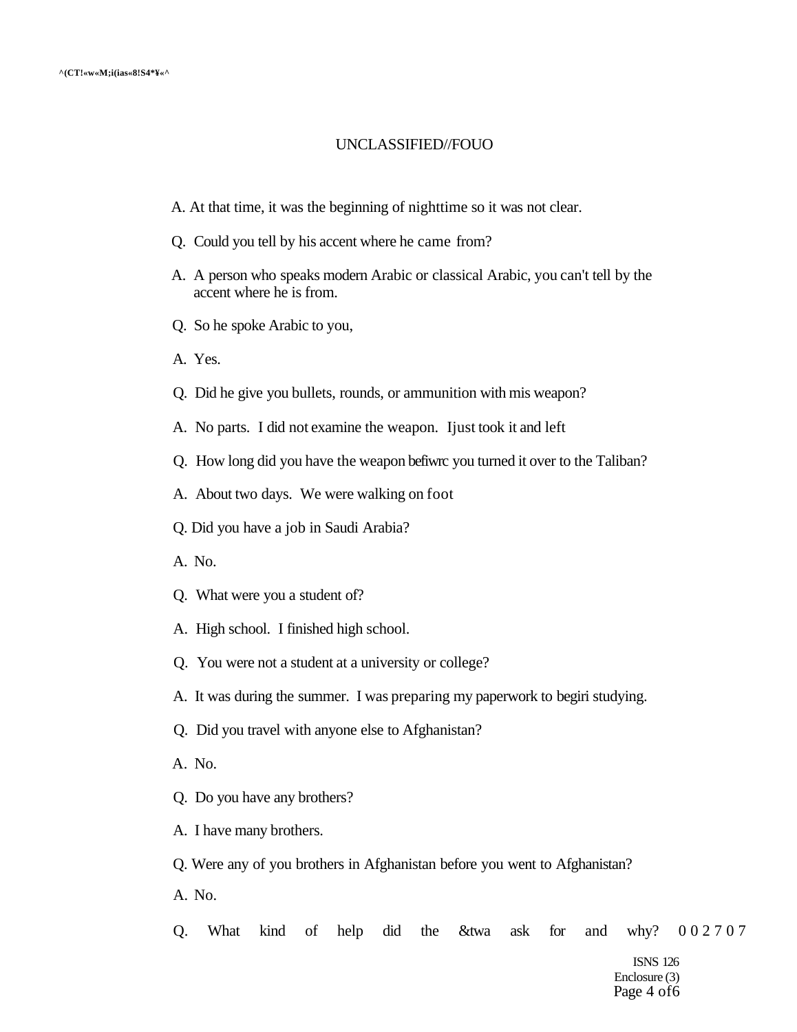UNCLASSIFIED//FOUO

A. At that time, it was the beginning of nighttime so it was not clear.

Q. Could you tell by his accent where he came from?

A. A person who speaks modern Arabic or classical Arabic, you can't tell by the accent where he is from.

Q. So he spoke Arabic to you,

A. Yes.

Q. Did he give you bullets, rounds, or ammunition with mis weapon?

A. No parts. I did not examine the weapon. Ijust took it and left

Q. How long did you have the weapon befiwrc you turned it over to the Taliban?

A. About two days. We were walking on foot

Q. Did you have a job in Saudi Arabia?

A. No.

Q. What were you a student of?

A. High school. I finished high school.

Q. You were not a student at a university or college?

A. It was during the summer. I was preparing my paperwork to begiri studying.

Q. Did you travel with anyone else to Afghanistan?

A. No.

Q. Do you have any brothers?

A. I have many brothers.

Q. Were any of you brothers in Afghanistan before you went to Afghanistan?

A. No.

Q. What kind of help did the &twa ask for and why? 002707

ISNS 126
Enclosure (3)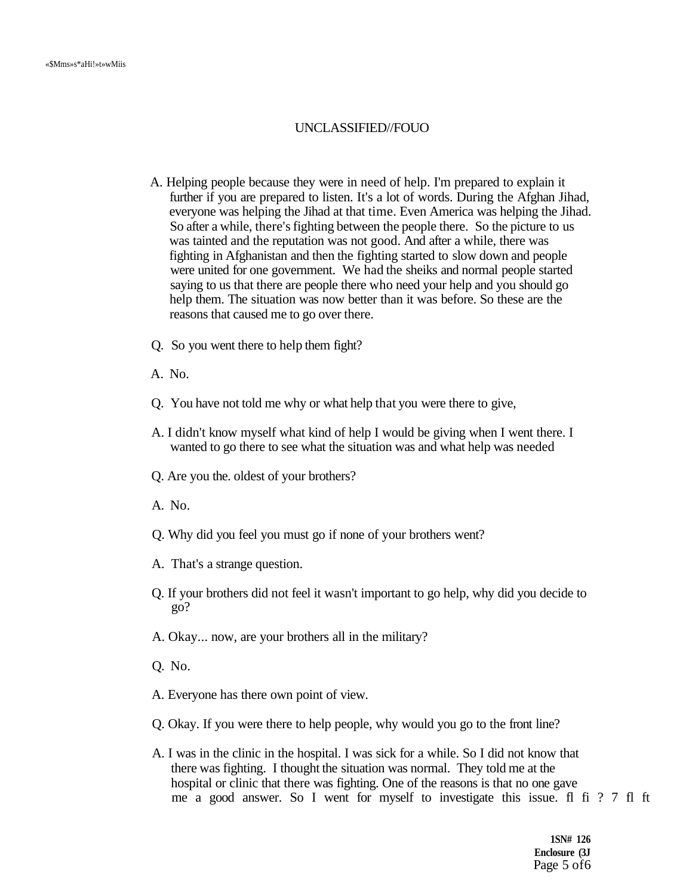UNCLASSIFIED//FOUO

A. Helping people because they were in need of help. I'm prepared to explain it further if you are prepared to listen. It's a lot of words. During the Afghan Jihad, everyone was helping the Jihad at that time. Even America was helping the Jihad. So after a while, there's fighting between the people there. So the picture to us was tainted and the reputation was not good. And after a while, there was fighting in Afghanistan and then the fighting started to slow down and people were united for one government. We had the sheiks and normal people started saying to us that there are people there who need your help and you should go help them. The situation was now better than it was before. So these are the reasons that caused me to go over there.

Q. So you went there to help them fight?

A. No.

Q. You have not told me why or what help that you were there to give,

A. I didn't know myself what kind of help I would be giving when I went there. I wanted to go there to see what the situation was and what help was needed

Q. Are you the. oldest of your brothers?

A. No.

Q. Why did you feel you must go if none of your brothers went?

A. That's a strange question.

Q. If your brothers did not feel it wasn't important to go help, why did you decide to go?

A. Okay... now, are your brothers all in the military?

Q. No.

A. Everyone has there own point of view.

Q. Okay. If you were there to help people, why would you go to the front line?

A. I was in the clinic in the hospital. I was sick for a while. So I did not know that there was fighting. I thought the situation was normal. They told me at the hospital or clinic that there was fighting. One of the reasons is that no one gave me a good answer. So I went for myself to investigate this issue. fl fi ? 7 fl ft

1SN# 126
Enclosure (3J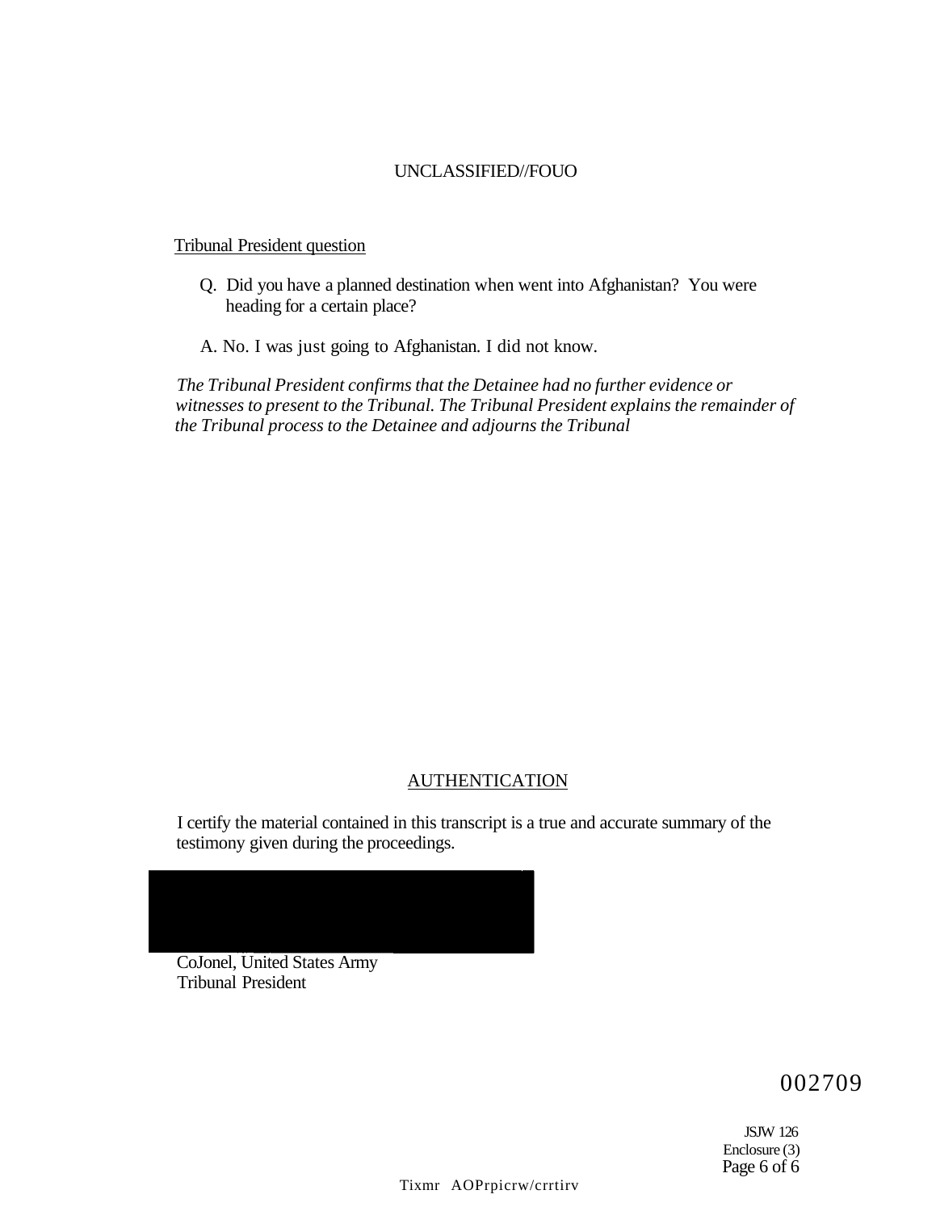UNCLASSIFIED//FOUO

Tribunal President question

Q. Did you have a planned destination when went into Afghanistan? You were heading for a certain place?

A. No. I was just going to Afghanistan. I did not know.

*The Tribunal President confirms that the Detainee had no further evidence or witnesses to present to the Tribunal. The Tribunal President explains the remainder of the Tribunal process to the Detainee and adjourns the Tribunal*

AUTHENTICATION

I certify the material contained in this transcript is a true and accurate summary of the testimony given during the proceedings.

CoJonel, United States Army
Tribunal President

002709

JSJW 126
Enclosure (3)

Tixmr AOPrpicrw/crrtirv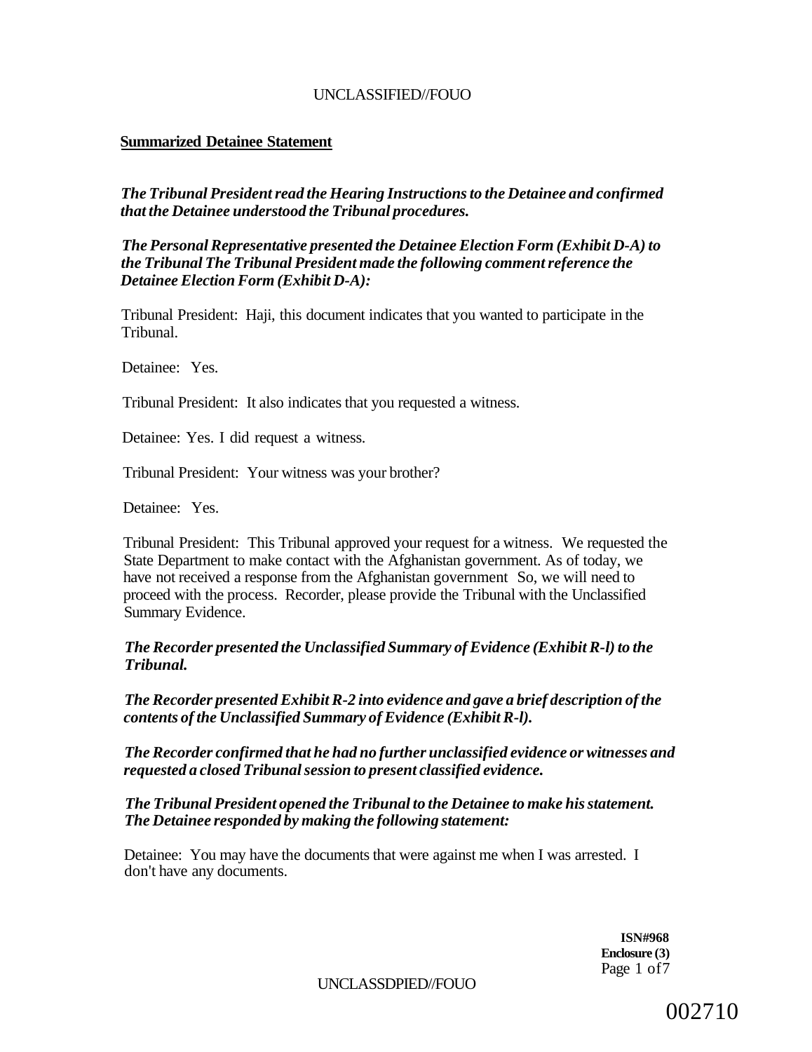**Summarized Detainee Statement**

***The Tribunal President read the Hearing Instructions to the Detainee and confirmed that the Detainee understood the Tribunal procedures.***

***The Personal Representative presented the Detainee Election Form (Exhibit D-A) to the Tribunal The Tribunal President made the following comment reference the Detainee Election Form (Exhibit D-A):***

Tribunal President: Haji, this document indicates that you wanted to participate in the Tribunal.

Detainee: Yes.

Tribunal President: It also indicates that you requested a witness.

Detainee: Yes. I did request a witness.

Tribunal President: Your witness was your brother?

Detainee: Yes.

Tribunal President: This Tribunal approved your request for a witness. We requested the State Department to make contact with the Afghanistan government. As of today, we have not received a response from the Afghanistan government So, we will need to proceed with the process. Recorder, please provide the Tribunal with the Unclassified Summary Evidence.

***The Recorder presented the Unclassified Summary of Evidence (Exhibit R-l) to the Tribunal.***

***The Recorder presented Exhibit R-2 into evidence and gave a brief description of the contents of the Unclassified Summary of Evidence (Exhibit R-l).***

***The Recorder confirmed that he had no further unclassified evidence or witnesses and requested a closed Tribunal session to present classified evidence.***

***The Tribunal President opened the Tribunal to the Detainee to make his statement. The Detainee responded by making the following statement:***

Detainee: You may have the documents that were against me when I was arrested. I don't have any documents.

**ISN#968**
**Enclosure (3)**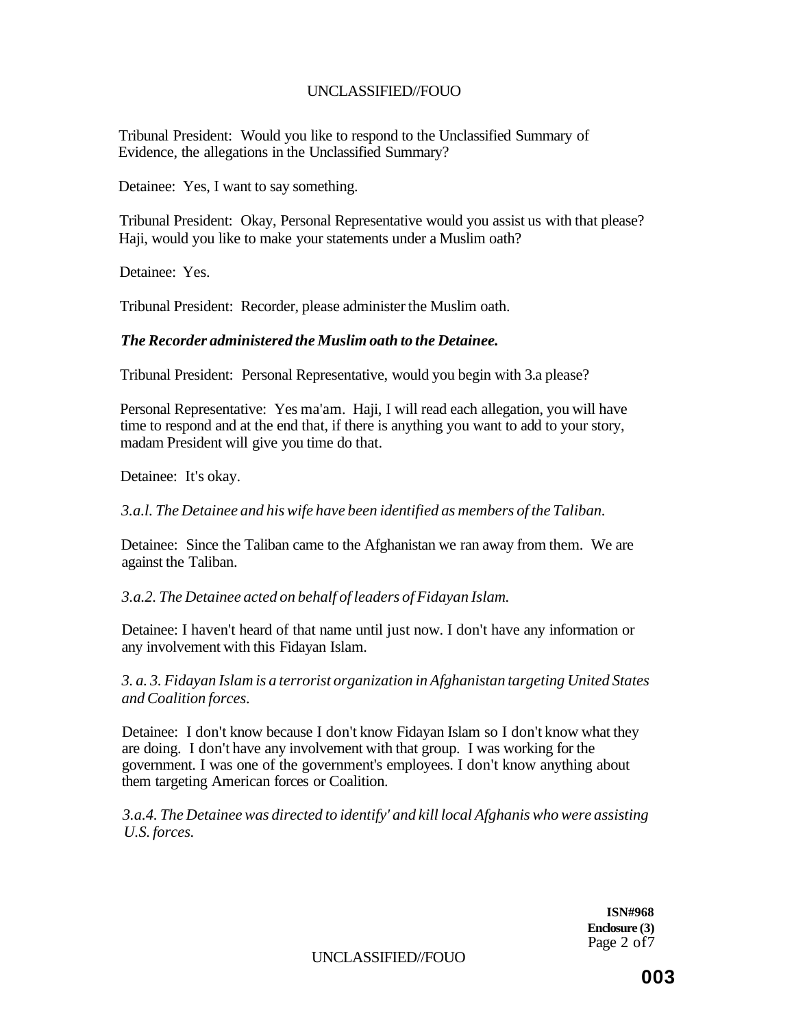Tribunal President: Would you like to respond to the Unclassified Summary of Evidence, the allegations in the Unclassified Summary?

Detainee: Yes, I want to say something.

Tribunal President: Okay, Personal Representative would you assist us with that please? Haji, would you like to make your statements under a Muslim oath?

Detainee: Yes.

Tribunal President: Recorder, please administer the Muslim oath.

***The Recorder administered the Muslim oath to the Detainee.***

Tribunal President: Personal Representative, would you begin with 3.a please?

Personal Representative: Yes ma'am. Haji, I will read each allegation, you will have time to respond and at the end that, if there is anything you want to add to your story, madam President will give you time do that.

Detainee: It's okay.

*3.a.l. The Detainee and his wife have been identified as members of the Taliban.*

Detainee: Since the Taliban came to the Afghanistan we ran away from them. We are against the Taliban.

*3.a.2. The Detainee acted on behalf of leaders of Fidayan Islam.*

Detainee: I haven't heard of that name until just now. I don't have any information or any involvement with this Fidayan Islam.

*3. a. 3. Fidayan Islam is a terrorist organization in Afghanistan targeting United States and Coalition forces.*

Detainee: I don't know because I don't know Fidayan Islam so I don't know what they are doing. I don't have any involvement with that group. I was working for the government. I was one of the government's employees. I don't know anything about them targeting American forces or Coalition.

*3.a.4. The Detainee was directed to identify' and kill local Afghanis who were assisting U.S. forces.*

**ISN#968**
**Enclosure (3)**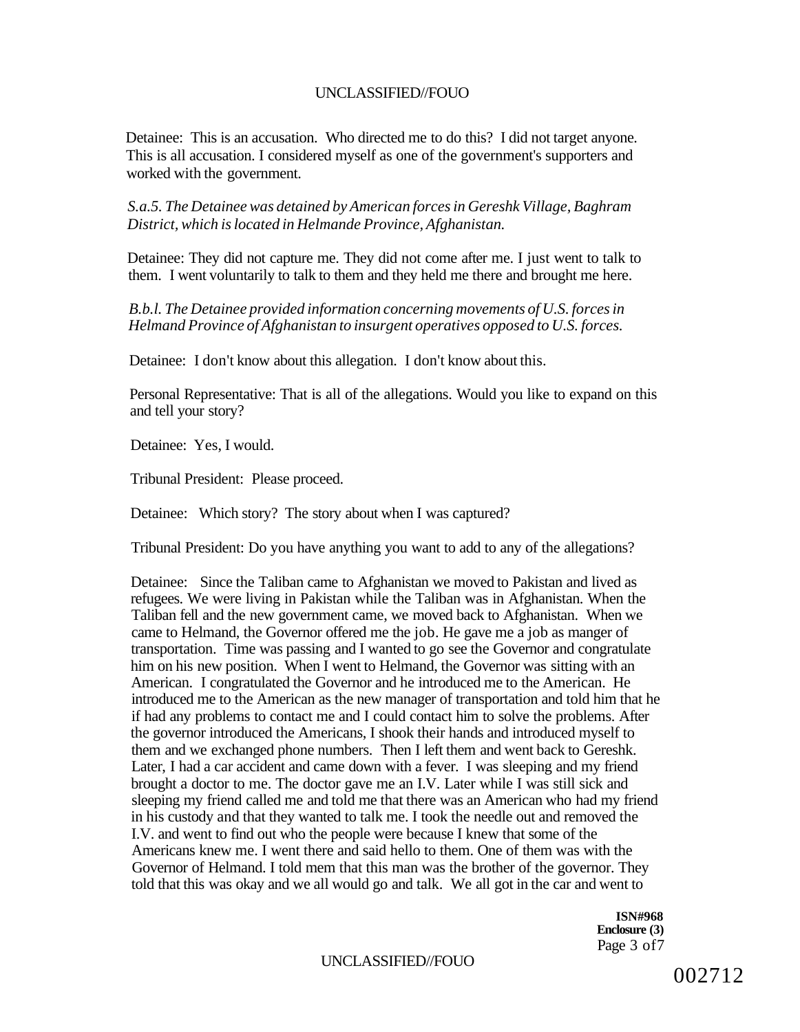Detainee: This is an accusation. Who directed me to do this? I did not target anyone. This is all accusation. I considered myself as one of the government's supporters and worked with the government.

*S.a.5. The Detainee was detained by American forces in Gereshk Village, Baghram District, which is located in Helmande Province, Afghanistan.*

Detainee: They did not capture me. They did not come after me. I just went to talk to them. I went voluntarily to talk to them and they held me there and brought me here.

*B.b.l. The Detainee provided information concerning movements of U.S. forces in Helmand Province of Afghanistan to insurgent operatives opposed to U.S. forces.*

Detainee: I don't know about this allegation. I don't know about this.

Personal Representative: That is all of the allegations. Would you like to expand on this and tell your story?

Detainee: Yes, I would.

Tribunal President: Please proceed.

Detainee: Which story? The story about when I was captured?

Tribunal President: Do you have anything you want to add to any of the allegations?

Detainee: Since the Taliban came to Afghanistan we moved to Pakistan and lived as refugees. We were living in Pakistan while the Taliban was in Afghanistan. When the Taliban fell and the new government came, we moved back to Afghanistan. When we came to Helmand, the Governor offered me the job. He gave me a job as manger of transportation. Time was passing and I wanted to go see the Governor and congratulate him on his new position. When I went to Helmand, the Governor was sitting with an American. I congratulated the Governor and he introduced me to the American. He introduced me to the American as the new manager of transportation and told him that he if had any problems to contact me and I could contact him to solve the problems. After the governor introduced the Americans, I shook their hands and introduced myself to them and we exchanged phone numbers. Then I left them and went back to Gereshk. Later, I had a car accident and came down with a fever. I was sleeping and my friend brought a doctor to me. The doctor gave me an I.V. Later while I was still sick and sleeping my friend called me and told me that there was an American who had my friend in his custody and that they wanted to talk me. I took the needle out and removed the I.V. and went to find out who the people were because I knew that some of the Americans knew me. I went there and said hello to them. One of them was with the Governor of Helmand. I told mem that this man was the brother of the governor. They told that this was okay and we all would go and talk. We all got in the car and went to

ISN#968
Enclosure (3)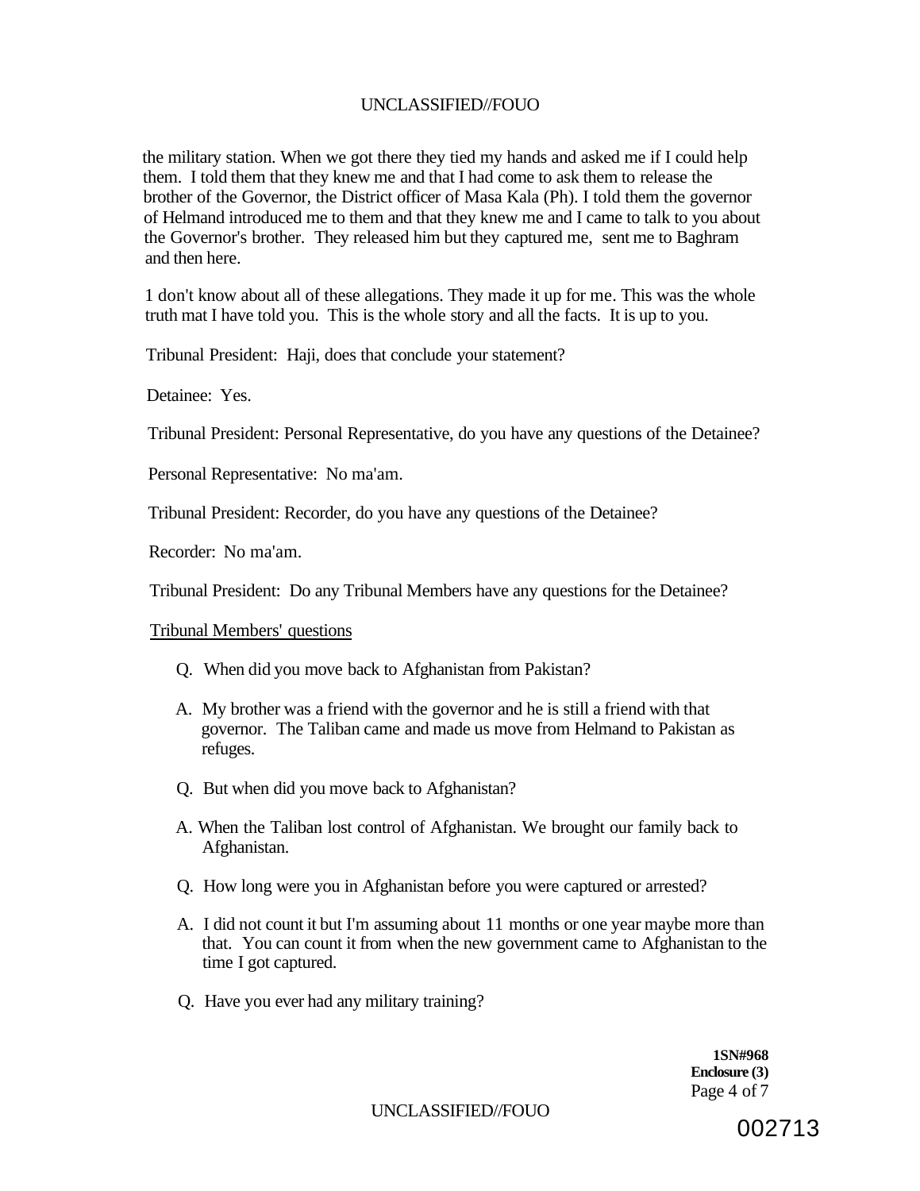the military station. When we got there they tied my hands and asked me if I could help them. I told them that they knew me and that I had come to ask them to release the brother of the Governor, the District officer of Masa Kala (Ph). I told them the governor of Helmand introduced me to them and that they knew me and I came to talk to you about the Governor's brother. They released him but they captured me, sent me to Baghram and then here.

1 don't know about all of these allegations. They made it up for me. This was the whole truth mat I have told you. This is the whole story and all the facts. It is up to you.

Tribunal President: Haji, does that conclude your statement?

Detainee: Yes.

Tribunal President: Personal Representative, do you have any questions of the Detainee?

Personal Representative: No ma'am.

Tribunal President: Recorder, do you have any questions of the Detainee?

Recorder: No ma'am.

Tribunal President: Do any Tribunal Members have any questions for the Detainee?

Tribunal Members' questions

Q. When did you move back to Afghanistan from Pakistan?

A. My brother was a friend with the governor and he is still a friend with that governor. The Taliban came and made us move from Helmand to Pakistan as refuges.

Q. But when did you move back to Afghanistan?

A. When the Taliban lost control of Afghanistan. We brought our family back to Afghanistan.

Q. How long were you in Afghanistan before you were captured or arrested?

A. I did not count it but I'm assuming about 11 months or one year maybe more than that. You can count it from when the new government came to Afghanistan to the time I got captured.

Q. Have you ever had any military training?

**1SN#968**
**Enclosure (3)**

002713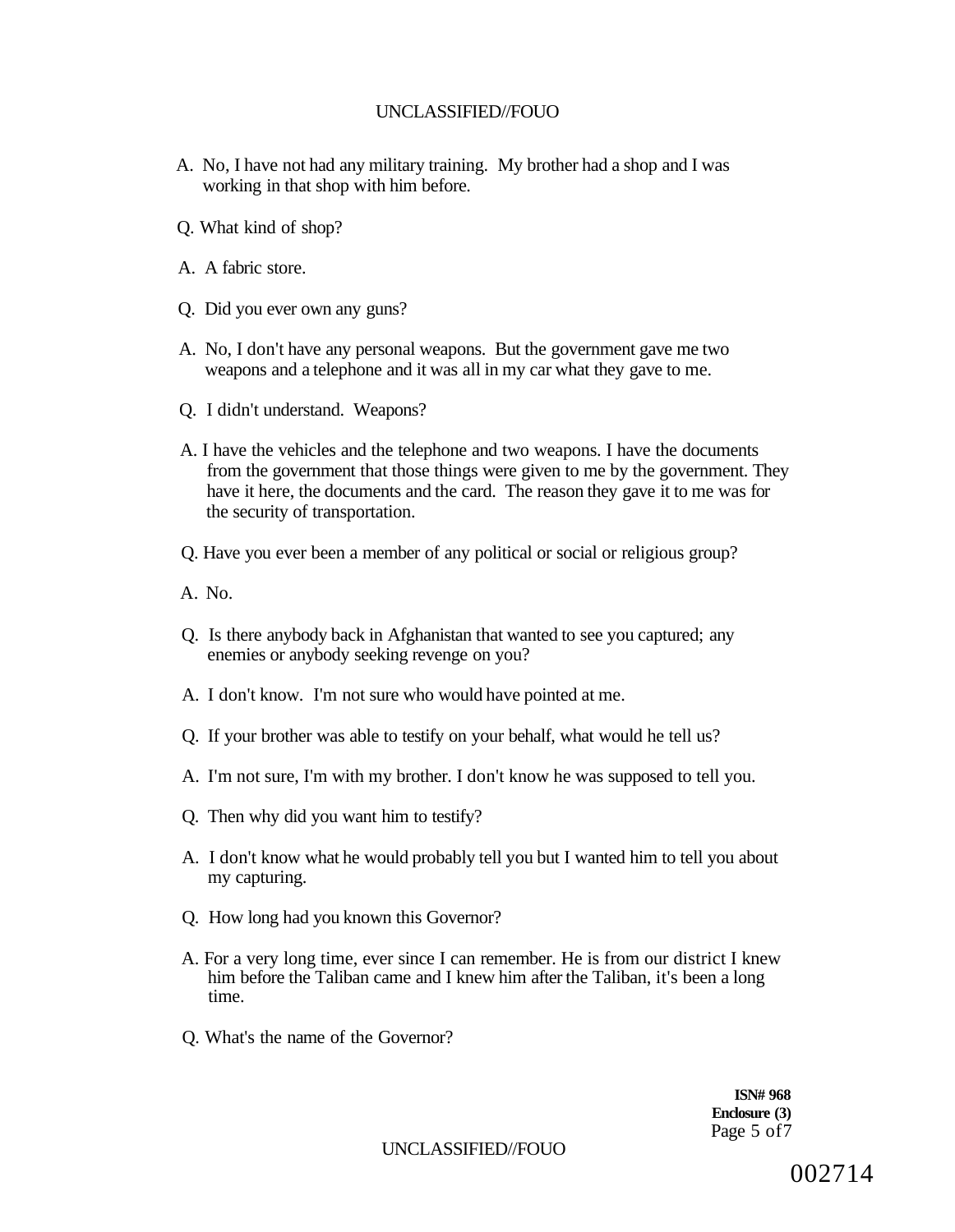A. No, I have not had any military training. My brother had a shop and I was working in that shop with him before.

Q. What kind of shop?

A. A fabric store.

Q. Did you ever own any guns?

A. No, I don't have any personal weapons. But the government gave me two weapons and a telephone and it was all in my car what they gave to me.

Q. I didn't understand. Weapons?

A. I have the vehicles and the telephone and two weapons. I have the documents from the government that those things were given to me by the government. They have it here, the documents and the card. The reason they gave it to me was for the security of transportation.

Q. Have you ever been a member of any political or social or religious group?

A. No.

Q. Is there anybody back in Afghanistan that wanted to see you captured; any enemies or anybody seeking revenge on you?

A. I don't know. I'm not sure who would have pointed at me.

Q. If your brother was able to testify on your behalf, what would he tell us?

A. I'm not sure, I'm with my brother. I don't know he was supposed to tell you.

Q. Then why did you want him to testify?

A. I don't know what he would probably tell you but I wanted him to tell you about my capturing.

Q. How long had you known this Governor?

A. For a very long time, ever since I can remember. He is from our district I knew him before the Taliban came and I knew him after the Taliban, it's been a long time.

Q. What's the name of the Governor?

**ISN# 968**
**Enclosure (3)**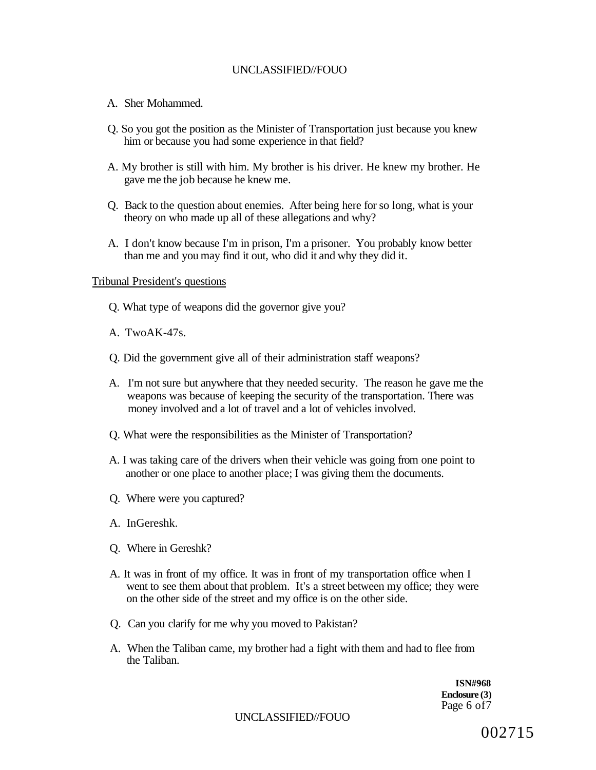A. Sher Mohammed.

Q. So you got the position as the Minister of Transportation just because you knew him or because you had some experience in that field?

A. My brother is still with him. My brother is his driver. He knew my brother. He gave me the job because he knew me.

Q. Back to the question about enemies. After being here for so long, what is your theory on who made up all of these allegations and why?

A. I don't know because I'm in prison, I'm a prisoner. You probably know better than me and you may find it out, who did it and why they did it.

Tribunal President's questions

Q. What type of weapons did the governor give you?

A. TwoAK-47s.

Q. Did the government give all of their administration staff weapons?

A. I'm not sure but anywhere that they needed security. The reason he gave me the weapons was because of keeping the security of the transportation. There was money involved and a lot of travel and a lot of vehicles involved.

Q. What were the responsibilities as the Minister of Transportation?

A. I was taking care of the drivers when their vehicle was going from one point to another or one place to another place; I was giving them the documents.

Q. Where were you captured?

A. InGereshk.

Q. Where in Gereshk?

A. It was in front of my office. It was in front of my transportation office when I went to see them about that problem. It's a street between my office; they were on the other side of the street and my office is on the other side.

Q. Can you clarify for me why you moved to Pakistan?

A. When the Taliban came, my brother had a fight with them and had to flee from the Taliban.

ISN#968
Enclosure (3)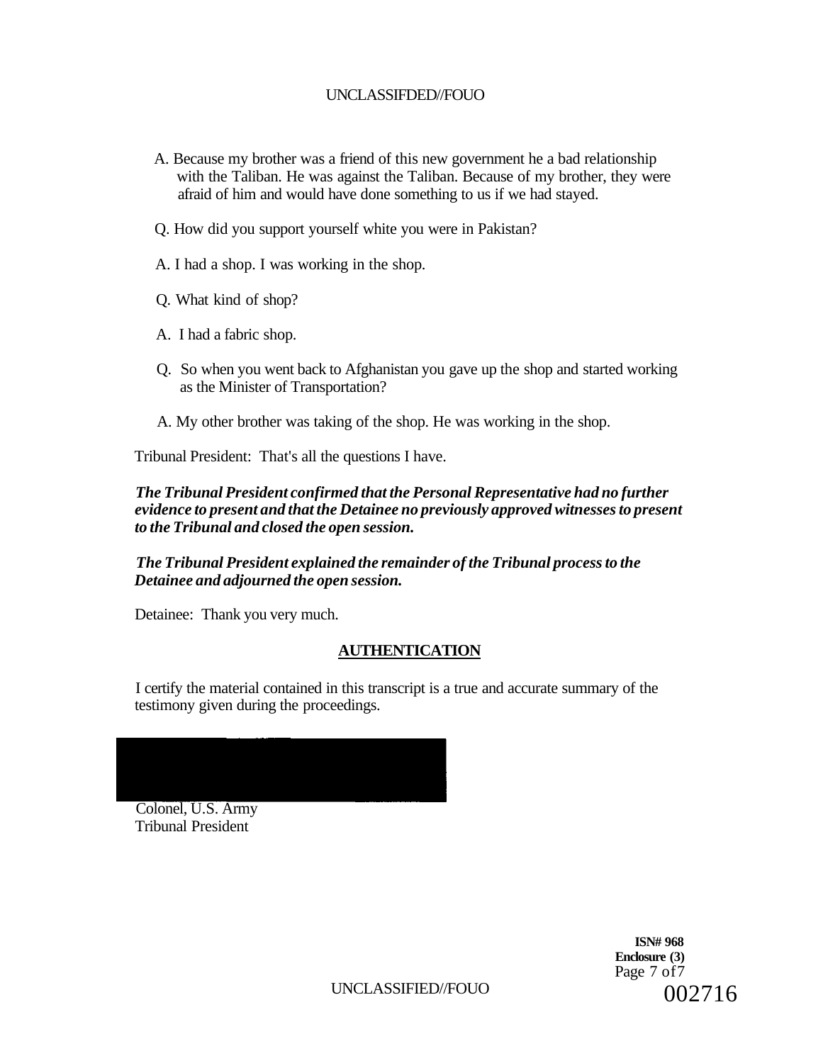A. Because my brother was a friend of this new government he a bad relationship with the Taliban. He was against the Taliban. Because of my brother, they were afraid of him and would have done something to us if we had stayed.

Q. How did you support yourself white you were in Pakistan?

A. I had a shop. I was working in the shop.

Q. What kind of shop?

A. I had a fabric shop.

Q. So when you went back to Afghanistan you gave up the shop and started working as the Minister of Transportation?

A. My other brother was taking of the shop. He was working in the shop.

Tribunal President: That's all the questions I have.

***The Tribunal President confirmed that the Personal Representative had no further evidence to present and that the Detainee no previously approved witnesses to present to the Tribunal and closed the open session.***

***The Tribunal President explained the remainder of the Tribunal process to the Detainee and adjourned the open session.***

Detainee: Thank you very much.

## AUTHENTICATION

I certify the material contained in this transcript is a true and accurate summary of the testimony given during the proceedings.

Colonel, U.S. Army
Tribunal President

**ISN# 968**
**Enclosure (3)**
002716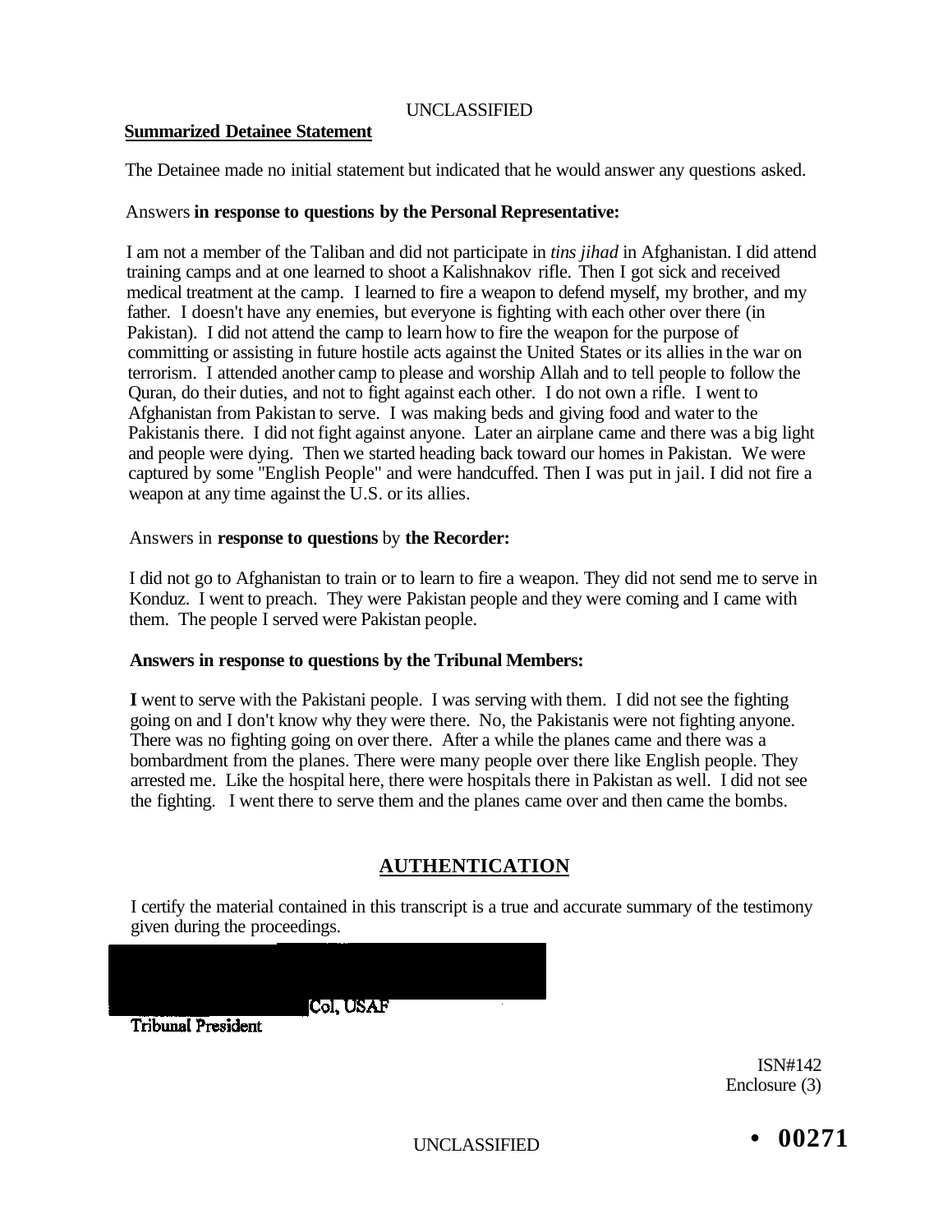UNCLASSIFIED

**Summarized Detainee Statement**

The Detainee made no initial statement but indicated that he would answer any questions asked.

Answers **in response to questions by the Personal Representative:**

I am not a member of the Taliban and did not participate in *tins jihad* in Afghanistan. I did attend training camps and at one learned to shoot a Kalishnakov rifle. Then I got sick and received medical treatment at the camp. I learned to fire a weapon to defend myself, my brother, and my father. I doesn't have any enemies, but everyone is fighting with each other over there (in Pakistan). I did not attend the camp to learn how to fire the weapon for the purpose of committing or assisting in future hostile acts against the United States or its allies in the war on terrorism. I attended another camp to please and worship Allah and to tell people to follow the Quran, do their duties, and not to fight against each other. I do not own a rifle. I went to Afghanistan from Pakistan to serve. I was making beds and giving food and water to the Pakistanis there. I did not fight against anyone. Later an airplane came and there was a big light and people were dying. Then we started heading back toward our homes in Pakistan. We were captured by some "English People" and were handcuffed. Then I was put in jail. I did not fire a weapon at any time against the U.S. or its allies.

Answers in **response to questions** by **the Recorder:**

I did not go to Afghanistan to train or to learn to fire a weapon. They did not send me to serve in Konduz. I went to preach. They were Pakistan people and they were coming and I came with them. The people I served were Pakistan people.

**Answers in response to questions by the Tribunal Members:**

**I** went to serve with the Pakistani people. I was serving with them. I did not see the fighting going on and I don't know why they were there. No, the Pakistanis were not fighting anyone. There was no fighting going on over there. After a while the planes came and there was a bombardment from the planes. There were many people over there like English people. They arrested me. Like the hospital here, there were hospitals there in Pakistan as well. I did not see the fighting. I went there to serve them and the planes came over and then came the bombs.

## AUTHENTICATION

I certify the material contained in this transcript is a true and accurate summary of the testimony given during the proceedings.

Col, USAF
Tribunal President

ISN#142
Enclosure (3)

UNCLASSIFIED

• 00271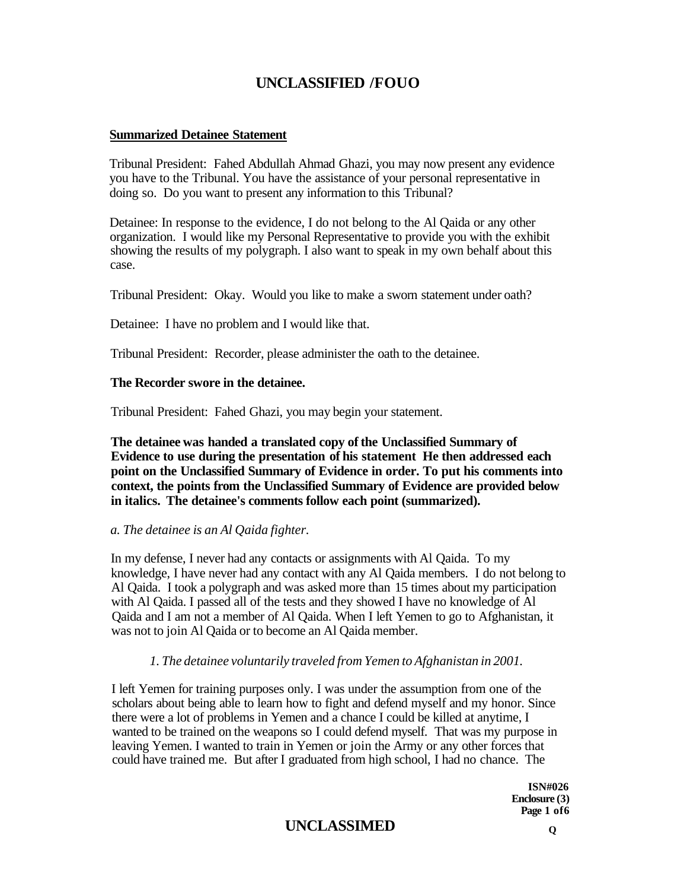**Summarized Detainee Statement**

Tribunal President: Fahed Abdullah Ahmad Ghazi, you may now present any evidence you have to the Tribunal. You have the assistance of your personal representative in doing so. Do you want to present any information to this Tribunal?

Detainee: In response to the evidence, I do not belong to the Al Qaida or any other organization. I would like my Personal Representative to provide you with the exhibit showing the results of my polygraph. I also want to speak in my own behalf about this case.

Tribunal President: Okay. Would you like to make a sworn statement under oath?

Detainee: I have no problem and I would like that.

Tribunal President: Recorder, please administer the oath to the detainee.

**The Recorder swore in the detainee.**

Tribunal President: Fahed Ghazi, you may begin your statement.

**The detainee was handed a translated copy of the Unclassified Summary of Evidence to use during the presentation of his statement He then addressed each point on the Unclassified Summary of Evidence in order. To put his comments into context, the points from the Unclassified Summary of Evidence are provided below in italics. The detainee's comments follow each point (summarized).**

*a. The detainee is an Al Qaida fighter.*

In my defense, I never had any contacts or assignments with Al Qaida. To my knowledge, I have never had any contact with any Al Qaida members. I do not belong to Al Qaida. I took a polygraph and was asked more than 15 times about my participation with Al Qaida. I passed all of the tests and they showed I have no knowledge of Al Qaida and I am not a member of Al Qaida. When I left Yemen to go to Afghanistan, it was not to join Al Qaida or to become an Al Qaida member.

*1. The detainee voluntarily traveled from Yemen to Afghanistan in 2001.*

I left Yemen for training purposes only. I was under the assumption from one of the scholars about being able to learn how to fight and defend myself and my honor. Since there were a lot of problems in Yemen and a chance I could be killed at anytime, I wanted to be trained on the weapons so I could defend myself. That was my purpose in leaving Yemen. I wanted to train in Yemen or join the Army or any other forces that could have trained me. But after I graduated from high school, I had no chance. The

ISN#026
Enclosure (3)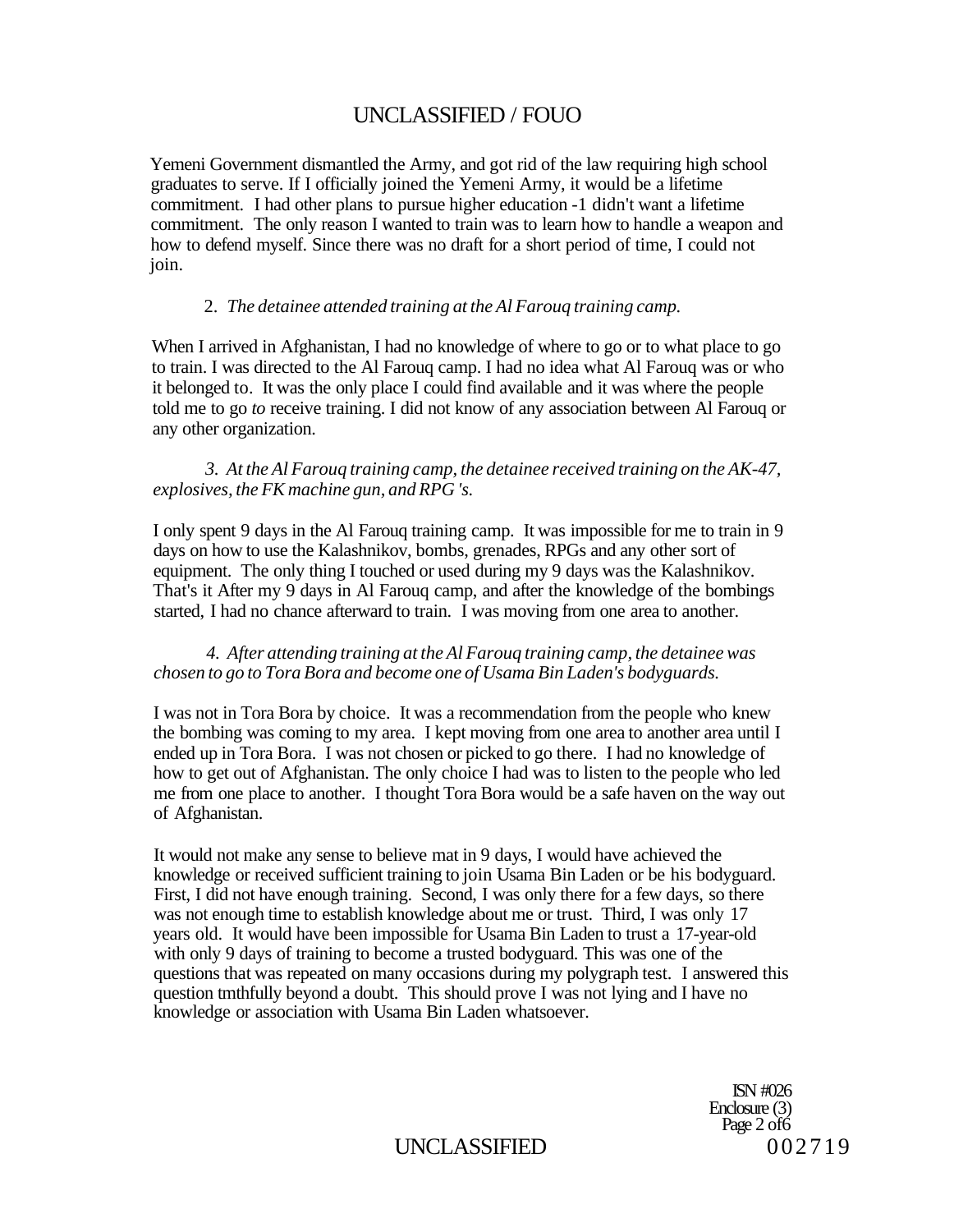Yemeni Government dismantled the Army, and got rid of the law requiring high school graduates to serve. If I officially joined the Yemeni Army, it would be a lifetime commitment. I had other plans to pursue higher education -1 didn't want a lifetime commitment. The only reason I wanted to train was to learn how to handle a weapon and how to defend myself. Since there was no draft for a short period of time, I could not join.

2. *The detainee attended training at the Al Farouq training camp.*

When I arrived in Afghanistan, I had no knowledge of where to go or to what place to go to train. I was directed to the Al Farouq camp. I had no idea what Al Farouq was or who it belonged to. It was the only place I could find available and it was where the people told me to go *to* receive training. I did not know of any association between Al Farouq or any other organization.

*3. At the Al Farouq training camp, the detainee received training on the AK-47, explosives, the FK machine gun, and RPG 's.*

I only spent 9 days in the Al Farouq training camp. It was impossible for me to train in 9 days on how to use the Kalashnikov, bombs, grenades, RPGs and any other sort of equipment. The only thing I touched or used during my 9 days was the Kalashnikov. That's it After my 9 days in Al Farouq camp, and after the knowledge of the bombings started, I had no chance afterward to train. I was moving from one area to another.

*4. After attending training at the Al Farouq training camp, the detainee was chosen to go to Tora Bora and become one of Usama Bin Laden's bodyguards.*

I was not in Tora Bora by choice. It was a recommendation from the people who knew the bombing was coming to my area. I kept moving from one area to another area until I ended up in Tora Bora. I was not chosen or picked to go there. I had no knowledge of how to get out of Afghanistan. The only choice I had was to listen to the people who led me from one place to another. I thought Tora Bora would be a safe haven on the way out of Afghanistan.

It would not make any sense to believe mat in 9 days, I would have achieved the knowledge or received sufficient training to join Usama Bin Laden or be his bodyguard. First, I did not have enough training. Second, I was only there for a few days, so there was not enough time to establish knowledge about me or trust. Third, I was only 17 years old. It would have been impossible for Usama Bin Laden to trust a 17-year-old with only 9 days of training to become a trusted bodyguard. This was one of the questions that was repeated on many occasions during my polygraph test. I answered this question tmthfully beyond a doubt. This should prove I was not lying and I have no knowledge or association with Usama Bin Laden whatsoever.

ISN #026
Enclosure (3)
Page 2 of6

002719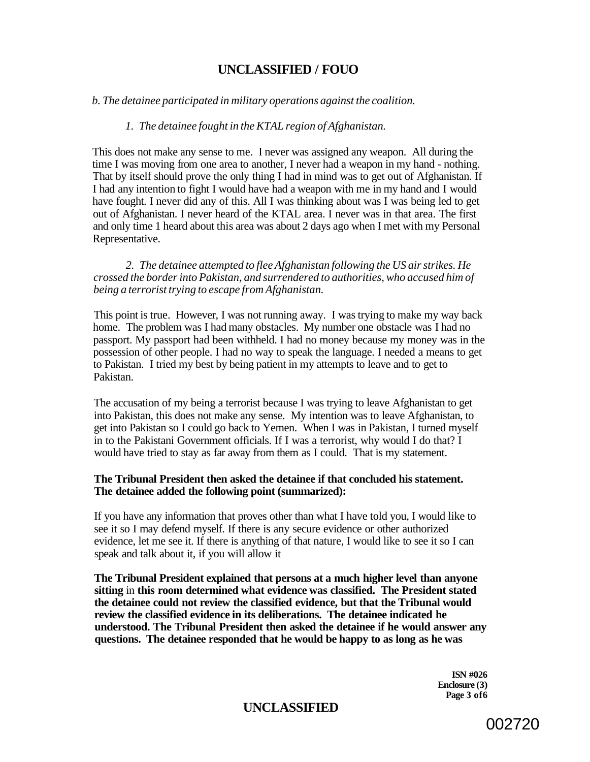*b. The detainee participated in military operations against the coalition.*

*1. The detainee fought in the KTAL region of Afghanistan.*

This does not make any sense to me. I never was assigned any weapon. All during the time I was moving from one area to another, I never had a weapon in my hand - nothing. That by itself should prove the only thing I had in mind was to get out of Afghanistan. If I had any intention to fight I would have had a weapon with me in my hand and I would have fought. I never did any of this. All I was thinking about was I was being led to get out of Afghanistan. I never heard of the KTAL area. I never was in that area. The first and only time 1 heard about this area was about 2 days ago when I met with my Personal Representative.

*2. The detainee attempted to flee Afghanistan following the US air strikes. He crossed the border into Pakistan, and surrendered to authorities, who accused him of being a terrorist trying to escape from Afghanistan.*

This point is true. However, I was not running away. I was trying to make my way back home. The problem was I had many obstacles. My number one obstacle was I had no passport. My passport had been withheld. I had no money because my money was in the possession of other people. I had no way to speak the language. I needed a means to get to Pakistan. I tried my best by being patient in my attempts to leave and to get to Pakistan.

The accusation of my being a terrorist because I was trying to leave Afghanistan to get into Pakistan, this does not make any sense. My intention was to leave Afghanistan, to get into Pakistan so I could go back to Yemen. When I was in Pakistan, I turned myself in to the Pakistani Government officials. If I was a terrorist, why would I do that? I would have tried to stay as far away from them as I could. That is my statement.

**The Tribunal President then asked the detainee if that concluded his statement. The detainee added the following point (summarized):**

If you have any information that proves other than what I have told you, I would like to see it so I may defend myself. If there is any secure evidence or other authorized evidence, let me see it. If there is anything of that nature, I would like to see it so I can speak and talk about it, if you will allow it

**The Tribunal President explained that persons at a much higher level than anyone sitting in this room determined what evidence was classified. The President stated the detainee could not review the classified evidence, but that the Tribunal would review the classified evidence in its deliberations. The detainee indicated he understood. The Tribunal President then asked the detainee if he would answer any questions. The detainee responded that he would be happy to as long as he was**

**ISN #026**
**Enclosure (3)**
**Page 3 of 6**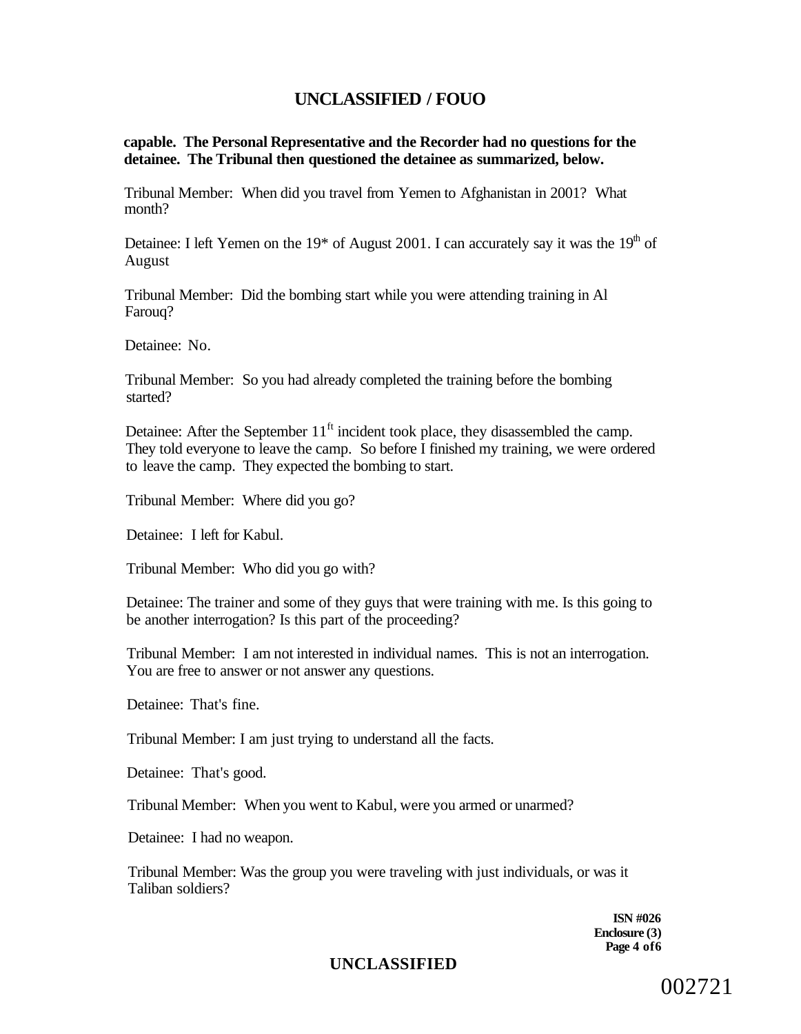**capable. The Personal Representative and the Recorder had no questions for the detainee. The Tribunal then questioned the detainee as summarized, below.**

Tribunal Member: When did you travel from Yemen to Afghanistan in 2001? What month?

Detainee: I left Yemen on the 19* of August 2001. I can accurately say it was the 19th of August

Tribunal Member: Did the bombing start while you were attending training in Al Farouq?

Detainee: No.

Tribunal Member: So you had already completed the training before the bombing started?

Detainee: After the September 11ft incident took place, they disassembled the camp. They told everyone to leave the camp. So before I finished my training, we were ordered to leave the camp. They expected the bombing to start.

Tribunal Member: Where did you go?

Detainee: I left for Kabul.

Tribunal Member: Who did you go with?

Detainee: The trainer and some of they guys that were training with me. Is this going to be another interrogation? Is this part of the proceeding?

Tribunal Member: I am not interested in individual names. This is not an interrogation. You are free to answer or not answer any questions.

Detainee: That's fine.

Tribunal Member: I am just trying to understand all the facts.

Detainee: That's good.

Tribunal Member: When you went to Kabul, were you armed or unarmed?

Detainee: I had no weapon.

Tribunal Member: Was the group you were traveling with just individuals, or was it Taliban soldiers?

**ISN #026**
**Enclosure (3)**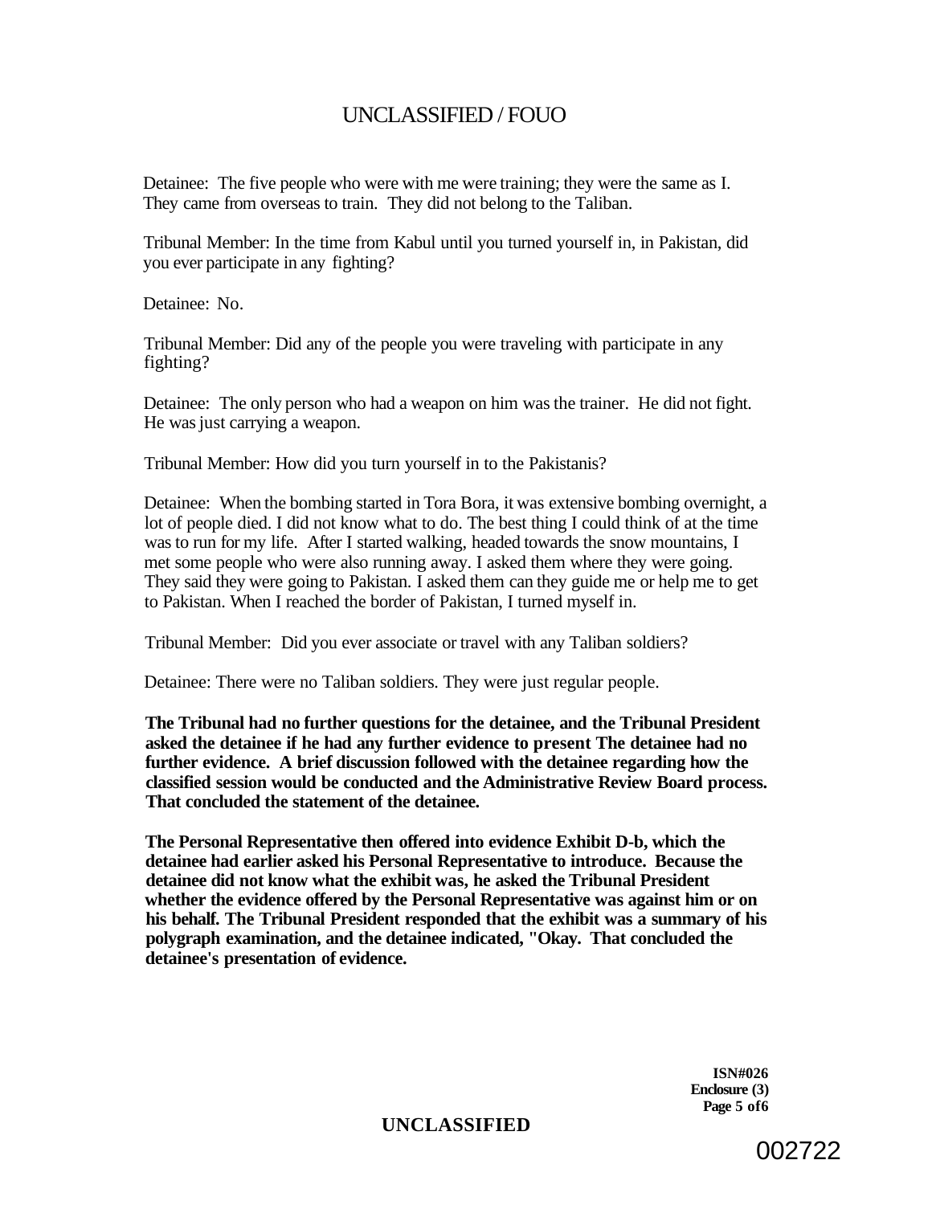Detainee: The five people who were with me were training; they were the same as I. They came from overseas to train. They did not belong to the Taliban.

Tribunal Member: In the time from Kabul until you turned yourself in, in Pakistan, did you ever participate in any fighting?

Detainee: No.

Tribunal Member: Did any of the people you were traveling with participate in any fighting?

Detainee: The only person who had a weapon on him was the trainer. He did not fight. He was just carrying a weapon.

Tribunal Member: How did you turn yourself in to the Pakistanis?

Detainee: When the bombing started in Tora Bora, it was extensive bombing overnight, a lot of people died. I did not know what to do. The best thing I could think of at the time was to run for my life. After I started walking, headed towards the snow mountains, I met some people who were also running away. I asked them where they were going. They said they were going to Pakistan. I asked them can they guide me or help me to get to Pakistan. When I reached the border of Pakistan, I turned myself in.

Tribunal Member: Did you ever associate or travel with any Taliban soldiers?

Detainee: There were no Taliban soldiers. They were just regular people.

**The Tribunal had no further questions for the detainee, and the Tribunal President asked the detainee if he had any further evidence to present The detainee had no further evidence. A brief discussion followed with the detainee regarding how the classified session would be conducted and the Administrative Review Board process. That concluded the statement of the detainee.**

**The Personal Representative then offered into evidence Exhibit D-b, which the detainee had earlier asked his Personal Representative to introduce. Because the detainee did not know what the exhibit was, he asked the Tribunal President whether the evidence offered by the Personal Representative was against him or on his behalf. The Tribunal President responded that the exhibit was a summary of his polygraph examination, and the detainee indicated, "Okay. That concluded the detainee's presentation of evidence.**

**ISN#026**
**Enclosure (3)**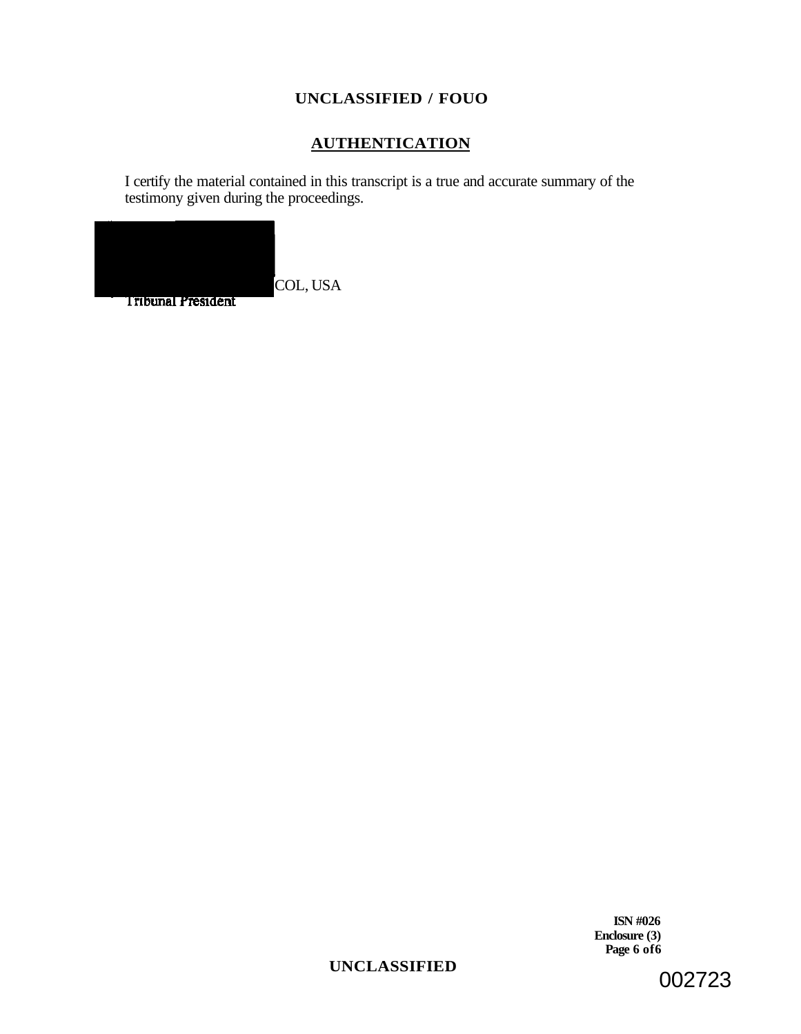UNCLASSIFIED / FOUO

## AUTHENTICATION

I certify the material contained in this transcript is a true and accurate summary of the testimony given during the proceedings.

COL, USA
Tribunal President

**ISN #026**
**Enclosure (3)**

UNCLASSIFIED

002723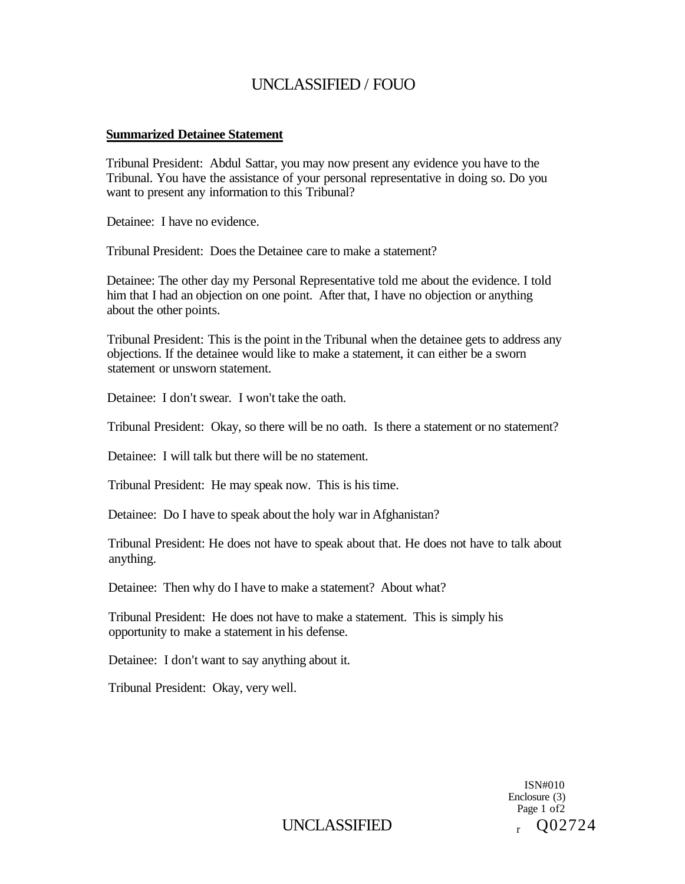**Summarized Detainee Statement**

Tribunal President: Abdul Sattar, you may now present any evidence you have to the Tribunal. You have the assistance of your personal representative in doing so. Do you want to present any information to this Tribunal?

Detainee: I have no evidence.

Tribunal President: Does the Detainee care to make a statement?

Detainee: The other day my Personal Representative told me about the evidence. I told him that I had an objection on one point. After that, I have no objection or anything about the other points.

Tribunal President: This is the point in the Tribunal when the detainee gets to address any objections. If the detainee would like to make a statement, it can either be a sworn statement or unsworn statement.

Detainee: I don't swear. I won't take the oath.

Tribunal President: Okay, so there will be no oath. Is there a statement or no statement?

Detainee: I will talk but there will be no statement.

Tribunal President: He may speak now. This is his time.

Detainee: Do I have to speak about the holy war in Afghanistan?

Tribunal President: He does not have to speak about that. He does not have to talk about anything.

Detainee: Then why do I have to make a statement? About what?

Tribunal President: He does not have to make a statement. This is simply his opportunity to make a statement in his defense.

Detainee: I don't want to say anything about it.

Tribunal President: Okay, very well.

ISN#010
Enclosure (3)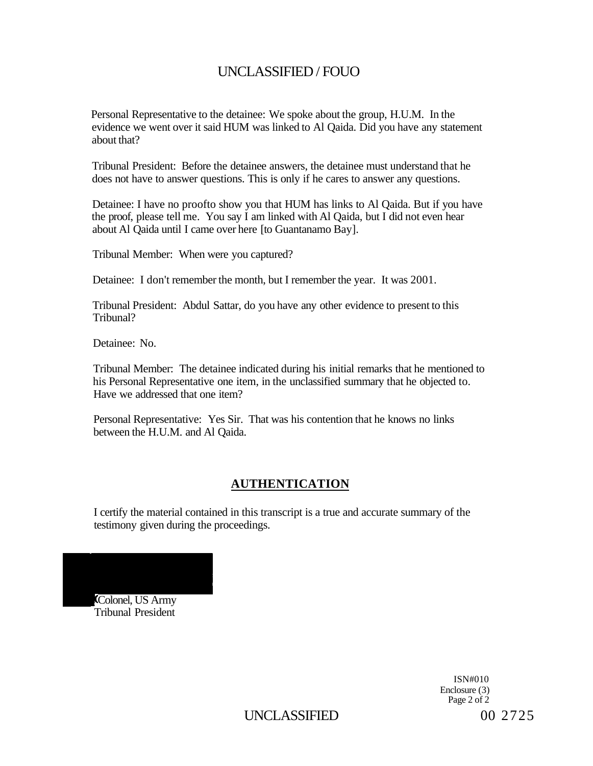Personal Representative to the detainee: We spoke about the group, H.U.M. In the evidence we went over it said HUM was linked to Al Qaida. Did you have any statement about that?

Tribunal President: Before the detainee answers, the detainee must understand that he does not have to answer questions. This is only if he cares to answer any questions.

Detainee: I have no proofto show you that HUM has links to Al Qaida. But if you have the proof, please tell me. You say I am linked with Al Qaida, but I did not even hear about Al Qaida until I came over here [to Guantanamo Bay].

Tribunal Member: When were you captured?

Detainee: I don't remember the month, but I remember the year. It was 2001.

Tribunal President: Abdul Sattar, do you have any other evidence to present to this Tribunal?

Detainee: No.

Tribunal Member: The detainee indicated during his initial remarks that he mentioned to his Personal Representative one item, in the unclassified summary that he objected to. Have we addressed that one item?

Personal Representative: Yes Sir. That was his contention that he knows no links between the H.U.M. and Al Qaida.

## AUTHENTICATION

I certify the material contained in this transcript is a true and accurate summary of the testimony given during the proceedings.

Colonel, US Army
Tribunal President

ISN#010
Enclosure (3)
Page 2 of 2

00 2725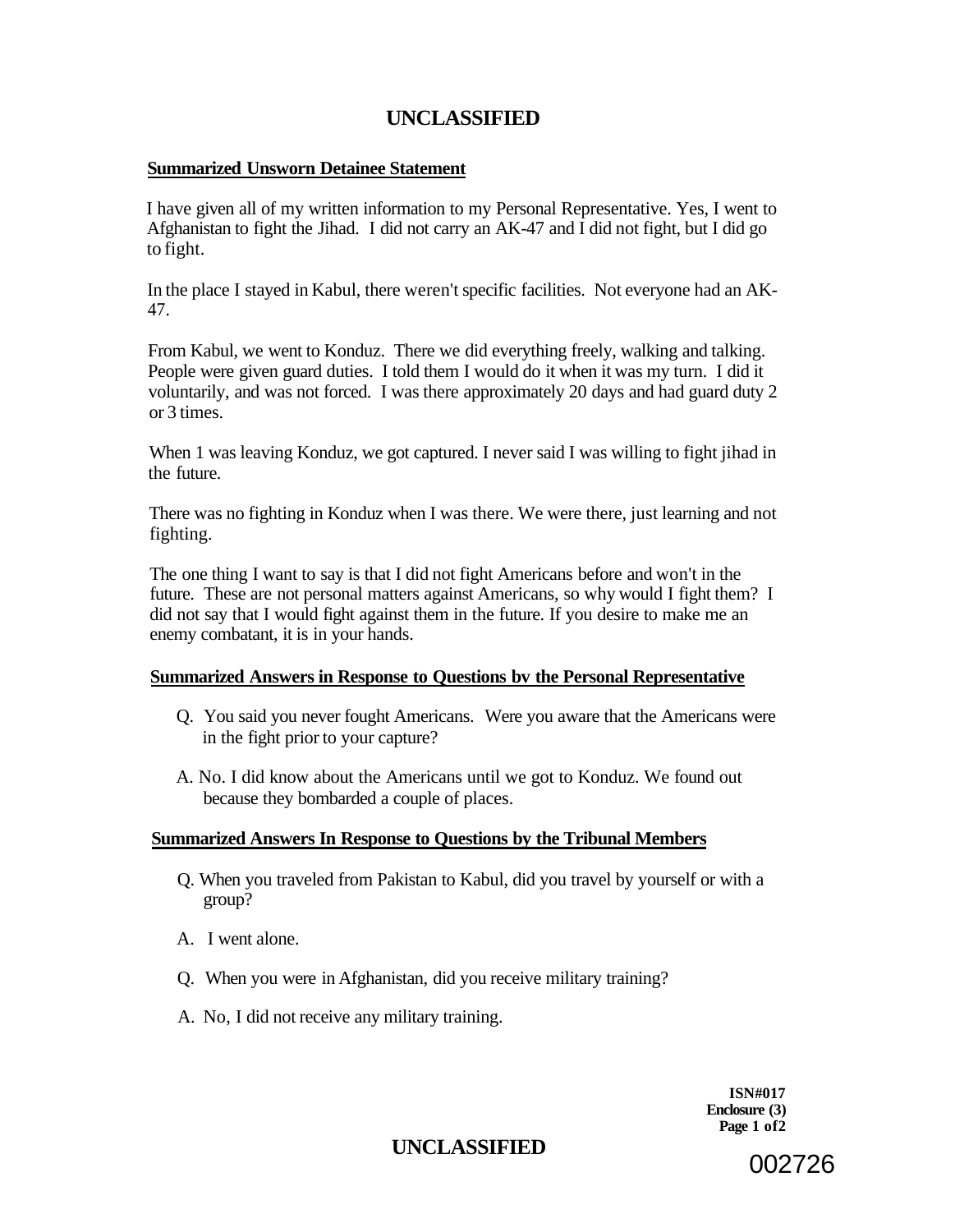**UNCLASSIFIED**

**Summarized Unsworn Detainee Statement**

I have given all of my written information to my Personal Representative. Yes, I went to Afghanistan to fight the Jihad. I did not carry an AK-47 and I did not fight, but I did go to fight.

In the place I stayed in Kabul, there weren't specific facilities. Not everyone had an AK-47.

From Kabul, we went to Konduz. There we did everything freely, walking and talking. People were given guard duties. I told them I would do it when it was my turn. I did it voluntarily, and was not forced. I was there approximately 20 days and had guard duty 2 or 3 times.

When 1 was leaving Konduz, we got captured. I never said I was willing to fight jihad in the future.

There was no fighting in Konduz when I was there. We were there, just learning and not fighting.

The one thing I want to say is that I did not fight Americans before and won't in the future. These are not personal matters against Americans, so why would I fight them? I did not say that I would fight against them in the future. If you desire to make me an enemy combatant, it is in your hands.

**Summarized Answers in Response to Questions bv the Personal Representative**

Q. You said you never fought Americans. Were you aware that the Americans were in the fight prior to your capture?

A. No. I did know about the Americans until we got to Konduz. We found out because they bombarded a couple of places.

**Summarized Answers In Response to Questions by the Tribunal Members**

Q. When you traveled from Pakistan to Kabul, did you travel by yourself or with a group?

A. I went alone.

Q. When you were in Afghanistan, did you receive military training?

A. No, I did not receive any military training.

**ISN#017**
**Enclosure (3)**
**Page 1 of2**

**UNCLASSIFIED**

002726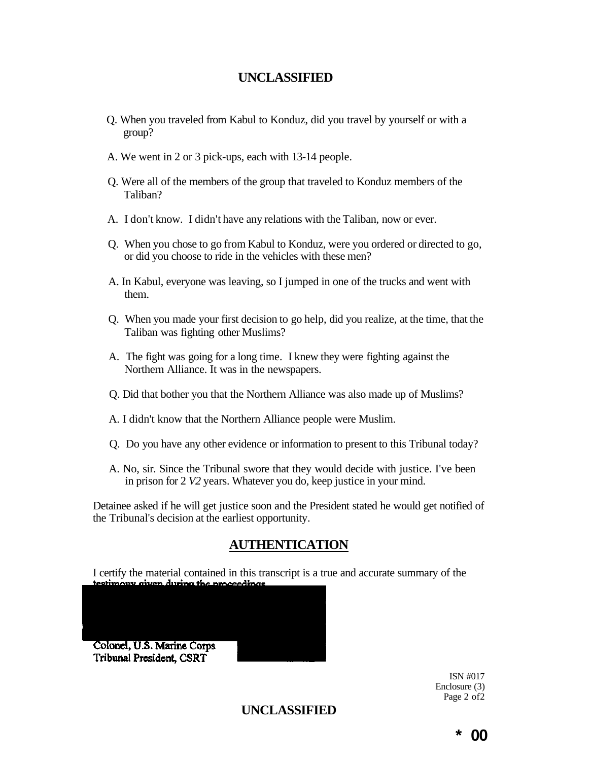Q. When you traveled from Kabul to Konduz, did you travel by yourself or with a group?

A. We went in 2 or 3 pick-ups, each with 13-14 people.

Q. Were all of the members of the group that traveled to Konduz members of the Taliban?

A. I don't know. I didn't have any relations with the Taliban, now or ever.

Q. When you chose to go from Kabul to Konduz, were you ordered or directed to go, or did you choose to ride in the vehicles with these men?

A. In Kabul, everyone was leaving, so I jumped in one of the trucks and went with them.

Q. When you made your first decision to go help, did you realize, at the time, that the Taliban was fighting other Muslims?

A. The fight was going for a long time. I knew they were fighting against the Northern Alliance. It was in the newspapers.

Q. Did that bother you that the Northern Alliance was also made up of Muslims?

A. I didn't know that the Northern Alliance people were Muslim.

Q. Do you have any other evidence or information to present to this Tribunal today?

A. No, sir. Since the Tribunal swore that they would decide with justice. I've been in prison for 2 *V2* years. Whatever you do, keep justice in your mind.

Detainee asked if he will get justice soon and the President stated he would get notified of the Tribunal's decision at the earliest opportunity.

## AUTHENTICATION

I certify the material contained in this transcript is a true and accurate summary of the testimony given during the proceedings.

Colonel, U.S. Marine Corps
Tribunal President, CSRT

ISN #017
Enclosure (3)